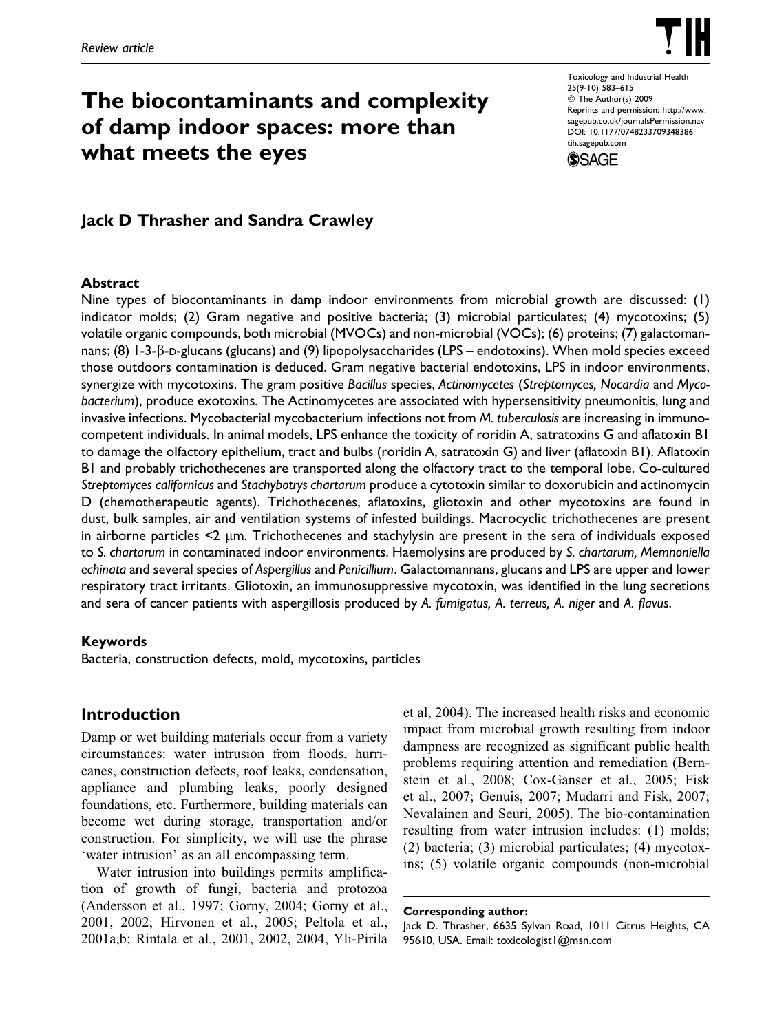Review article

# The biocontaminants and complexity of damp indoor spaces: more than what meets the eyes

Toxicology and Industrial Health
25(9-10) 583–615
© The Author(s) 2009
Reprints and permission: http://www.sagepub.co.uk/journalsPermission.nav
DOI: 10.1177/0748233709348386
tih.sagepub.com

**Jack D Thrasher and Sandra Crawley**

### Abstract

Nine types of biocontaminants in damp indoor environments from microbial growth are discussed: (1) indicator molds; (2) Gram negative and positive bacteria; (3) microbial particulates; (4) mycotoxins; (5) volatile organic compounds, both microbial (MVOCs) and non-microbial (VOCs); (6) proteins; (7) galactomannans; (8) 1-3-β-D-glucans (glucans) and (9) lipopolysaccharides (LPS – endotoxins). When mold species exceed those outdoors contamination is deduced. Gram negative bacterial endotoxins, LPS in indoor environments, synergize with mycotoxins. The gram positive *Bacillus* species, *Actinomycetes* (*Streptomyces, Nocardia* and *Mycobacterium*), produce exotoxins. The Actinomycetes are associated with hypersensitivity pneumonitis, lung and invasive infections. Mycobacterial mycobacterium infections not from *M. tuberculosis* are increasing in immunocompetent individuals. In animal models, LPS enhance the toxicity of roridin A, satratoxins G and aflatoxin B1 to damage the olfactory epithelium, tract and bulbs (roridin A, satratoxin G) and liver (aflatoxin B1). Aflatoxin B1 and probably trichothecenes are transported along the olfactory tract to the temporal lobe. Co-cultured *Streptomyces californicus* and *Stachybotrys chartarum* produce a cytotoxin similar to doxorubicin and actinomycin D (chemotherapeutic agents). Trichothecenes, aflatoxins, gliotoxin and other mycotoxins are found in dust, bulk samples, air and ventilation systems of infested buildings. Macrocyclic trichothecenes are present in airborne particles <2 μm. Trichothecenes and stachylysin are present in the sera of individuals exposed to *S. chartarum* in contaminated indoor environments. Haemolysins are produced by *S. chartarum, Memnoniella echinata* and several species of *Aspergillus* and *Penicillium*. Galactomannans, glucans and LPS are upper and lower respiratory tract irritants. Gliotoxin, an immunosuppressive mycotoxin, was identified in the lung secretions and sera of cancer patients with aspergillosis produced by *A. fumigatus, A. terreus, A. niger* and *A. flavus*.

### Keywords

Bacteria, construction defects, mold, mycotoxins, particles

## Introduction

Damp or wet building materials occur from a variety circumstances: water intrusion from floods, hurricanes, construction defects, roof leaks, condensation, appliance and plumbing leaks, poorly designed foundations, etc. Furthermore, building materials can become wet during storage, transportation and/or construction. For simplicity, we will use the phrase 'water intrusion' as an all encompassing term.

Water intrusion into buildings permits amplification of growth of fungi, bacteria and protozoa (Andersson et al., 1997; Gorny, 2004; Gorny et al., 2001, 2002; Hirvonen et al., 2005; Peltola et al., 2001a,b; Rintala et al., 2001, 2002, 2004, Yli-Pirila et al, 2004). The increased health risks and economic impact from microbial growth resulting from indoor dampness are recognized as significant public health problems requiring attention and remediation (Bernstein et al., 2008; Cox-Ganser et al., 2005; Fisk et al., 2007; Genuis, 2007; Mudarri and Fisk, 2007; Nevalainen and Seuri, 2005). The bio-contamination resulting from water intrusion includes: (1) molds; (2) bacteria; (3) microbial particulates; (4) mycotoxins; (5) volatile organic compounds (non-microbial

**Corresponding author:**
Jack D. Thrasher, 6635 Sylvan Road, 1011 Citrus Heights, CA 95610, USA. Email: toxicologist1@msn.com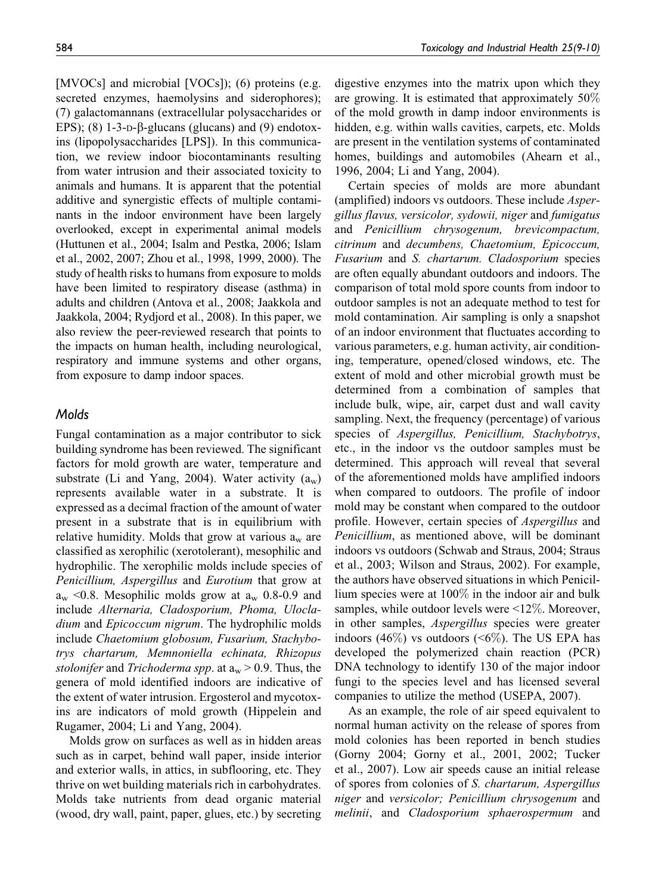[MVOCs] and microbial [VOCs]); (6) proteins (e.g. secreted enzymes, haemolysins and siderophores); (7) galactomannans (extracellular polysaccharides or EPS); (8) 1-3-D-β-glucans (glucans) and (9) endotoxins (lipopolysaccharides [LPS]). In this communication, we review indoor biocontaminants resulting from water intrusion and their associated toxicity to animals and humans. It is apparent that the potential additive and synergistic effects of multiple contaminants in the indoor environment have been largely overlooked, except in experimental animal models (Huttunen et al., 2004; Isalm and Pestka, 2006; Islam et al., 2002, 2007; Zhou et al., 1998, 1999, 2000). The study of health risks to humans from exposure to molds have been limited to respiratory disease (asthma) in adults and children (Antova et al., 2008; Jaakkola and Jaakkola, 2004; Rydjord et al., 2008). In this paper, we also review the peer-reviewed research that points to the impacts on human health, including neurological, respiratory and immune systems and other organs, from exposure to damp indoor spaces.

## Molds

Fungal contamination as a major contributor to sick building syndrome has been reviewed. The significant factors for mold growth are water, temperature and substrate (Li and Yang, 2004). Water activity ($a_w$) represents available water in a substrate. It is expressed as a decimal fraction of the amount of water present in a substrate that is in equilibrium with relative humidity. Molds that grow at various $a_w$ are classified as xerophilic (xerotolerant), mesophilic and hydrophilic. The xerophilic molds include species of *Penicillium, Aspergillus* and *Eurotium* that grow at $a_w$ <0.8. Mesophilic molds grow at $a_w$ 0.8-0.9 and include *Alternaria, Cladosporium, Phoma, Ulocladium* and *Epicoccum nigrum*. The hydrophilic molds include *Chaetomium globosum, Fusarium, Stachybotrys chartarum, Memnoniella echinata, Rhizopus stolonifer* and *Trichoderma spp*. at $a_w$ > 0.9. Thus, the genera of mold identified indoors are indicative of the extent of water intrusion. Ergosterol and mycotoxins are indicators of mold growth (Hippelein and Rugamer, 2004; Li and Yang, 2004).

Molds grow on surfaces as well as in hidden areas such as in carpet, behind wall paper, inside interior and exterior walls, in attics, in subflooring, etc. They thrive on wet building materials rich in carbohydrates. Molds take nutrients from dead organic material (wood, dry wall, paint, paper, glues, etc.) by secreting digestive enzymes into the matrix upon which they are growing. It is estimated that approximately 50% of the mold growth in damp indoor environments is hidden, e.g. within walls cavities, carpets, etc. Molds are present in the ventilation systems of contaminated homes, buildings and automobiles (Ahearn et al., 1996, 2004; Li and Yang, 2004).

Certain species of molds are more abundant (amplified) indoors vs outdoors. These include *Aspergillus flavus, versicolor, sydowii, niger* and *fumigatus* and *Penicillium chrysogenum, brevicompactum, citrinum* and *decumbens, Chaetomium, Epicoccum, Fusarium* and *S. chartarum. Cladosporium* species are often equally abundant outdoors and indoors. The comparison of total mold spore counts from indoor to outdoor samples is not an adequate method to test for mold contamination. Air sampling is only a snapshot of an indoor environment that fluctuates according to various parameters, e.g. human activity, air conditioning, temperature, opened/closed windows, etc. The extent of mold and other microbial growth must be determined from a combination of samples that include bulk, wipe, air, carpet dust and wall cavity sampling. Next, the frequency (percentage) of various species of *Aspergillus, Penicillium, Stachybotrys*, etc., in the indoor vs the outdoor samples must be determined. This approach will reveal that several of the aforementioned molds have amplified indoors when compared to outdoors. The profile of indoor mold may be constant when compared to the outdoor profile. However, certain species of *Aspergillus* and *Penicillium*, as mentioned above, will be dominant indoors vs outdoors (Schwab and Straus, 2004; Straus et al., 2003; Wilson and Straus, 2002). For example, the authors have observed situations in which Penicillium species were at 100% in the indoor air and bulk samples, while outdoor levels were <12%. Moreover, in other samples, *Aspergillus* species were greater indoors (46%) vs outdoors (<6%). The US EPA has developed the polymerized chain reaction (PCR) DNA technology to identify 130 of the major indoor fungi to the species level and has licensed several companies to utilize the method (USEPA, 2007).

As an example, the role of air speed equivalent to normal human activity on the release of spores from mold colonies has been reported in bench studies (Gorny 2004; Gorny et al., 2001, 2002; Tucker et al., 2007). Low air speeds cause an initial release of spores from colonies of *S. chartarum, Aspergillus niger* and *versicolor; Penicillium chrysogenum* and *melinii*, and *Cladosporium sphaerospermum* and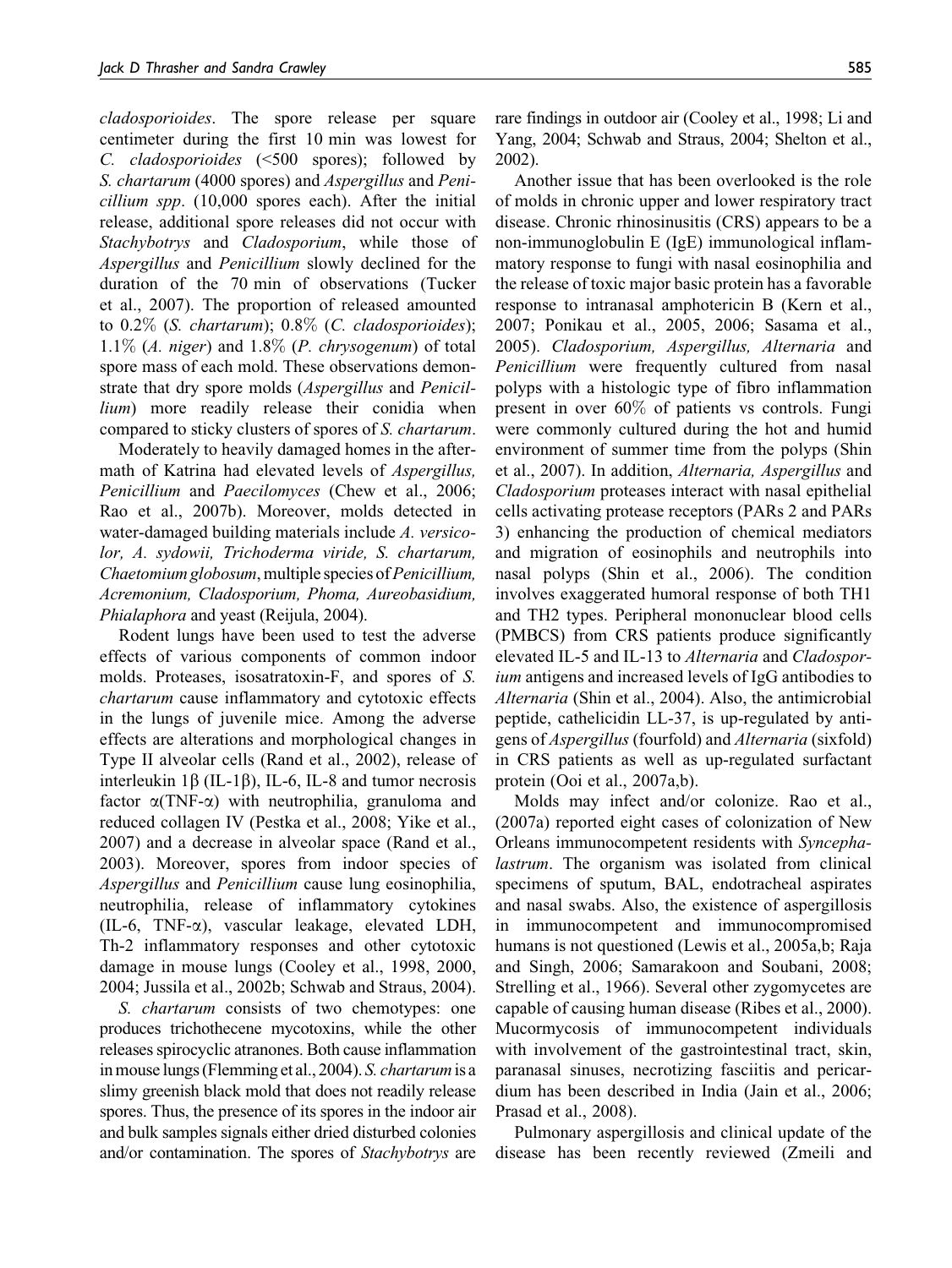*cladosporioides*. The spore release per square centimeter during the first 10 min was lowest for *C. cladosporioides* (<500 spores); followed by *S. chartarum* (4000 spores) and *Aspergillus* and *Penicillium spp*. (10,000 spores each). After the initial release, additional spore releases did not occur with *Stachybotrys* and *Cladosporium*, while those of *Aspergillus* and *Penicillium* slowly declined for the duration of the 70 min of observations (Tucker et al., 2007). The proportion of released amounted to 0.2% (*S. chartarum*); 0.8% (*C. cladosporioides*); 1.1% (*A. niger*) and 1.8% (*P. chrysogenum*) of total spore mass of each mold. These observations demonstrate that dry spore molds (*Aspergillus* and *Penicillium*) more readily release their conidia when compared to sticky clusters of spores of *S. chartarum*.

Moderately to heavily damaged homes in the aftermath of Katrina had elevated levels of *Aspergillus, Penicillium* and *Paecilomyces* (Chew et al., 2006; Rao et al., 2007b). Moreover, molds detected in water-damaged building materials include *A. versicolor, A. sydowii, Trichoderma viride, S. chartarum, Chaetomium globosum*, multiple species of *Penicillium, Acremonium, Cladosporium, Phoma, Aureobasidium, Phialaphora* and yeast (Reijula, 2004).

Rodent lungs have been used to test the adverse effects of various components of common indoor molds. Proteases, isosatratoxin-F, and spores of *S. chartarum* cause inflammatory and cytotoxic effects in the lungs of juvenile mice. Among the adverse effects are alterations and morphological changes in Type II alveolar cells (Rand et al., 2002), release of interleukin 1$\beta$ (IL-1$\beta$), IL-6, IL-8 and tumor necrosis factor $\alpha$(TNF-$\alpha$) with neutrophilia, granuloma and reduced collagen IV (Pestka et al., 2008; Yike et al., 2007) and a decrease in alveolar space (Rand et al., 2003). Moreover, spores from indoor species of *Aspergillus* and *Penicillium* cause lung eosinophilia, neutrophilia, release of inflammatory cytokines (IL-6, TNF-$\alpha$), vascular leakage, elevated LDH, Th-2 inflammatory responses and other cytotoxic damage in mouse lungs (Cooley et al., 1998, 2000, 2004; Jussila et al., 2002b; Schwab and Straus, 2004).

*S. chartarum* consists of two chemotypes: one produces trichothecene mycotoxins, while the other releases spirocyclic atranones. Both cause inflammation in mouse lungs (Flemming et al., 2004). *S. chartarum* is a slimy greenish black mold that does not readily release spores. Thus, the presence of its spores in the indoor air and bulk samples signals either dried disturbed colonies and/or contamination. The spores of *Stachybotrys* are rare findings in outdoor air (Cooley et al., 1998; Li and Yang, 2004; Schwab and Straus, 2004; Shelton et al., 2002).

Another issue that has been overlooked is the role of molds in chronic upper and lower respiratory tract disease. Chronic rhinosinusitis (CRS) appears to be a non-immunoglobulin E (IgE) immunological inflammatory response to fungi with nasal eosinophilia and the release of toxic major basic protein has a favorable response to intranasal amphotericin B (Kern et al., 2007; Ponikau et al., 2005, 2006; Sasama et al., 2005). *Cladosporium, Aspergillus, Alternaria* and *Penicillium* were frequently cultured from nasal polyps with a histologic type of fibro inflammation present in over 60% of patients vs controls. Fungi were commonly cultured during the hot and humid environment of summer time from the polyps (Shin et al., 2007). In addition, *Alternaria, Aspergillus* and *Cladosporium* proteases interact with nasal epithelial cells activating protease receptors (PARs 2 and PARs 3) enhancing the production of chemical mediators and migration of eosinophils and neutrophils into nasal polyps (Shin et al., 2006). The condition involves exaggerated humoral response of both TH1 and TH2 types. Peripheral mononuclear blood cells (PMBCS) from CRS patients produce significantly elevated IL-5 and IL-13 to *Alternaria* and *Cladosporium* antigens and increased levels of IgG antibodies to *Alternaria* (Shin et al., 2004). Also, the antimicrobial peptide, cathelicidin LL-37, is up-regulated by antigens of *Aspergillus* (fourfold) and *Alternaria* (sixfold) in CRS patients as well as up-regulated surfactant protein (Ooi et al., 2007a,b).

Molds may infect and/or colonize. Rao et al., (2007a) reported eight cases of colonization of New Orleans immunocompetent residents with *Syncephalastrum*. The organism was isolated from clinical specimens of sputum, BAL, endotracheal aspirates and nasal swabs. Also, the existence of aspergillosis in immunocompetent and immunocompromised humans is not questioned (Lewis et al., 2005a,b; Raja and Singh, 2006; Samarakoon and Soubani, 2008; Strelling et al., 1966). Several other zygomycetes are capable of causing human disease (Ribes et al., 2000). Mucormycosis of immunocompetent individuals with involvement of the gastrointestinal tract, skin, paranasal sinuses, necrotizing fasciitis and pericardium has been described in India (Jain et al., 2006; Prasad et al., 2008).

Pulmonary aspergillosis and clinical update of the disease has been recently reviewed (Zmeili and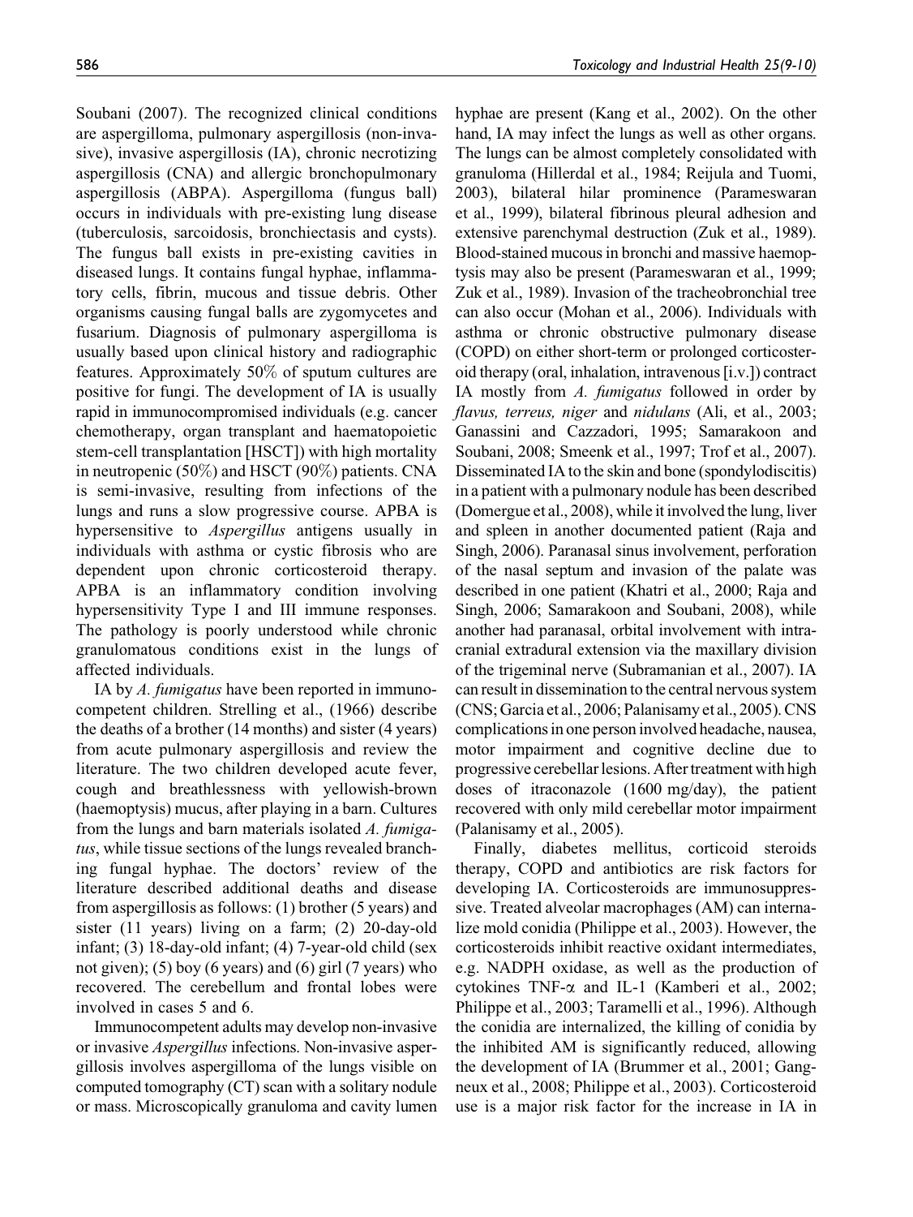Soubani (2007). The recognized clinical conditions are aspergilloma, pulmonary aspergillosis (non-invasive), invasive aspergillosis (IA), chronic necrotizing aspergillosis (CNA) and allergic bronchopulmonary aspergillosis (ABPA). Aspergilloma (fungus ball) occurs in individuals with pre-existing lung disease (tuberculosis, sarcoidosis, bronchiectasis and cysts). The fungus ball exists in pre-existing cavities in diseased lungs. It contains fungal hyphae, inflammatory cells, fibrin, mucous and tissue debris. Other organisms causing fungal balls are zygomycetes and fusarium. Diagnosis of pulmonary aspergilloma is usually based upon clinical history and radiographic features. Approximately 50% of sputum cultures are positive for fungi. The development of IA is usually rapid in immunocompromised individuals (e.g. cancer chemotherapy, organ transplant and haematopoietic stem-cell transplantation [HSCT]) with high mortality in neutropenic (50%) and HSCT (90%) patients. CNA is semi-invasive, resulting from infections of the lungs and runs a slow progressive course. APBA is hypersensitive to *Aspergillus* antigens usually in individuals with asthma or cystic fibrosis who are dependent upon chronic corticosteroid therapy. APBA is an inflammatory condition involving hypersensitivity Type I and III immune responses. The pathology is poorly understood while chronic granulomatous conditions exist in the lungs of affected individuals.

IA by *A. fumigatus* have been reported in immunocompetent children. Strelling et al., (1966) describe the deaths of a brother (14 months) and sister (4 years) from acute pulmonary aspergillosis and review the literature. The two children developed acute fever, cough and breathlessness with yellowish-brown (haemoptysis) mucus, after playing in a barn. Cultures from the lungs and barn materials isolated *A. fumigatus*, while tissue sections of the lungs revealed branching fungal hyphae. The doctors' review of the literature described additional deaths and disease from aspergillosis as follows: (1) brother (5 years) and sister (11 years) living on a farm; (2) 20-day-old infant; (3) 18-day-old infant; (4) 7-year-old child (sex not given); (5) boy (6 years) and (6) girl (7 years) who recovered. The cerebellum and frontal lobes were involved in cases 5 and 6.

Immunocompetent adults may develop non-invasive or invasive *Aspergillus* infections. Non-invasive aspergillosis involves aspergilloma of the lungs visible on computed tomography (CT) scan with a solitary nodule or mass. Microscopically granuloma and cavity lumen hyphae are present (Kang et al., 2002). On the other hand, IA may infect the lungs as well as other organs. The lungs can be almost completely consolidated with granuloma (Hillerdal et al., 1984; Reijula and Tuomi, 2003), bilateral hilar prominence (Parameswaran et al., 1999), bilateral fibrinous pleural adhesion and extensive parenchymal destruction (Zuk et al., 1989). Blood-stained mucous in bronchi and massive haemoptysis may also be present (Parameswaran et al., 1999; Zuk et al., 1989). Invasion of the tracheobronchial tree can also occur (Mohan et al., 2006). Individuals with asthma or chronic obstructive pulmonary disease (COPD) on either short-term or prolonged corticosteroid therapy (oral, inhalation, intravenous [i.v.]) contract IA mostly from *A. fumigatus* followed in order by *flavus, terreus, niger* and *nidulans* (Ali, et al., 2003; Ganassini and Cazzadori, 1995; Samarakoon and Soubani, 2008; Smeenk et al., 1997; Trof et al., 2007). Disseminated IA to the skin and bone (spondylodiscitis) in a patient with a pulmonary nodule has been described (Domergue et al., 2008), while it involved the lung, liver and spleen in another documented patient (Raja and Singh, 2006). Paranasal sinus involvement, perforation of the nasal septum and invasion of the palate was described in one patient (Khatri et al., 2000; Raja and Singh, 2006; Samarakoon and Soubani, 2008), while another had paranasal, orbital involvement with intracranial extradural extension via the maxillary division of the trigeminal nerve (Subramanian et al., 2007). IA can result in dissemination to the central nervous system (CNS; Garcia et al., 2006; Palanisamy et al., 2005). CNS complications in one person involved headache, nausea, motor impairment and cognitive decline due to progressive cerebellar lesions. After treatment with high doses of itraconazole (1600 mg/day), the patient recovered with only mild cerebellar motor impairment (Palanisamy et al., 2005).

Finally, diabetes mellitus, corticoid steroids therapy, COPD and antibiotics are risk factors for developing IA. Corticosteroids are immunosuppressive. Treated alveolar macrophages (AM) can internalize mold conidia (Philippe et al., 2003). However, the corticosteroids inhibit reactive oxidant intermediates, e.g. NADPH oxidase, as well as the production of cytokines TNF-$\alpha$ and IL-1 (Kamberi et al., 2002; Philippe et al., 2003; Taramelli et al., 1996). Although the conidia are internalized, the killing of conidia by the inhibited AM is significantly reduced, allowing the development of IA (Brummer et al., 2001; Gangneux et al., 2008; Philippe et al., 2003). Corticosteroid use is a major risk factor for the increase in IA in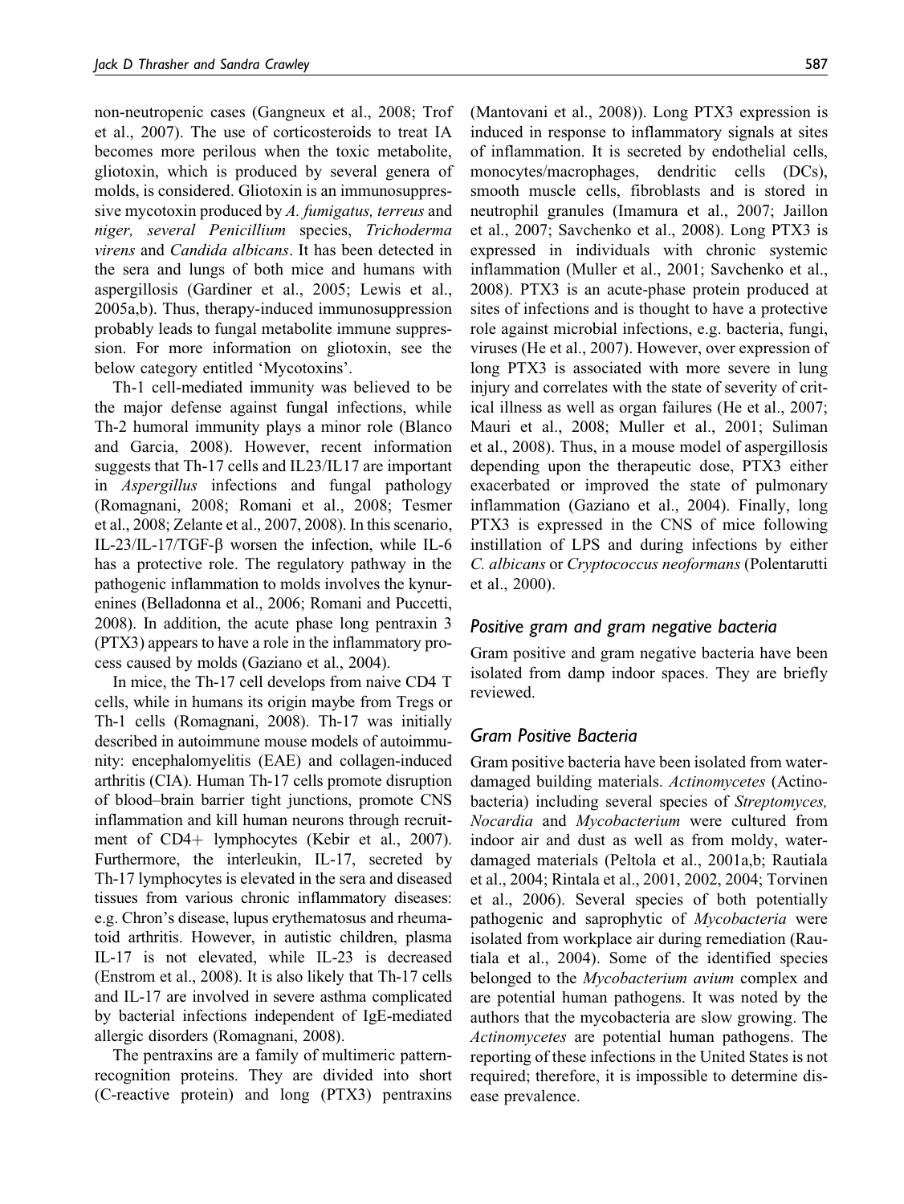non-neutropenic cases (Gangneux et al., 2008; Trof et al., 2007). The use of corticosteroids to treat IA becomes more perilous when the toxic metabolite, gliotoxin, which is produced by several genera of molds, is considered. Gliotoxin is an immunosuppressive mycotoxin produced by *A. fumigatus, terreus* and *niger, several Penicillium* species, *Trichoderma virens* and *Candida albicans*. It has been detected in the sera and lungs of both mice and humans with aspergillosis (Gardiner et al., 2005; Lewis et al., 2005a,b). Thus, therapy-induced immunosuppression probably leads to fungal metabolite immune suppression. For more information on gliotoxin, see the below category entitled 'Mycotoxins'.

Th-1 cell-mediated immunity was believed to be the major defense against fungal infections, while Th-2 humoral immunity plays a minor role (Blanco and Garcia, 2008). However, recent information suggests that Th-17 cells and IL23/IL17 are important in *Aspergillus* infections and fungal pathology (Romagnani, 2008; Romani et al., 2008; Tesmer et al., 2008; Zelante et al., 2007, 2008). In this scenario, IL-23/IL-17/TGF-β worsen the infection, while IL-6 has a protective role. The regulatory pathway in the pathogenic inflammation to molds involves the kynurenines (Belladonna et al., 2006; Romani and Puccetti, 2008). In addition, the acute phase long pentraxin 3 (PTX3) appears to have a role in the inflammatory process caused by molds (Gaziano et al., 2004).

In mice, the Th-17 cell develops from naive CD4 T cells, while in humans its origin maybe from Tregs or Th-1 cells (Romagnani, 2008). Th-17 was initially described in autoimmune mouse models of autoimmunity: encephalomyelitis (EAE) and collagen-induced arthritis (CIA). Human Th-17 cells promote disruption of blood–brain barrier tight junctions, promote CNS inflammation and kill human neurons through recruitment of CD4+ lymphocytes (Kebir et al., 2007). Furthermore, the interleukin, IL-17, secreted by Th-17 lymphocytes is elevated in the sera and diseased tissues from various chronic inflammatory diseases: e.g. Chron's disease, lupus erythematosus and rheumatoid arthritis. However, in autistic children, plasma IL-17 is not elevated, while IL-23 is decreased (Enstrom et al., 2008). It is also likely that Th-17 cells and IL-17 are involved in severe asthma complicated by bacterial infections independent of IgE-mediated allergic disorders (Romagnani, 2008).

The pentraxins are a family of multimeric pattern-recognition proteins. They are divided into short (C-reactive protein) and long (PTX3) pentraxins (Mantovani et al., 2008)). Long PTX3 expression is induced in response to inflammatory signals at sites of inflammation. It is secreted by endothelial cells, monocytes/macrophages, dendritic cells (DCs), smooth muscle cells, fibroblasts and is stored in neutrophil granules (Imamura et al., 2007; Jaillon et al., 2007; Savchenko et al., 2008). Long PTX3 is expressed in individuals with chronic systemic inflammation (Muller et al., 2001; Savchenko et al., 2008). PTX3 is an acute-phase protein produced at sites of infections and is thought to have a protective role against microbial infections, e.g. bacteria, fungi, viruses (He et al., 2007). However, over expression of long PTX3 is associated with more severe in lung injury and correlates with the state of severity of critical illness as well as organ failures (He et al., 2007; Mauri et al., 2008; Muller et al., 2001; Suliman et al., 2008). Thus, in a mouse model of aspergillosis depending upon the therapeutic dose, PTX3 either exacerbated or improved the state of pulmonary inflammation (Gaziano et al., 2004). Finally, long PTX3 is expressed in the CNS of mice following instillation of LPS and during infections by either *C. albicans* or *Cryptococcus neoformans* (Polentarutti et al., 2000).

## *Positive gram and gram negative bacteria*

Gram positive and gram negative bacteria have been isolated from damp indoor spaces. They are briefly reviewed.

## *Gram Positive Bacteria*

Gram positive bacteria have been isolated from water-damaged building materials. *Actinomycetes* (Actinobacteria) including several species of *Streptomyces, Nocardia* and *Mycobacterium* were cultured from indoor air and dust as well as from moldy, water-damaged materials (Peltola et al., 2001a,b; Rautiala et al., 2004; Rintala et al., 2001, 2002, 2004; Torvinen et al., 2006). Several species of both potentially pathogenic and saprophytic of *Mycobacteria* were isolated from workplace air during remediation (Rautiala et al., 2004). Some of the identified species belonged to the *Mycobacterium avium* complex and are potential human pathogens. It was noted by the authors that the mycobacteria are slow growing. The *Actinomycetes* are potential human pathogens. The reporting of these infections in the United States is not required; therefore, it is impossible to determine disease prevalence.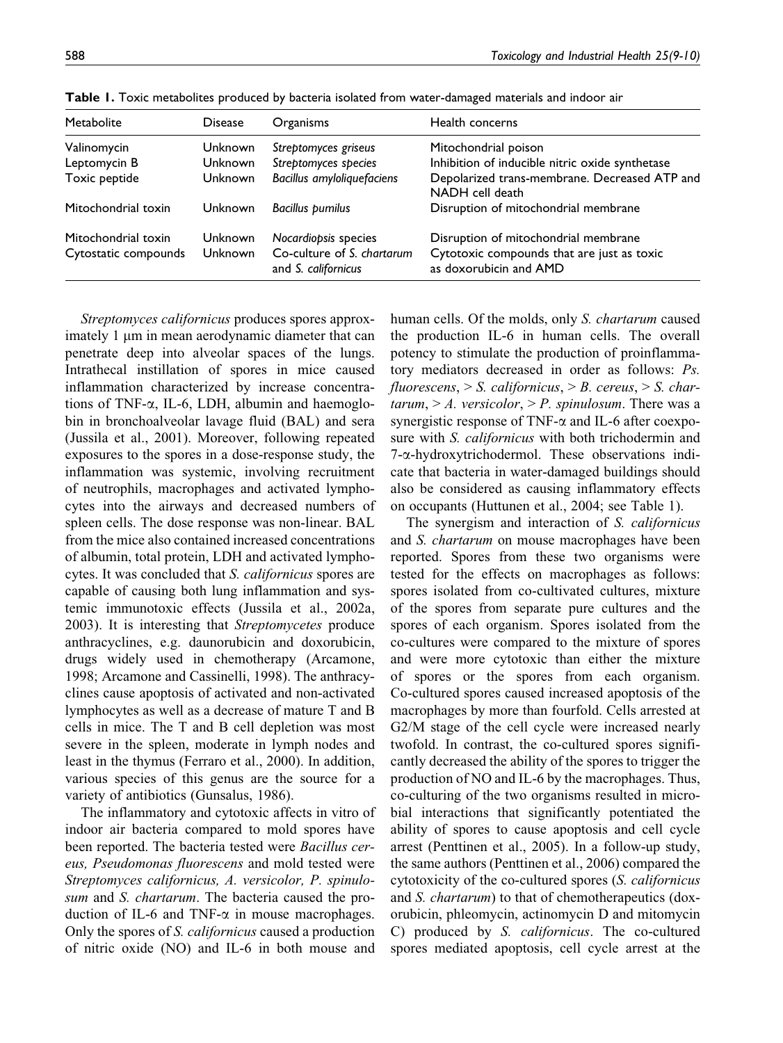**Table 1.** Toxic metabolites produced by bacteria isolated from water-damaged materials and indoor air

| Metabolite | Disease | Organisms | Health concerns |
|---|---|---|---|
| Valinomycin | Unknown | *Streptomyces griseus* | Mitochondrial poison |
| Leptomycin B | Unknown | *Streptomyces species* | Inhibition of inducible nitric oxide synthetase |
| Toxic peptide | Unknown | *Bacillus amyloliquefaciens* | Depolarized trans-membrane. Decreased ATP and NADH cell death |
| Mitochondrial toxin | Unknown | *Bacillus pumilus* | Disruption of mitochondrial membrane |
| Mitochondrial toxin | Unknown | *Nocardiopsis* species | Disruption of mitochondrial membrane |
| Cytostatic compounds | Unknown | Co-culture of *S. chartarum* and *S. californicus* | Cytotoxic compounds that are just as toxic as doxorubicin and AMD |

*Streptomyces californicus* produces spores approximately 1 μm in mean aerodynamic diameter that can penetrate deep into alveolar spaces of the lungs. Intrathecal instillation of spores in mice caused inflammation characterized by increase concentrations of TNF-α, IL-6, LDH, albumin and haemoglobin in bronchoalveolar lavage fluid (BAL) and sera (Jussila et al., 2001). Moreover, following repeated exposures to the spores in a dose-response study, the inflammation was systemic, involving recruitment of neutrophils, macrophages and activated lymphocytes into the airways and decreased numbers of spleen cells. The dose response was non-linear. BAL from the mice also contained increased concentrations of albumin, total protein, LDH and activated lymphocytes. It was concluded that *S. californicus* spores are capable of causing both lung inflammation and systemic immunotoxic effects (Jussila et al., 2002a, 2003). It is interesting that *Streptomycetes* produce anthracyclines, e.g. daunorubicin and doxorubicin, drugs widely used in chemotherapy (Arcamone, 1998; Arcamone and Cassinelli, 1998). The anthracyclines cause apoptosis of activated and non-activated lymphocytes as well as a decrease of mature T and B cells in mice. The T and B cell depletion was most severe in the spleen, moderate in lymph nodes and least in the thymus (Ferraro et al., 2000). In addition, various species of this genus are the source for a variety of antibiotics (Gunsalus, 1986).

The inflammatory and cytotoxic affects in vitro of indoor air bacteria compared to mold spores have been reported. The bacteria tested were *Bacillus cereus, Pseudomonas fluorescens* and mold tested were *Streptomyces californicus, A. versicolor, P. spinulosum* and *S. chartarum*. The bacteria caused the production of IL-6 and TNF-α in mouse macrophages. Only the spores of *S. californicus* caused a production of nitric oxide (NO) and IL-6 in both mouse and human cells. Of the molds, only *S. chartarum* caused the production IL-6 in human cells. The overall potency to stimulate the production of proinflammatory mediators decreased in order as follows: *Ps. fluorescens*, > *S. californicus*, > *B. cereus*, > *S. chartarum*, > *A. versicolor*, > *P. spinulosum*. There was a synergistic response of TNF-α and IL-6 after coexposure with *S. californicus* with both trichodermin and 7-α-hydroxytrichodermol. These observations indicate that bacteria in water-damaged buildings should also be considered as causing inflammatory effects on occupants (Huttunen et al., 2004; see Table 1).

The synergism and interaction of *S. californicus* and *S. chartarum* on mouse macrophages have been reported. Spores from these two organisms were tested for the effects on macrophages as follows: spores isolated from co-cultivated cultures, mixture of the spores from separate pure cultures and the spores of each organism. Spores isolated from the co-cultures were compared to the mixture of spores and were more cytotoxic than either the mixture of spores or the spores from each organism. Co-cultured spores caused increased apoptosis of the macrophages by more than fourfold. Cells arrested at G2/M stage of the cell cycle were increased nearly twofold. In contrast, the co-cultured spores significantly decreased the ability of the spores to trigger the production of NO and IL-6 by the macrophages. Thus, co-culturing of the two organisms resulted in microbial interactions that significantly potentiated the ability of spores to cause apoptosis and cell cycle arrest (Penttinen et al., 2005). In a follow-up study, the same authors (Penttinen et al., 2006) compared the cytotoxicity of the co-cultured spores (*S. californicus* and *S. chartarum*) to that of chemotherapeutics (doxorubicin, phleomycin, actinomycin D and mitomycin C) produced by *S. californicus*. The co-cultured spores mediated apoptosis, cell cycle arrest at the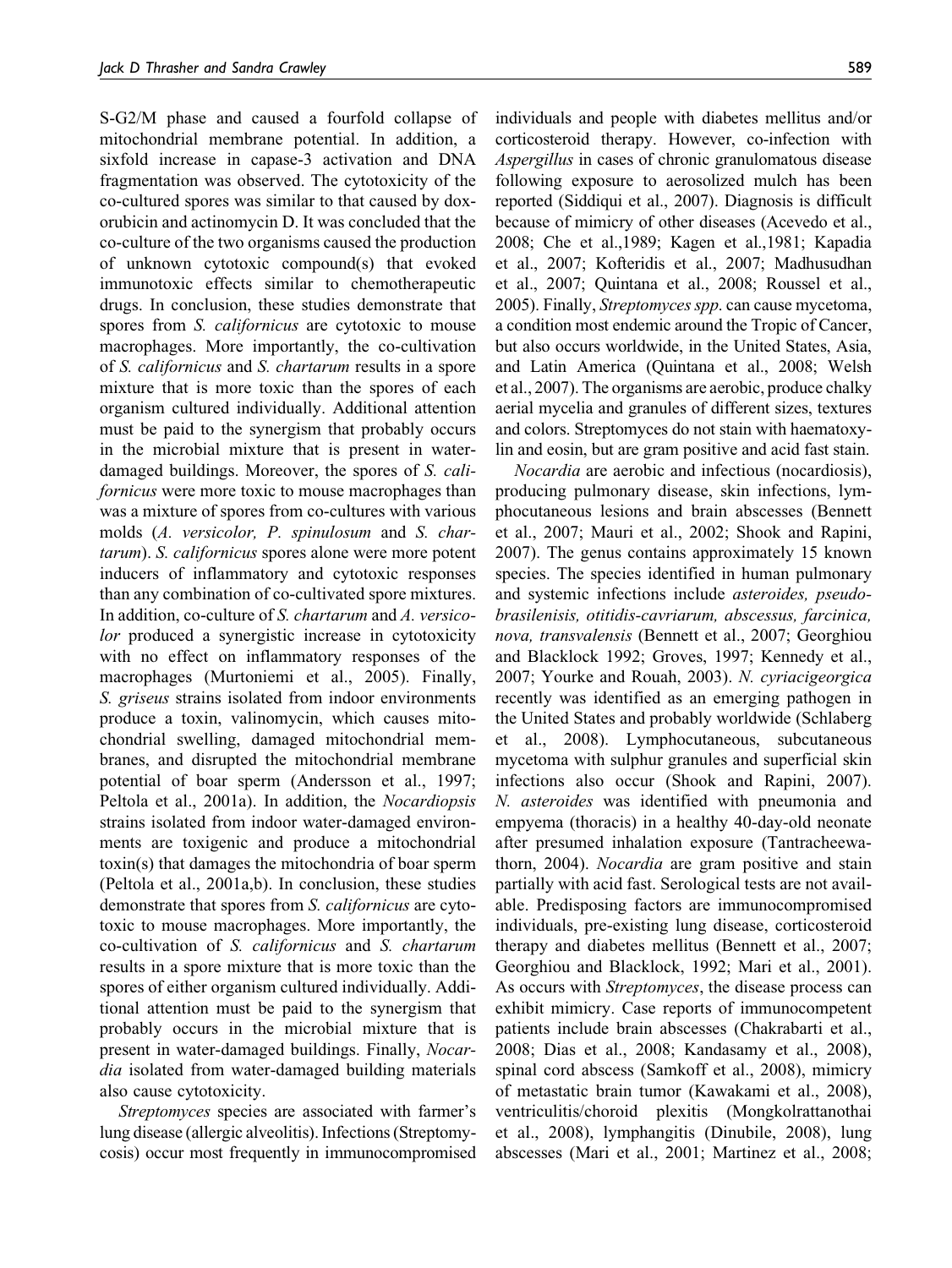S-G2/M phase and caused a fourfold collapse of mitochondrial membrane potential. In addition, a sixfold increase in capase-3 activation and DNA fragmentation was observed. The cytotoxicity of the co-cultured spores was similar to that caused by doxorubicin and actinomycin D. It was concluded that the co-culture of the two organisms caused the production of unknown cytotoxic compound(s) that evoked immunotoxic effects similar to chemotherapeutic drugs. In conclusion, these studies demonstrate that spores from *S. californicus* are cytotoxic to mouse macrophages. More importantly, the co-cultivation of *S. californicus* and *S. chartarum* results in a spore mixture that is more toxic than the spores of each organism cultured individually. Additional attention must be paid to the synergism that probably occurs in the microbial mixture that is present in water-damaged buildings. Moreover, the spores of *S. californicus* were more toxic to mouse macrophages than was a mixture of spores from co-cultures with various molds (*A. versicolor, P. spinulosum* and *S. chartarum*). *S. californicus* spores alone were more potent inducers of inflammatory and cytotoxic responses than any combination of co-cultivated spore mixtures. In addition, co-culture of *S. chartarum* and *A. versicolor* produced a synergistic increase in cytotoxicity with no effect on inflammatory responses of the macrophages (Murtoniemi et al., 2005). Finally, *S. griseus* strains isolated from indoor environments produce a toxin, valinomycin, which causes mitochondrial swelling, damaged mitochondrial membranes, and disrupted the mitochondrial membrane potential of boar sperm (Andersson et al., 1997; Peltola et al., 2001a). In addition, the *Nocardiopsis* strains isolated from indoor water-damaged environments are toxigenic and produce a mitochondrial toxin(s) that damages the mitochondria of boar sperm (Peltola et al., 2001a,b). In conclusion, these studies demonstrate that spores from *S. californicus* are cytotoxic to mouse macrophages. More importantly, the co-cultivation of *S. californicus* and *S. chartarum* results in a spore mixture that is more toxic than the spores of either organism cultured individually. Additional attention must be paid to the synergism that probably occurs in the microbial mixture that is present in water-damaged buildings. Finally, *Nocardia* isolated from water-damaged building materials also cause cytotoxicity.

*Streptomyces* species are associated with farmer's lung disease (allergic alveolitis). Infections (Streptomycosis) occur most frequently in immunocompromised individuals and people with diabetes mellitus and/or corticosteroid therapy. However, co-infection with *Aspergillus* in cases of chronic granulomatous disease following exposure to aerosolized mulch has been reported (Siddiqui et al., 2007). Diagnosis is difficult because of mimicry of other diseases (Acevedo et al., 2008; Che et al.,1989; Kagen et al.,1981; Kapadia et al., 2007; Kofteridis et al., 2007; Madhusudhan et al., 2007; Quintana et al., 2008; Roussel et al., 2005). Finally, *Streptomyces spp*. can cause mycetoma, a condition most endemic around the Tropic of Cancer, but also occurs worldwide, in the United States, Asia, and Latin America (Quintana et al., 2008; Welsh et al., 2007). The organisms are aerobic, produce chalky aerial mycelia and granules of different sizes, textures and colors. Streptomyces do not stain with haematoxylin and eosin, but are gram positive and acid fast stain.

*Nocardia* are aerobic and infectious (nocardiosis), producing pulmonary disease, skin infections, lymphocutaneous lesions and brain abscesses (Bennett et al., 2007; Mauri et al., 2002; Shook and Rapini, 2007). The genus contains approximately 15 known species. The species identified in human pulmonary and systemic infections include *asteroides, pseudobrasilenisis, otitidis-cavriarum, abscessus, farcinica, nova, transvalensis* (Bennett et al., 2007; Georghiou and Blacklock 1992; Groves, 1997; Kennedy et al., 2007; Yourke and Rouah, 2003). *N. cyriacigeorgica* recently was identified as an emerging pathogen in the United States and probably worldwide (Schlaberg et al., 2008). Lymphocutaneous, subcutaneous mycetoma with sulphur granules and superficial skin infections also occur (Shook and Rapini, 2007). *N. asteroides* was identified with pneumonia and empyema (thoracis) in a healthy 40-day-old neonate after presumed inhalation exposure (Tantracheewathorn, 2004). *Nocardia* are gram positive and stain partially with acid fast. Serological tests are not available. Predisposing factors are immunocompromised individuals, pre-existing lung disease, corticosteroid therapy and diabetes mellitus (Bennett et al., 2007; Georghiou and Blacklock, 1992; Mari et al., 2001). As occurs with *Streptomyces*, the disease process can exhibit mimicry. Case reports of immunocompetent patients include brain abscesses (Chakrabarti et al., 2008; Dias et al., 2008; Kandasamy et al., 2008), spinal cord abscess (Samkoff et al., 2008), mimicry of metastatic brain tumor (Kawakami et al., 2008), ventriculitis/choroid plexitis (Mongkolrattanothai et al., 2008), lymphangitis (Dinubile, 2008), lung abscesses (Mari et al., 2001; Martinez et al., 2008;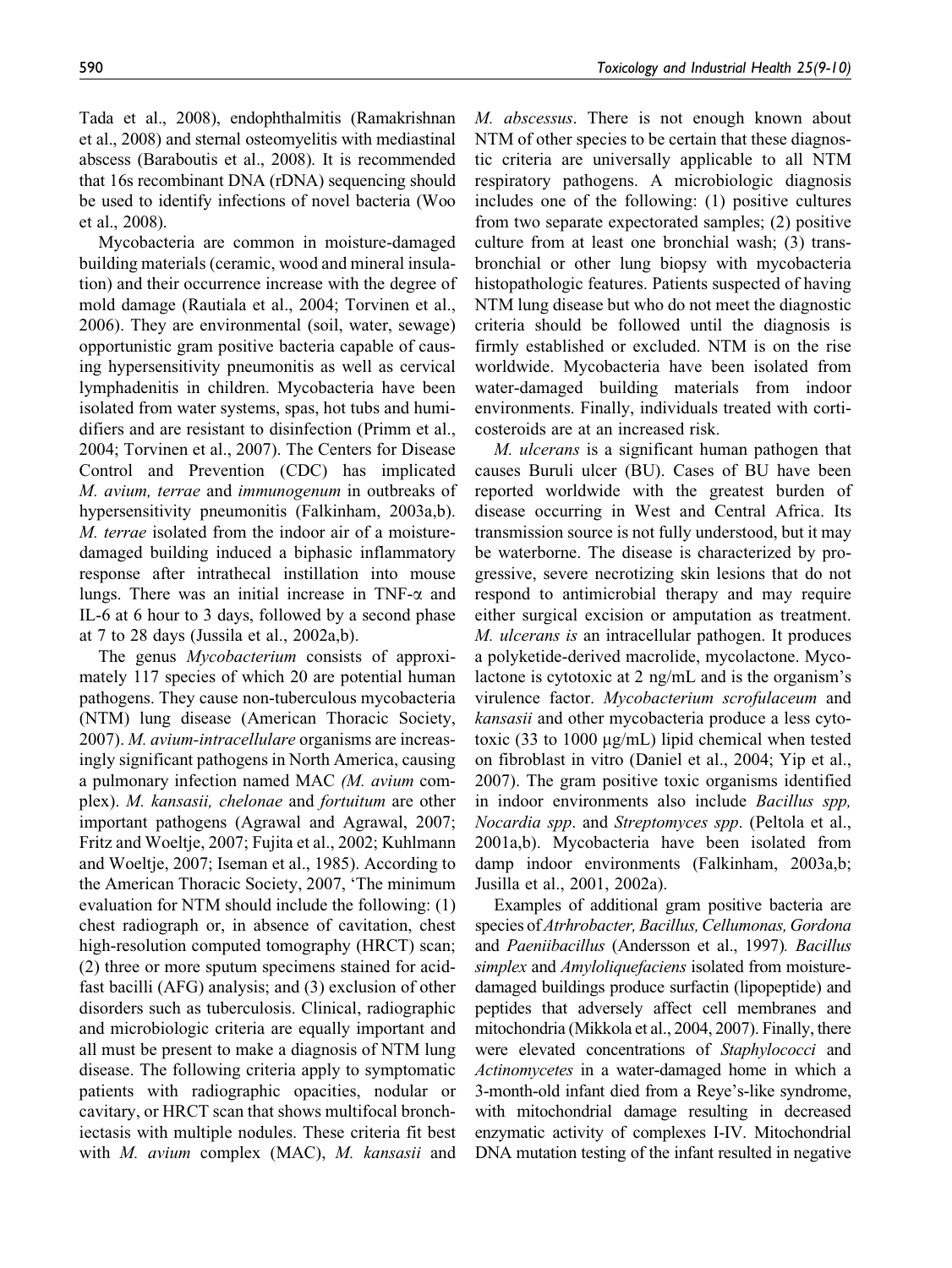Tada et al., 2008), endophthalmitis (Ramakrishnan et al., 2008) and sternal osteomyelitis with mediastinal abscess (Baraboutis et al., 2008). It is recommended that 16s recombinant DNA (rDNA) sequencing should be used to identify infections of novel bacteria (Woo et al., 2008).

Mycobacteria are common in moisture-damaged building materials (ceramic, wood and mineral insulation) and their occurrence increase with the degree of mold damage (Rautiala et al., 2004; Torvinen et al., 2006). They are environmental (soil, water, sewage) opportunistic gram positive bacteria capable of causing hypersensitivity pneumonitis as well as cervical lymphadenitis in children. Mycobacteria have been isolated from water systems, spas, hot tubs and humidifiers and are resistant to disinfection (Primm et al., 2004; Torvinen et al., 2007). The Centers for Disease Control and Prevention (CDC) has implicated *M. avium, terrae* and *immunogenum* in outbreaks of hypersensitivity pneumonitis (Falkinham, 2003a,b). *M. terrae* isolated from the indoor air of a moisture-damaged building induced a biphasic inflammatory response after intrathecal instillation into mouse lungs. There was an initial increase in TNF-$\alpha$ and IL-6 at 6 hour to 3 days, followed by a second phase at 7 to 28 days (Jussila et al., 2002a,b).

The genus *Mycobacterium* consists of approximately 117 species of which 20 are potential human pathogens. They cause non-tuberculous mycobacteria (NTM) lung disease (American Thoracic Society, 2007). *M. avium-intracellulare* organisms are increasingly significant pathogens in North America, causing a pulmonary infection named MAC *(M. avium* complex). *M. kansasii, chelonae* and *fortuitum* are other important pathogens (Agrawal and Agrawal, 2007; Fritz and Woeltje, 2007; Fujita et al., 2002; Kuhlmann and Woeltje, 2007; Iseman et al., 1985). According to the American Thoracic Society, 2007, 'The minimum evaluation for NTM should include the following: (1) chest radiograph or, in absence of cavitation, chest high-resolution computed tomography (HRCT) scan; (2) three or more sputum specimens stained for acid-fast bacilli (AFG) analysis; and (3) exclusion of other disorders such as tuberculosis. Clinical, radiographic and microbiologic criteria are equally important and all must be present to make a diagnosis of NTM lung disease. The following criteria apply to symptomatic patients with radiographic opacities, nodular or cavitary, or HRCT scan that shows multifocal bronchiectasis with multiple nodules. These criteria fit best with *M. avium* complex (MAC), *M. kansasii* and *M. abscessus*. There is not enough known about NTM of other species to be certain that these diagnostic criteria are universally applicable to all NTM respiratory pathogens. A microbiologic diagnosis includes one of the following: (1) positive cultures from two separate expectorated samples; (2) positive culture from at least one bronchial wash; (3) transbronchial or other lung biopsy with mycobacteria histopathologic features. Patients suspected of having NTM lung disease but who do not meet the diagnostic criteria should be followed until the diagnosis is firmly established or excluded. NTM is on the rise worldwide. Mycobacteria have been isolated from water-damaged building materials from indoor environments. Finally, individuals treated with corticosteroids are at an increased risk.

*M. ulcerans* is a significant human pathogen that causes Buruli ulcer (BU). Cases of BU have been reported worldwide with the greatest burden of disease occurring in West and Central Africa. Its transmission source is not fully understood, but it may be waterborne. The disease is characterized by progressive, severe necrotizing skin lesions that do not respond to antimicrobial therapy and may require either surgical excision or amputation as treatment. *M. ulcerans is* an intracellular pathogen. It produces a polyketide-derived macrolide, mycolactone. Mycolactone is cytotoxic at 2 ng/mL and is the organism's virulence factor. *Mycobacterium scrofulaceum* and *kansasii* and other mycobacteria produce a less cytotoxic (33 to 1000 μg/mL) lipid chemical when tested on fibroblast in vitro (Daniel et al., 2004; Yip et al., 2007). The gram positive toxic organisms identified in indoor environments also include *Bacillus spp, Nocardia spp*. and *Streptomyces spp*. (Peltola et al., 2001a,b). Mycobacteria have been isolated from damp indoor environments (Falkinham, 2003a,b; Jusilla et al., 2001, 2002a).

Examples of additional gram positive bacteria are species of *Atrhrobacter, Bacillus, Cellumonas, Gordona* and *Paeniibacillus* (Andersson et al., 1997)*. Bacillus simplex* and *Amyloliquefaciens* isolated from moisture-damaged buildings produce surfactin (lipopeptide) and peptides that adversely affect cell membranes and mitochondria (Mikkola et al., 2004, 2007). Finally, there were elevated concentrations of *Staphylococci* and *Actinomycetes* in a water-damaged home in which a 3-month-old infant died from a Reye's-like syndrome, with mitochondrial damage resulting in decreased enzymatic activity of complexes I-IV. Mitochondrial DNA mutation testing of the infant resulted in negative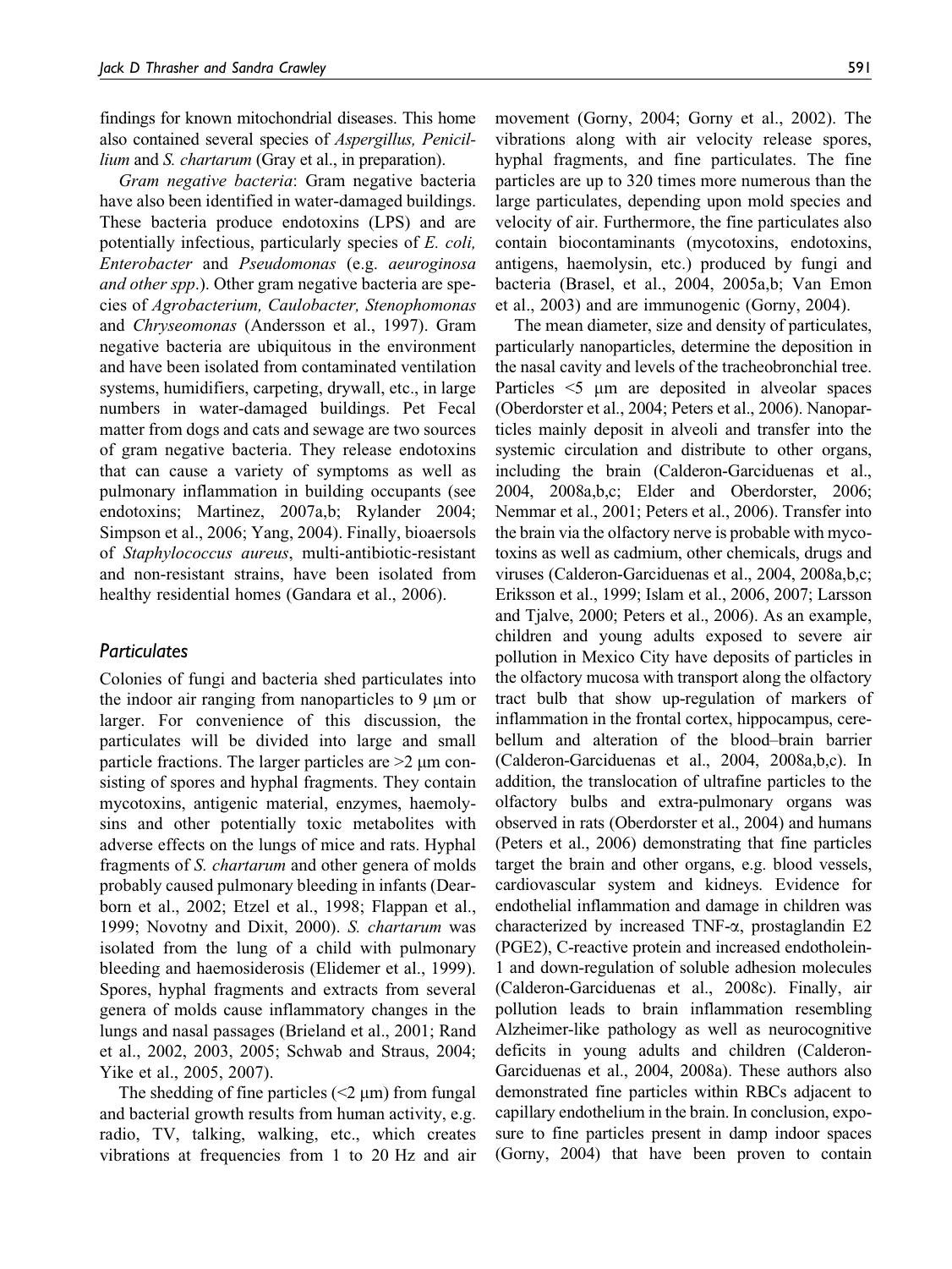findings for known mitochondrial diseases. This home also contained several species of *Aspergillus, Penicillium* and *S. chartarum* (Gray et al., in preparation).

*Gram negative bacteria*: Gram negative bacteria have also been identified in water-damaged buildings. These bacteria produce endotoxins (LPS) and are potentially infectious, particularly species of *E. coli, Enterobacter* and *Pseudomonas* (e.g. *aeuroginosa and other spp*.). Other gram negative bacteria are species of *Agrobacterium, Caulobacter, Stenophomonas* and *Chryseomonas* (Andersson et al., 1997). Gram negative bacteria are ubiquitous in the environment and have been isolated from contaminated ventilation systems, humidifiers, carpeting, drywall, etc., in large numbers in water-damaged buildings. Pet Fecal matter from dogs and cats and sewage are two sources of gram negative bacteria. They release endotoxins that can cause a variety of symptoms as well as pulmonary inflammation in building occupants (see endotoxins; Martinez, 2007a,b; Rylander 2004; Simpson et al., 2006; Yang, 2004). Finally, bioaersols of *Staphylococcus aureus*, multi-antibiotic-resistant and non-resistant strains, have been isolated from healthy residential homes (Gandara et al., 2006).

## Particulates

Colonies of fungi and bacteria shed particulates into the indoor air ranging from nanoparticles to 9 μm or larger. For convenience of this discussion, the particulates will be divided into large and small particle fractions. The larger particles are >2 μm consisting of spores and hyphal fragments. They contain mycotoxins, antigenic material, enzymes, haemolysins and other potentially toxic metabolites with adverse effects on the lungs of mice and rats. Hyphal fragments of *S. chartarum* and other genera of molds probably caused pulmonary bleeding in infants (Dearborn et al., 2002; Etzel et al., 1998; Flappan et al., 1999; Novotny and Dixit, 2000). *S. chartarum* was isolated from the lung of a child with pulmonary bleeding and haemosiderosis (Elidemer et al., 1999). Spores, hyphal fragments and extracts from several genera of molds cause inflammatory changes in the lungs and nasal passages (Brieland et al., 2001; Rand et al., 2002, 2003, 2005; Schwab and Straus, 2004; Yike et al., 2005, 2007).

The shedding of fine particles (<2 μm) from fungal and bacterial growth results from human activity, e.g. radio, TV, talking, walking, etc., which creates vibrations at frequencies from 1 to 20 Hz and air movement (Gorny, 2004; Gorny et al., 2002). The vibrations along with air velocity release spores, hyphal fragments, and fine particulates. The fine particles are up to 320 times more numerous than the large particulates, depending upon mold species and velocity of air. Furthermore, the fine particulates also contain biocontaminants (mycotoxins, endotoxins, antigens, haemolysin, etc.) produced by fungi and bacteria (Brasel, et al., 2004, 2005a,b; Van Emon et al., 2003) and are immunogenic (Gorny, 2004).

The mean diameter, size and density of particulates, particularly nanoparticles, determine the deposition in the nasal cavity and levels of the tracheobronchial tree. Particles <5 μm are deposited in alveolar spaces (Oberdorster et al., 2004; Peters et al., 2006). Nanoparticles mainly deposit in alveoli and transfer into the systemic circulation and distribute to other organs, including the brain (Calderon-Garciduenas et al., 2004, 2008a,b,c; Elder and Oberdorster, 2006; Nemmar et al., 2001; Peters et al., 2006). Transfer into the brain via the olfactory nerve is probable with mycotoxins as well as cadmium, other chemicals, drugs and viruses (Calderon-Garciduenas et al., 2004, 2008a,b,c; Eriksson et al., 1999; Islam et al., 2006, 2007; Larsson and Tjalve, 2000; Peters et al., 2006). As an example, children and young adults exposed to severe air pollution in Mexico City have deposits of particles in the olfactory mucosa with transport along the olfactory tract bulb that show up-regulation of markers of inflammation in the frontal cortex, hippocampus, cerebellum and alteration of the blood–brain barrier (Calderon-Garciduenas et al., 2004, 2008a,b,c). In addition, the translocation of ultrafine particles to the olfactory bulbs and extra-pulmonary organs was observed in rats (Oberdorster et al., 2004) and humans (Peters et al., 2006) demonstrating that fine particles target the brain and other organs, e.g. blood vessels, cardiovascular system and kidneys. Evidence for endothelial inflammation and damage in children was characterized by increased TNF-α, prostaglandin E2 (PGE2), C-reactive protein and increased endotholein-1 and down-regulation of soluble adhesion molecules (Calderon-Garciduenas et al., 2008c). Finally, air pollution leads to brain inflammation resembling Alzheimer-like pathology as well as neurocognitive deficits in young adults and children (Calderon-Garciduenas et al., 2004, 2008a). These authors also demonstrated fine particles within RBCs adjacent to capillary endothelium in the brain. In conclusion, exposure to fine particles present in damp indoor spaces (Gorny, 2004) that have been proven to contain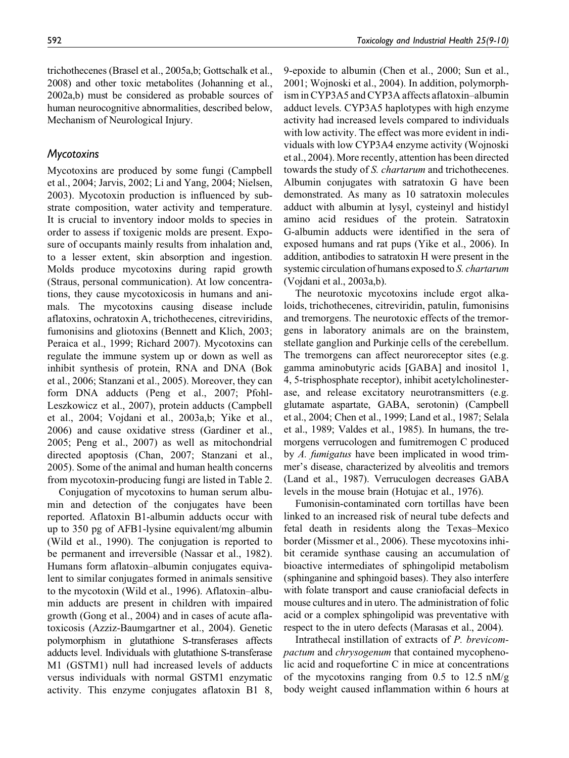trichothecenes (Brasel et al., 2005a,b; Gottschalk et al., 2008) and other toxic metabolites (Johanning et al., 2002a,b) must be considered as probable sources of human neurocognitive abnormalities, described below, Mechanism of Neurological Injury.

### Mycotoxins

Mycotoxins are produced by some fungi (Campbell et al., 2004; Jarvis, 2002; Li and Yang, 2004; Nielsen, 2003). Mycotoxin production is influenced by substrate composition, water activity and temperature. It is crucial to inventory indoor molds to species in order to assess if toxigenic molds are present. Exposure of occupants mainly results from inhalation and, to a lesser extent, skin absorption and ingestion. Molds produce mycotoxins during rapid growth (Straus, personal communication). At low concentrations, they cause mycotoxicosis in humans and animals. The mycotoxins causing disease include aflatoxins, ochratoxin A, trichothecenes, citreviridins, fumonisins and gliotoxins (Bennett and Klich, 2003; Peraica et al., 1999; Richard 2007). Mycotoxins can regulate the immune system up or down as well as inhibit synthesis of protein, RNA and DNA (Bok et al., 2006; Stanzani et al., 2005). Moreover, they can form DNA adducts (Peng et al., 2007; Pfohl-Leszkowicz et al., 2007), protein adducts (Campbell et al., 2004; Vojdani et al., 2003a,b; Yike et al., 2006) and cause oxidative stress (Gardiner et al., 2005; Peng et al., 2007) as well as mitochondrial directed apoptosis (Chan, 2007; Stanzani et al., 2005). Some of the animal and human health concerns from mycotoxin-producing fungi are listed in Table 2.

Conjugation of mycotoxins to human serum albumin and detection of the conjugates have been reported. Aflatoxin B1-albumin adducts occur with up to 350 pg of AFB1-lysine equivalent/mg albumin (Wild et al., 1990). The conjugation is reported to be permanent and irreversible (Nassar et al., 1982). Humans form aflatoxin–albumin conjugates equivalent to similar conjugates formed in animals sensitive to the mycotoxin (Wild et al., 1996). Aflatoxin–albumin adducts are present in children with impaired growth (Gong et al., 2004) and in cases of acute aflatoxicosis (Azziz-Baumgartner et al., 2004). Genetic polymorphism in glutathione S-transferases affects adducts level. Individuals with glutathione S-transferase M1 (GSTM1) null had increased levels of adducts versus individuals with normal GSTM1 enzymatic activity. This enzyme conjugates aflatoxin B1 8, 9-epoxide to albumin (Chen et al., 2000; Sun et al., 2001; Wojnoski et al., 2004). In addition, polymorphism in CYP3A5 and CYP3A affects aflatoxin–albumin adduct levels. CYP3A5 haplotypes with high enzyme activity had increased levels compared to individuals with low activity. The effect was more evident in individuals with low CYP3A4 enzyme activity (Wojnoski et al., 2004). More recently, attention has been directed towards the study of *S. chartarum* and trichothecenes. Albumin conjugates with satratoxin G have been demonstrated. As many as 10 satratoxin molecules adduct with albumin at lysyl, cysteinyl and histidyl amino acid residues of the protein. Satratoxin G-albumin adducts were identified in the sera of exposed humans and rat pups (Yike et al., 2006). In addition, antibodies to satratoxin H were present in the systemic circulation of humans exposed to *S. chartarum* (Vojdani et al., 2003a,b).

The neurotoxic mycotoxins include ergot alkaloids, trichothecenes, citreviridin, patulin, fumonisins and tremorgens. The neurotoxic effects of the tremorgens in laboratory animals are on the brainstem, stellate ganglion and Purkinje cells of the cerebellum. The tremorgens can affect neuroreceptor sites (e.g. gamma aminobutyric acids [GABA] and inositol 1, 4, 5-trisphosphate receptor), inhibit acetylcholinesterase, and release excitatory neurotransmitters (e.g. glutamate aspartate, GABA, serotonin) (Campbell et al., 2004; Chen et al., 1999; Land et al., 1987; Selala et al., 1989; Valdes et al., 1985). In humans, the tremorgens verrucologen and fumitremogen C produced by *A. fumigatus* have been implicated in wood trimmer's disease, characterized by alveolitis and tremors (Land et al., 1987). Verruculogen decreases GABA levels in the mouse brain (Hotujac et al., 1976).

Fumonisin-contaminated corn tortillas have been linked to an increased risk of neural tube defects and fetal death in residents along the Texas–Mexico border (Missmer et al., 2006). These mycotoxins inhibit ceramide synthase causing an accumulation of bioactive intermediates of sphingolipid metabolism (sphinganine and sphingoid bases). They also interfere with folate transport and cause craniofacial defects in mouse cultures and in utero. The administration of folic acid or a complex sphingolipid was preventative with respect to the in utero defects (Marasas et al., 2004).

Intrathecal instillation of extracts of *P. brevicompactum* and *chrysogenum* that contained mycophenolic acid and roquefortine C in mice at concentrations of the mycotoxins ranging from 0.5 to 12.5 nM/g body weight caused inflammation within 6 hours at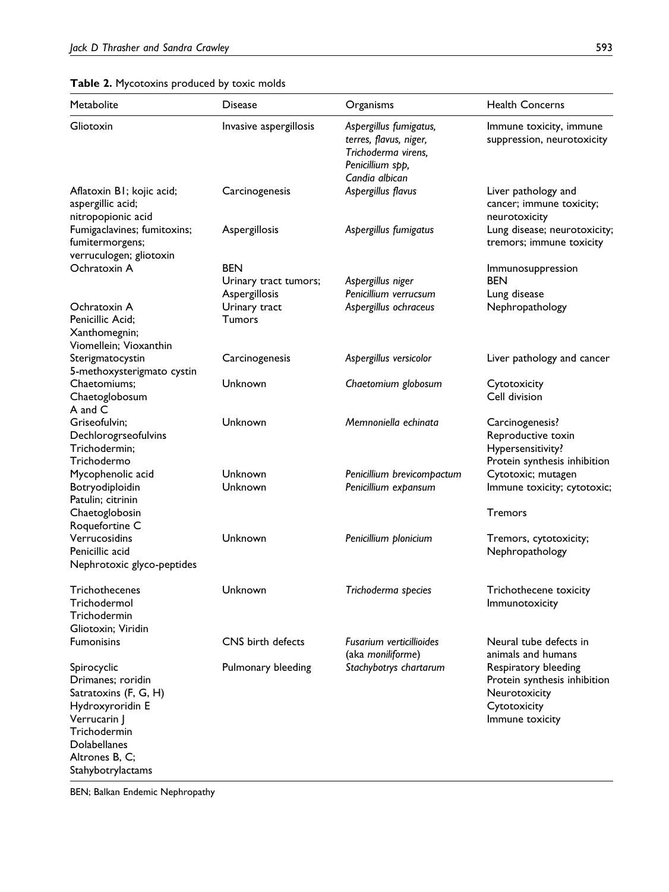**Table 2.** Mycotoxins produced by toxic molds

| Metabolite | Disease | Organisms | Health Concerns |
| --- | --- | --- | --- |
| Gliotoxin | Invasive aspergillosis | *Aspergillus fumigatus, terres, flavus, niger, Trichoderma virens, Penicillium spp, Candia albican* | Immune toxicity, immune suppression, neurotoxicity |
| Aflatoxin B1; kojic acid; aspergillic acid; nitropopionic acid | Carcinogenesis | *Aspergillus flavus* | Liver pathology and cancer; immune toxicity; neurotoxicity |
| Fumigaclavines; fumitoxins; fumitermorgens; verruculogen; gliotoxin | Aspergillosis | *Aspergillus fumigatus* | Lung disease; neurotoxicity; tremors; immune toxicity |
| Ochratoxin A | BEN<br>Urinary tract tumors;<br>Aspergillosis | *Aspergillus niger*<br>*Penicillium verrucsum* | Immunosuppression<br>BEN<br>Lung disease |
| Ochratoxin A<br>Penicillic Acid;<br>Xanthomegnin;<br>Viomellein; Vioxanthin | Urinary tract Tumors | *Aspergillus ochraceus* | Nephropathology |
| Sterigmatocystin<br>5-methoxysterigmato cystin | Carcinogenesis | *Aspergillus versicolor* | Liver pathology and cancer |
| Chaetomiums;<br>Chaetoglobosum<br>A and C | Unknown | *Chaetomium globosum* | Cytotoxicity<br>Cell division |
| Griseofulvin;<br>Dechlorogrseofulvins<br>Trichodermin;<br>Trichodermo | Unknown | *Memnoniella echinata* | Carcinogenesis?<br>Reproductive toxin<br>Hypersensitivity?<br>Protein synthesis inhibition |
| Mycophenolic acid | Unknown | *Penicillium brevicompactum* | Cytotoxic; mutagen |
| Botryodiploidin<br>Patulin; citrinin<br>Chaetoglobosin<br>Roquefortine C | Unknown | *Penicillium expansum* | Immune toxicity; cytotoxic;<br><br>Tremors |
| Verrucosidins<br>Penicillic acid<br>Nephrotoxic glyco-peptides | Unknown | *Penicillium plonicium* | Tremors, cytotoxicity;<br>Nephropathology |
| Trichothecenes<br>Trichodermol<br>Trichodermin<br>Gliotoxin; Viridin | Unknown | *Trichoderma species* | Trichothecene toxicity<br>Immunotoxicity |
| Fumonisins | CNS birth defects | *Fusarium verticillioides* (aka *moniliforme*) | Neural tube defects in animals and humans |
| Spirocyclic<br>Drimanes; roridin<br>Satratoxins (F, G, H)<br>Hydroxyroridin E<br>Verrucarin J<br>Trichodermin<br>Dolabellanes<br>Altrones B, C;<br>Stahybotrylactams | Pulmonary bleeding | *Stachybotrys chartarum* | Respiratory bleeding<br>Protein synthesis inhibition<br>Neurotoxicity<br>Cytotoxicity<br>Immune toxicity |

BEN; Balkan Endemic Nephropathy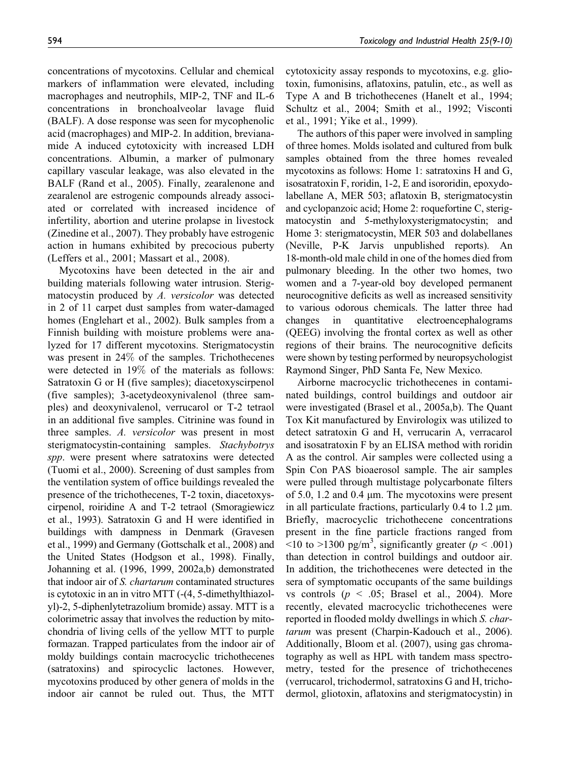concentrations of mycotoxins. Cellular and chemical markers of inflammation were elevated, including macrophages and neutrophils, MIP-2, TNF and IL-6 concentrations in bronchoalveolar lavage fluid (BALF). A dose response was seen for mycophenolic acid (macrophages) and MIP-2. In addition, brevianamide A induced cytotoxicity with increased LDH concentrations. Albumin, a marker of pulmonary capillary vascular leakage, was also elevated in the BALF (Rand et al., 2005). Finally, zearalenone and zearalenol are estrogenic compounds already associated or correlated with increased incidence of infertility, abortion and uterine prolapse in livestock (Zinedine et al., 2007). They probably have estrogenic action in humans exhibited by precocious puberty (Leffers et al., 2001; Massart et al., 2008).

Mycotoxins have been detected in the air and building materials following water intrusion. Sterigmatocystin produced by *A. versicolor* was detected in 2 of 11 carpet dust samples from water-damaged homes (Englehart et al., 2002). Bulk samples from a Finnish building with moisture problems were analyzed for 17 different mycotoxins. Sterigmatocystin was present in 24% of the samples. Trichothecenes were detected in 19% of the materials as follows: Satratoxin G or H (five samples); diacetoxyscirpenol (five samples); 3-acetydeoxynivalenol (three samples) and deoxynivalenol, verrucarol or T-2 tetraol in an additional five samples. Citrinine was found in three samples. *A. versicolor* was present in most sterigmatocystin-containing samples. *Stachybotrys spp*. were present where satratoxins were detected (Tuomi et al., 2000). Screening of dust samples from the ventilation system of office buildings revealed the presence of the trichothecenes, T-2 toxin, diacetoxyscirpenol, roiridine A and T-2 tetraol (Smoragiewicz et al., 1993). Satratoxin G and H were identified in buildings with dampness in Denmark (Gravesen et al., 1999) and Germany (Gottschalk et al., 2008) and the United States (Hodgson et al., 1998). Finally, Johanning et al. (1996, 1999, 2002a,b) demonstrated that indoor air of *S. chartarum* contaminated structures is cytotoxic in an in vitro MTT (-(4, 5-dimethylthiazolyl)-2, 5-diphenlytetrazolium bromide) assay. MTT is a colorimetric assay that involves the reduction by mitochondria of living cells of the yellow MTT to purple formazan. Trapped particulates from the indoor air of moldy buildings contain macrocyclic trichothecenes (satratoxins) and spirocyclic lactones. However, mycotoxins produced by other genera of molds in the indoor air cannot be ruled out. Thus, the MTT cytotoxicity assay responds to mycotoxins, e.g. gliotoxin, fumonisins, aflatoxins, patulin, etc., as well as Type A and B trichothecenes (Hanelt et al., 1994; Schultz et al., 2004; Smith et al., 1992; Visconti et al., 1991; Yike et al., 1999).

The authors of this paper were involved in sampling of three homes. Molds isolated and cultured from bulk samples obtained from the three homes revealed mycotoxins as follows: Home 1: satratoxins H and G, isosatratoxin F, roridin, 1-2, E and isororidin, epoxydolabellane A, MER 503; aflatoxin B, sterigmatocystin and cyclopanzoic acid; Home 2: roquefortine C, sterigmatocystin and 5-methyloxysterigmatocystin; and Home 3: sterigmatocystin, MER 503 and dolabellanes (Neville, P-K Jarvis unpublished reports). An 18-month-old male child in one of the homes died from pulmonary bleeding. In the other two homes, two women and a 7-year-old boy developed permanent neurocognitive deficits as well as increased sensitivity to various odorous chemicals. The latter three had changes in quantitative electroencephalograms (QEEG) involving the frontal cortex as well as other regions of their brains. The neurocognitive deficits were shown by testing performed by neuropsychologist Raymond Singer, PhD Santa Fe, New Mexico.

Airborne macrocyclic trichothecenes in contaminated buildings, control buildings and outdoor air were investigated (Brasel et al., 2005a,b). The Quant Tox Kit manufactured by Envirologix was utilized to detect satratoxin G and H, verrucarin A, verracarol and isosatratoxin F by an ELISA method with roridin A as the control. Air samples were collected using a Spin Con PAS bioaerosol sample. The air samples were pulled through multistage polycarbonate filters of 5.0, 1.2 and 0.4 μm. The mycotoxins were present in all particulate fractions, particularly 0.4 to 1.2 μm. Briefly, macrocyclic trichothecene concentrations present in the fine particle fractions ranged from <10 to >1300 pg/m$^3$, significantly greater ($p < .001$) than detection in control buildings and outdoor air. In addition, the trichothecenes were detected in the sera of symptomatic occupants of the same buildings vs controls ($p < .05$; Brasel et al., 2004). More recently, elevated macrocyclic trichothecenes were reported in flooded moldy dwellings in which *S. chartarum* was present (Charpin-Kadouch et al., 2006). Additionally, Bloom et al. (2007), using gas chromatography as well as HPL with tandem mass spectrometry, tested for the presence of trichothecenes (verrucarol, trichodermol, satratoxins G and H, trichodermol, gliotoxin, aflatoxins and sterigmatocystin) in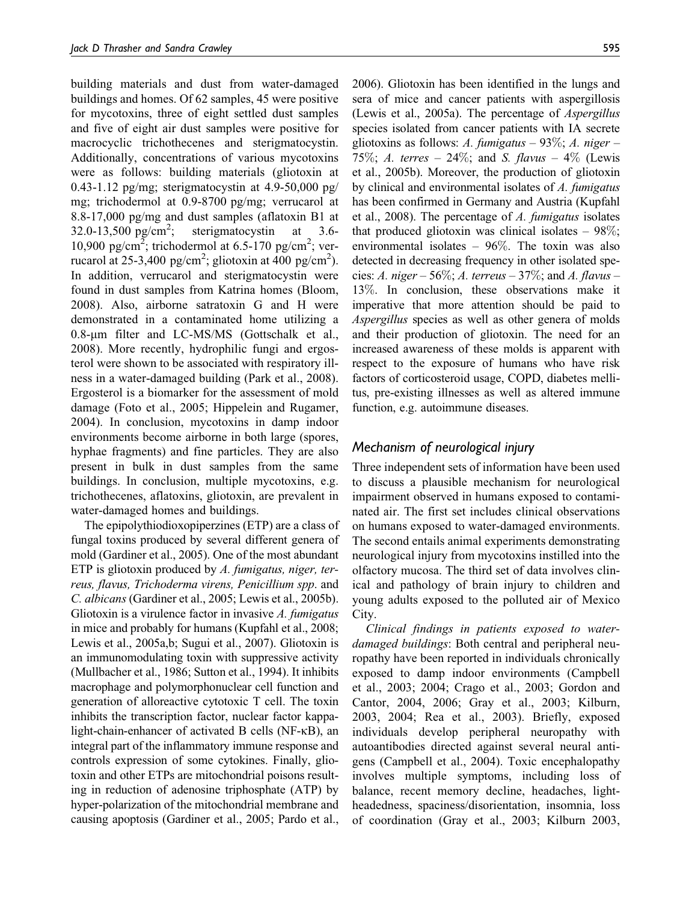building materials and dust from water-damaged buildings and homes. Of 62 samples, 45 were positive for mycotoxins, three of eight settled dust samples and five of eight air dust samples were positive for macrocyclic trichothecenes and sterigmatocystin. Additionally, concentrations of various mycotoxins were as follows: building materials (gliotoxin at 0.43-1.12 pg/mg; sterigmatocystin at 4.9-50,000 pg/mg; trichodermol at 0.9-8700 pg/mg; verrucarol at 8.8-17,000 pg/mg and dust samples (aflatoxin B1 at 32.0-13,500 pg/cm$^2$; sterigmatocystin at 3.6-10,900 pg/cm$^2$; trichodermol at 6.5-170 pg/cm$^2$; verrucarol at 25-3,400 pg/cm$^2$; gliotoxin at 400 pg/cm$^2$). In addition, verrucarol and sterigmatocystin were found in dust samples from Katrina homes (Bloom, 2008). Also, airborne satratoxin G and H were demonstrated in a contaminated home utilizing a 0.8-μm filter and LC-MS/MS (Gottschalk et al., 2008). More recently, hydrophilic fungi and ergosterol were shown to be associated with respiratory illness in a water-damaged building (Park et al., 2008). Ergosterol is a biomarker for the assessment of mold damage (Foto et al., 2005; Hippelein and Rugamer, 2004). In conclusion, mycotoxins in damp indoor environments become airborne in both large (spores, hyphae fragments) and fine particles. They are also present in bulk in dust samples from the same buildings. In conclusion, multiple mycotoxins, e.g. trichothecenes, aflatoxins, gliotoxin, are prevalent in water-damaged homes and buildings.

The epipolythiodioxopiperzines (ETP) are a class of fungal toxins produced by several different genera of mold (Gardiner et al., 2005). One of the most abundant ETP is gliotoxin produced by *A. fumigatus, niger, terreus, flavus, Trichoderma virens, Penicillium spp*. and *C. albicans* (Gardiner et al., 2005; Lewis et al., 2005b). Gliotoxin is a virulence factor in invasive *A. fumigatus* in mice and probably for humans (Kupfahl et al., 2008; Lewis et al., 2005a,b; Sugui et al., 2007). Gliotoxin is an immunomodulating toxin with suppressive activity (Mullbacher et al., 1986; Sutton et al., 1994). It inhibits macrophage and polymorphonuclear cell function and generation of alloreactive cytotoxic T cell. The toxin inhibits the transcription factor, nuclear factor kappa-light-chain-enhancer of activated B cells (NF-κB), an integral part of the inflammatory immune response and controls expression of some cytokines. Finally, gliotoxin and other ETPs are mitochondrial poisons resulting in reduction of adenosine triphosphate (ATP) by hyper-polarization of the mitochondrial membrane and causing apoptosis (Gardiner et al., 2005; Pardo et al., 2006). Gliotoxin has been identified in the lungs and sera of mice and cancer patients with aspergillosis (Lewis et al., 2005a). The percentage of *Aspergillus* species isolated from cancer patients with IA secrete gliotoxins as follows: *A. fumigatus* – 93%; *A. niger* – 75%; *A. terres* – 24%; and *S. flavus* – 4% (Lewis et al., 2005b). Moreover, the production of gliotoxin by clinical and environmental isolates of *A. fumigatus* has been confirmed in Germany and Austria (Kupfahl et al., 2008). The percentage of *A. fumigatus* isolates that produced gliotoxin was clinical isolates – 98%; environmental isolates – 96%. The toxin was also detected in decreasing frequency in other isolated species: *A. niger* – 56%; *A. terreus* – 37%; and *A. flavus* – 13%. In conclusion, these observations make it imperative that more attention should be paid to *Aspergillus* species as well as other genera of molds and their production of gliotoxin. The need for an increased awareness of these molds is apparent with respect to the exposure of humans who have risk factors of corticosteroid usage, COPD, diabetes mellitus, pre-existing illnesses as well as altered immune function, e.g. autoimmune diseases.

## *Mechanism of neurological injury*

Three independent sets of information have been used to discuss a plausible mechanism for neurological impairment observed in humans exposed to contaminated air. The first set includes clinical observations on humans exposed to water-damaged environments. The second entails animal experiments demonstrating neurological injury from mycotoxins instilled into the olfactory mucosa. The third set of data involves clinical and pathology of brain injury to children and young adults exposed to the polluted air of Mexico City.

*Clinical findings in patients exposed to water-damaged buildings*: Both central and peripheral neuropathy have been reported in individuals chronically exposed to damp indoor environments (Campbell et al., 2003; 2004; Crago et al., 2003; Gordon and Cantor, 2004, 2006; Gray et al., 2003; Kilburn, 2003, 2004; Rea et al., 2003). Briefly, exposed individuals develop peripheral neuropathy with autoantibodies directed against several neural antigens (Campbell et al., 2004). Toxic encephalopathy involves multiple symptoms, including loss of balance, recent memory decline, headaches, light-headedness, spaciness/disorientation, insomnia, loss of coordination (Gray et al., 2003; Kilburn 2003,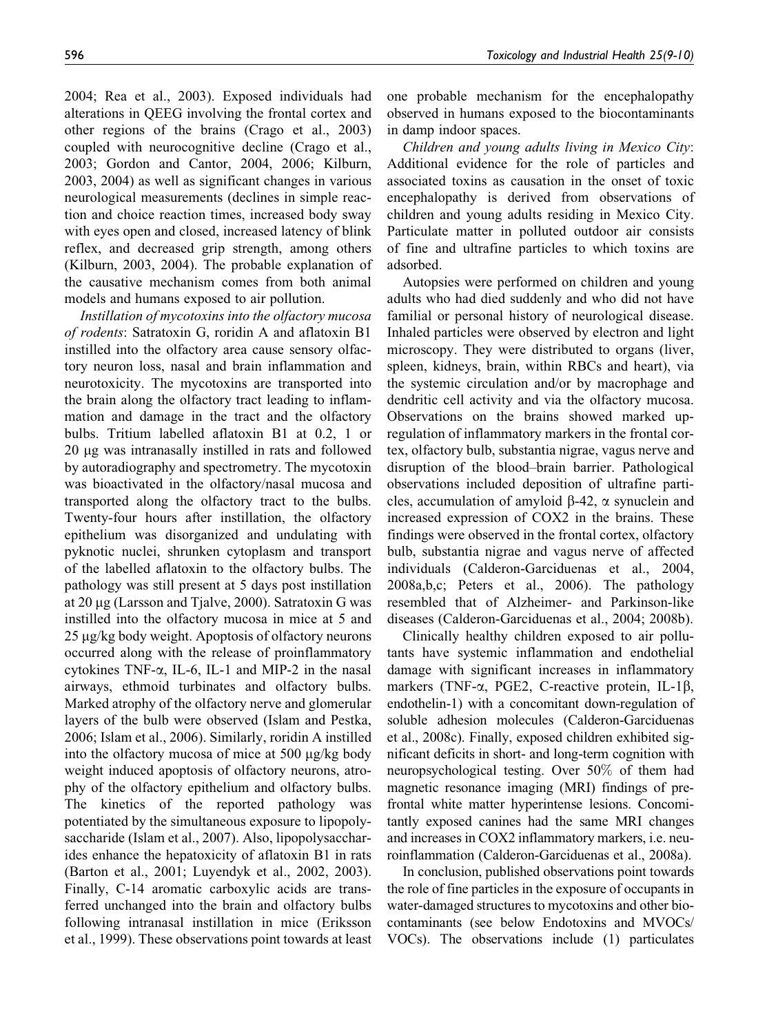2004; Rea et al., 2003). Exposed individuals had alterations in QEEG involving the frontal cortex and other regions of the brains (Crago et al., 2003) coupled with neurocognitive decline (Crago et al., 2003; Gordon and Cantor, 2004, 2006; Kilburn, 2003, 2004) as well as significant changes in various neurological measurements (declines in simple reaction and choice reaction times, increased body sway with eyes open and closed, increased latency of blink reflex, and decreased grip strength, among others (Kilburn, 2003, 2004). The probable explanation of the causative mechanism comes from both animal models and humans exposed to air pollution.

*Instillation of mycotoxins into the olfactory mucosa of rodents*: Satratoxin G, roridin A and aflatoxin B1 instilled into the olfactory area cause sensory olfactory neuron loss, nasal and brain inflammation and neurotoxicity. The mycotoxins are transported into the brain along the olfactory tract leading to inflammation and damage in the tract and the olfactory bulbs. Tritium labelled aflatoxin B1 at 0.2, 1 or 20 μg was intranasally instilled in rats and followed by autoradiography and spectrometry. The mycotoxin was bioactivated in the olfactory/nasal mucosa and transported along the olfactory tract to the bulbs. Twenty-four hours after instillation, the olfactory epithelium was disorganized and undulating with pyknotic nuclei, shrunken cytoplasm and transport of the labelled aflatoxin to the olfactory bulbs. The pathology was still present at 5 days post instillation at 20 μg (Larsson and Tjalve, 2000). Satratoxin G was instilled into the olfactory mucosa in mice at 5 and 25 μg/kg body weight. Apoptosis of olfactory neurons occurred along with the release of proinflammatory cytokines TNF-α, IL-6, IL-1 and MIP-2 in the nasal airways, ethmoid turbinates and olfactory bulbs. Marked atrophy of the olfactory nerve and glomerular layers of the bulb were observed (Islam and Pestka, 2006; Islam et al., 2006). Similarly, roridin A instilled into the olfactory mucosa of mice at 500 μg/kg body weight induced apoptosis of olfactory neurons, atrophy of the olfactory epithelium and olfactory bulbs. The kinetics of the reported pathology was potentiated by the simultaneous exposure to lipopolysaccharide (Islam et al., 2007). Also, lipopolysaccharides enhance the hepatoxicity of aflatoxin B1 in rats (Barton et al., 2001; Luyendyk et al., 2002, 2003). Finally, C-14 aromatic carboxylic acids are transferred unchanged into the brain and olfactory bulbs following intranasal instillation in mice (Eriksson et al., 1999). These observations point towards at least one probable mechanism for the encephalopathy observed in humans exposed to the biocontaminants in damp indoor spaces.

*Children and young adults living in Mexico City*: Additional evidence for the role of particles and associated toxins as causation in the onset of toxic encephalopathy is derived from observations of children and young adults residing in Mexico City. Particulate matter in polluted outdoor air consists of fine and ultrafine particles to which toxins are adsorbed.

Autopsies were performed on children and young adults who had died suddenly and who did not have familial or personal history of neurological disease. Inhaled particles were observed by electron and light microscopy. They were distributed to organs (liver, spleen, kidneys, brain, within RBCs and heart), via the systemic circulation and/or by macrophage and dendritic cell activity and via the olfactory mucosa. Observations on the brains showed marked up-regulation of inflammatory markers in the frontal cortex, olfactory bulb, substantia nigrae, vagus nerve and disruption of the blood–brain barrier. Pathological observations included deposition of ultrafine particles, accumulation of amyloid β-42, α synuclein and increased expression of COX2 in the brains. These findings were observed in the frontal cortex, olfactory bulb, substantia nigrae and vagus nerve of affected individuals (Calderon-Garciduenas et al., 2004, 2008a,b,c; Peters et al., 2006). The pathology resembled that of Alzheimer- and Parkinson-like diseases (Calderon-Garciduenas et al., 2004; 2008b).

Clinically healthy children exposed to air pollutants have systemic inflammation and endothelial damage with significant increases in inflammatory markers (TNF-α, PGE2, C-reactive protein, IL-1β, endothelin-1) with a concomitant down-regulation of soluble adhesion molecules (Calderon-Garciduenas et al., 2008c). Finally, exposed children exhibited significant deficits in short- and long-term cognition with neuropsychological testing. Over 50% of them had magnetic resonance imaging (MRI) findings of prefrontal white matter hyperintense lesions. Concomitantly exposed canines had the same MRI changes and increases in COX2 inflammatory markers, i.e. neuroinflammation (Calderon-Garciduenas et al., 2008a).

In conclusion, published observations point towards the role of fine particles in the exposure of occupants in water-damaged structures to mycotoxins and other biocontaminants (see below Endotoxins and MVOCs/VOCs). The observations include (1) particulates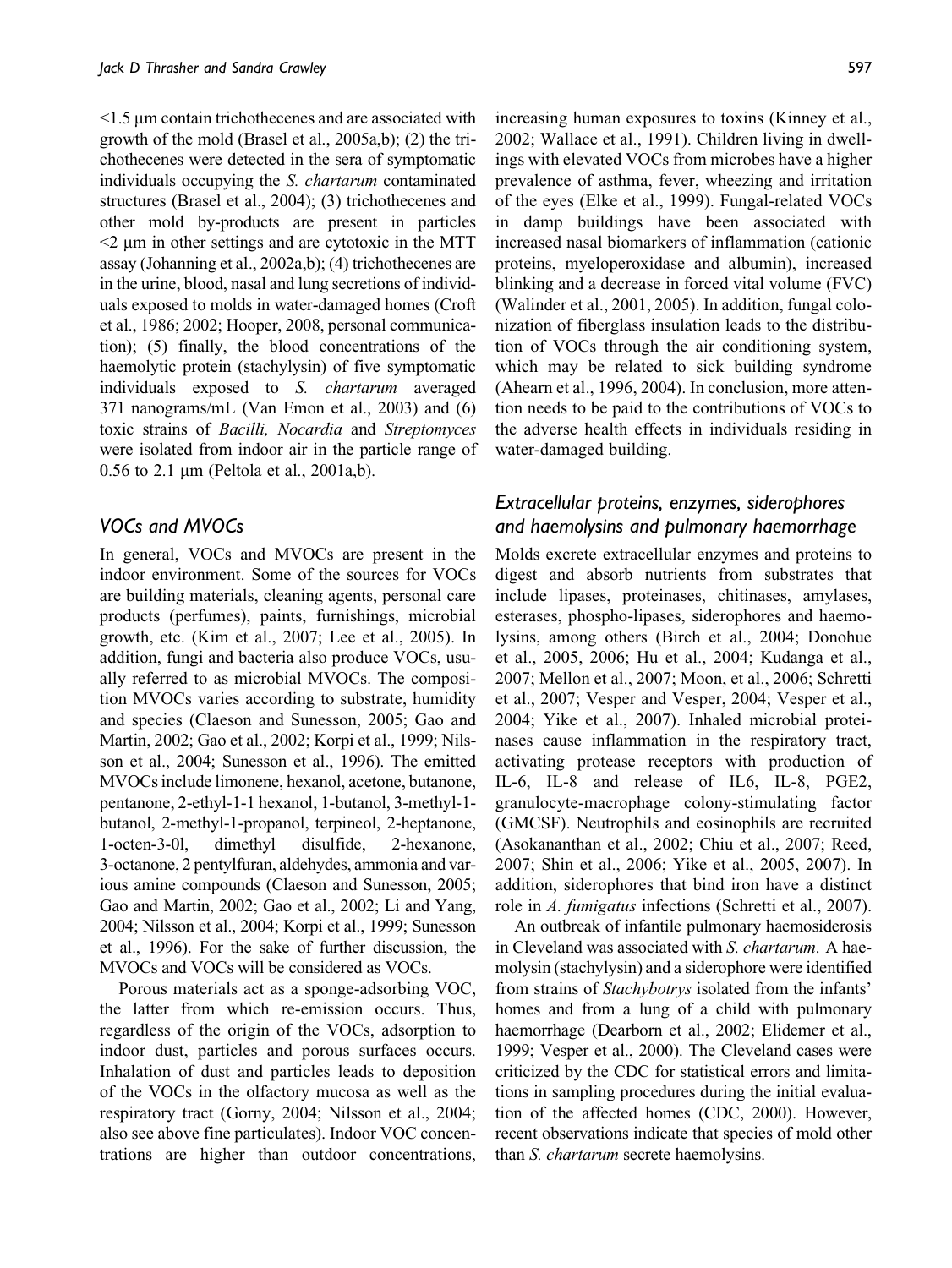<1.5 μm contain trichothecenes and are associated with growth of the mold (Brasel et al., 2005a,b); (2) the trichothecenes were detected in the sera of symptomatic individuals occupying the *S. chartarum* contaminated structures (Brasel et al., 2004); (3) trichothecenes and other mold by-products are present in particles <2 μm in other settings and are cytotoxic in the MTT assay (Johanning et al., 2002a,b); (4) trichothecenes are in the urine, blood, nasal and lung secretions of individuals exposed to molds in water-damaged homes (Croft et al., 1986; 2002; Hooper, 2008, personal communication); (5) finally, the blood concentrations of the haemolytic protein (stachylysin) of five symptomatic individuals exposed to *S. chartarum* averaged 371 nanograms/mL (Van Emon et al., 2003) and (6) toxic strains of *Bacilli, Nocardia* and *Streptomyces* were isolated from indoor air in the particle range of 0.56 to 2.1 μm (Peltola et al., 2001a,b).

## VOCs and MVOCs

In general, VOCs and MVOCs are present in the indoor environment. Some of the sources for VOCs are building materials, cleaning agents, personal care products (perfumes), paints, furnishings, microbial growth, etc. (Kim et al., 2007; Lee et al., 2005). In addition, fungi and bacteria also produce VOCs, usually referred to as microbial MVOCs. The composition MVOCs varies according to substrate, humidity and species (Claeson and Sunesson, 2005; Gao and Martin, 2002; Gao et al., 2002; Korpi et al., 1999; Nilsson et al., 2004; Sunesson et al., 1996). The emitted MVOCs include limonene, hexanol, acetone, butanone, pentanone, 2-ethyl-1-1 hexanol, 1-butanol, 3-methyl-1-butanol, 2-methyl-1-propanol, terpineol, 2-heptanone, 1-octen-3-0l, dimethyl disulfide, 2-hexanone, 3-octanone, 2 pentylfuran, aldehydes, ammonia and various amine compounds (Claeson and Sunesson, 2005; Gao and Martin, 2002; Gao et al., 2002; Li and Yang, 2004; Nilsson et al., 2004; Korpi et al., 1999; Sunesson et al., 1996). For the sake of further discussion, the MVOCs and VOCs will be considered as VOCs.

Porous materials act as a sponge-adsorbing VOC, the latter from which re-emission occurs. Thus, regardless of the origin of the VOCs, adsorption to indoor dust, particles and porous surfaces occurs. Inhalation of dust and particles leads to deposition of the VOCs in the olfactory mucosa as well as the respiratory tract (Gorny, 2004; Nilsson et al., 2004; also see above fine particulates). Indoor VOC concentrations are higher than outdoor concentrations, increasing human exposures to toxins (Kinney et al., 2002; Wallace et al., 1991). Children living in dwellings with elevated VOCs from microbes have a higher prevalence of asthma, fever, wheezing and irritation of the eyes (Elke et al., 1999). Fungal-related VOCs in damp buildings have been associated with increased nasal biomarkers of inflammation (cationic proteins, myeloperoxidase and albumin), increased blinking and a decrease in forced vital volume (FVC) (Walinder et al., 2001, 2005). In addition, fungal colonization of fiberglass insulation leads to the distribution of VOCs through the air conditioning system, which may be related to sick building syndrome (Ahearn et al., 1996, 2004). In conclusion, more attention needs to be paid to the contributions of VOCs to the adverse health effects in individuals residing in water-damaged building.

## Extracellular proteins, enzymes, siderophores and haemolysins and pulmonary haemorrhage

Molds excrete extracellular enzymes and proteins to digest and absorb nutrients from substrates that include lipases, proteinases, chitinases, amylases, esterases, phospho-lipases, siderophores and haemolysins, among others (Birch et al., 2004; Donohue et al., 2005, 2006; Hu et al., 2004; Kudanga et al., 2007; Mellon et al., 2007; Moon, et al., 2006; Schretti et al., 2007; Vesper and Vesper, 2004; Vesper et al., 2004; Yike et al., 2007). Inhaled microbial proteinases cause inflammation in the respiratory tract, activating protease receptors with production of IL-6, IL-8 and release of IL6, IL-8, PGE2, granulocyte-macrophage colony-stimulating factor (GMCSF). Neutrophils and eosinophils are recruited (Asokananthan et al., 2002; Chiu et al., 2007; Reed, 2007; Shin et al., 2006; Yike et al., 2005, 2007). In addition, siderophores that bind iron have a distinct role in *A. fumigatus* infections (Schretti et al., 2007).

An outbreak of infantile pulmonary haemosiderosis in Cleveland was associated with *S. chartarum*. A haemolysin (stachylysin) and a siderophore were identified from strains of *Stachybotrys* isolated from the infants' homes and from a lung of a child with pulmonary haemorrhage (Dearborn et al., 2002; Elidemer et al., 1999; Vesper et al., 2000). The Cleveland cases were criticized by the CDC for statistical errors and limitations in sampling procedures during the initial evaluation of the affected homes (CDC, 2000). However, recent observations indicate that species of mold other than *S. chartarum* secrete haemolysins.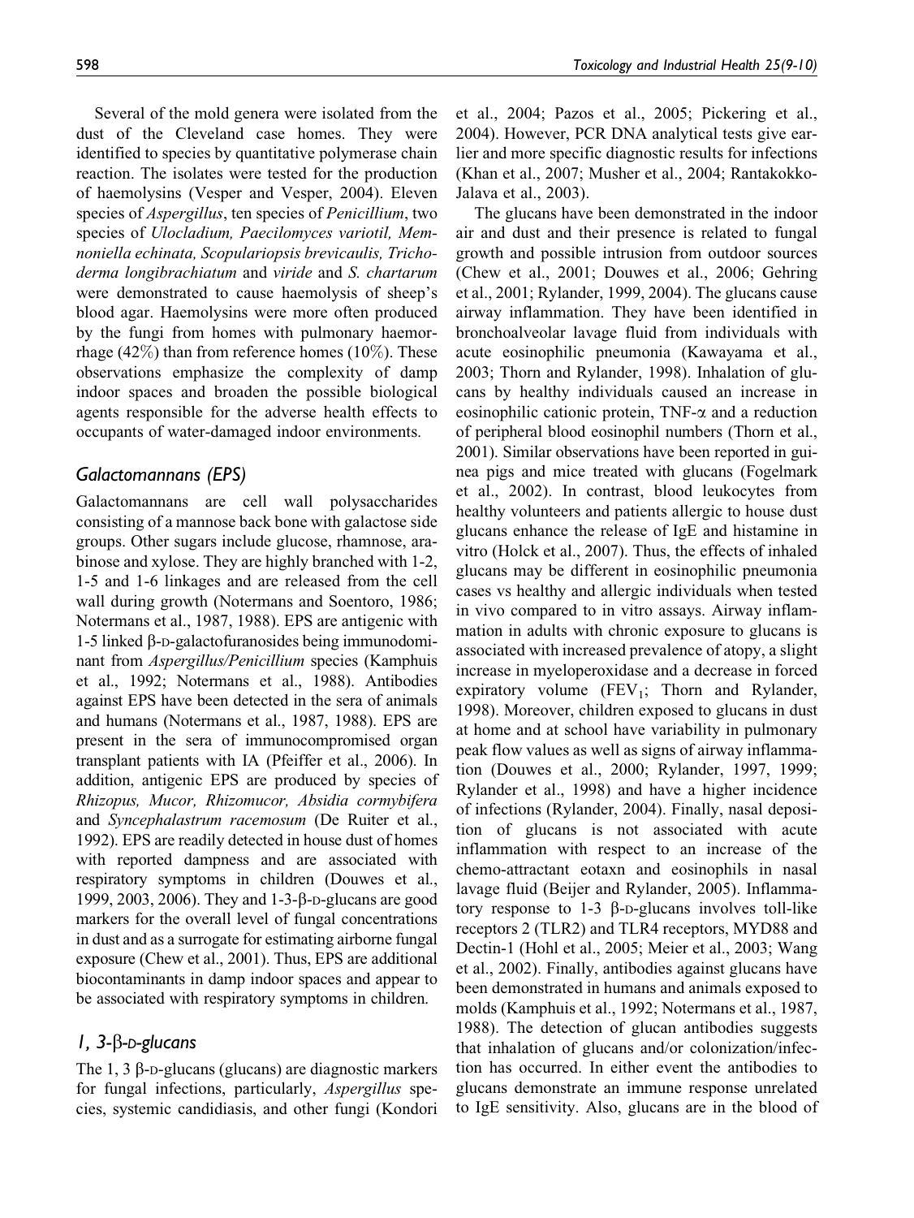Several of the mold genera were isolated from the dust of the Cleveland case homes. They were identified to species by quantitative polymerase chain reaction. The isolates were tested for the production of haemolysins (Vesper and Vesper, 2004). Eleven species of *Aspergillus*, ten species of *Penicillium*, two species of *Ulocladium, Paecilomyces variotil, Memnoniella echinata, Scopulariopsis brevicaulis, Trichoderma longibrachiatum* and *viride* and *S. chartarum* were demonstrated to cause haemolysis of sheep's blood agar. Haemolysins were more often produced by the fungi from homes with pulmonary haemorrhage (42%) than from reference homes (10%). These observations emphasize the complexity of damp indoor spaces and broaden the possible biological agents responsible for the adverse health effects to occupants of water-damaged indoor environments.

## Galactomannans (EPS)

Galactomannans are cell wall polysaccharides consisting of a mannose back bone with galactose side groups. Other sugars include glucose, rhamnose, arabinose and xylose. They are highly branched with 1-2, 1-5 and 1-6 linkages and are released from the cell wall during growth (Notermans and Soentoro, 1986; Notermans et al., 1987, 1988). EPS are antigenic with 1-5 linked β-D-galactofuranosides being immunodominant from *Aspergillus/Penicillium* species (Kamphuis et al., 1992; Notermans et al., 1988). Antibodies against EPS have been detected in the sera of animals and humans (Notermans et al., 1987, 1988). EPS are present in the sera of immunocompromised organ transplant patients with IA (Pfeiffer et al., 2006). In addition, antigenic EPS are produced by species of *Rhizopus, Mucor, Rhizomucor, Absidia cormybifera* and *Syncephalastrum racemosum* (De Ruiter et al., 1992). EPS are readily detected in house dust of homes with reported dampness and are associated with respiratory symptoms in children (Douwes et al., 1999, 2003, 2006). They and 1-3-β-D-glucans are good markers for the overall level of fungal concentrations in dust and as a surrogate for estimating airborne fungal exposure (Chew et al., 2001). Thus, EPS are additional biocontaminants in damp indoor spaces and appear to be associated with respiratory symptoms in children.

## 1, 3-β-D-glucans

The 1, 3 β-D-glucans (glucans) are diagnostic markers for fungal infections, particularly, *Aspergillus* species, systemic candidiasis, and other fungi (Kondori et al., 2004; Pazos et al., 2005; Pickering et al., 2004). However, PCR DNA analytical tests give earlier and more specific diagnostic results for infections (Khan et al., 2007; Musher et al., 2004; Rantakokko-Jalava et al., 2003).

The glucans have been demonstrated in the indoor air and dust and their presence is related to fungal growth and possible intrusion from outdoor sources (Chew et al., 2001; Douwes et al., 2006; Gehring et al., 2001; Rylander, 1999, 2004). The glucans cause airway inflammation. They have been identified in bronchoalveolar lavage fluid from individuals with acute eosinophilic pneumonia (Kawayama et al., 2003; Thorn and Rylander, 1998). Inhalation of glucans by healthy individuals caused an increase in eosinophilic cationic protein, TNF-α and a reduction of peripheral blood eosinophil numbers (Thorn et al., 2001). Similar observations have been reported in guinea pigs and mice treated with glucans (Fogelmark et al., 2002). In contrast, blood leukocytes from healthy volunteers and patients allergic to house dust glucans enhance the release of IgE and histamine in vitro (Holck et al., 2007). Thus, the effects of inhaled glucans may be different in eosinophilic pneumonia cases vs healthy and allergic individuals when tested in vivo compared to in vitro assays. Airway inflammation in adults with chronic exposure to glucans is associated with increased prevalence of atopy, a slight increase in myeloperoxidase and a decrease in forced expiratory volume ($FEV_1$; Thorn and Rylander, 1998). Moreover, children exposed to glucans in dust at home and at school have variability in pulmonary peak flow values as well as signs of airway inflammation (Douwes et al., 2000; Rylander, 1997, 1999; Rylander et al., 1998) and have a higher incidence of infections (Rylander, 2004). Finally, nasal deposition of glucans is not associated with acute inflammation with respect to an increase of the chemo-attractant eotaxn and eosinophils in nasal lavage fluid (Beijer and Rylander, 2005). Inflammatory response to 1-3 β-D-glucans involves toll-like receptors 2 (TLR2) and TLR4 receptors, MYD88 and Dectin-1 (Hohl et al., 2005; Meier et al., 2003; Wang et al., 2002). Finally, antibodies against glucans have been demonstrated in humans and animals exposed to molds (Kamphuis et al., 1992; Notermans et al., 1987, 1988). The detection of glucan antibodies suggests that inhalation of glucans and/or colonization/infection has occurred. In either event the antibodies to glucans demonstrate an immune response unrelated to IgE sensitivity. Also, glucans are in the blood of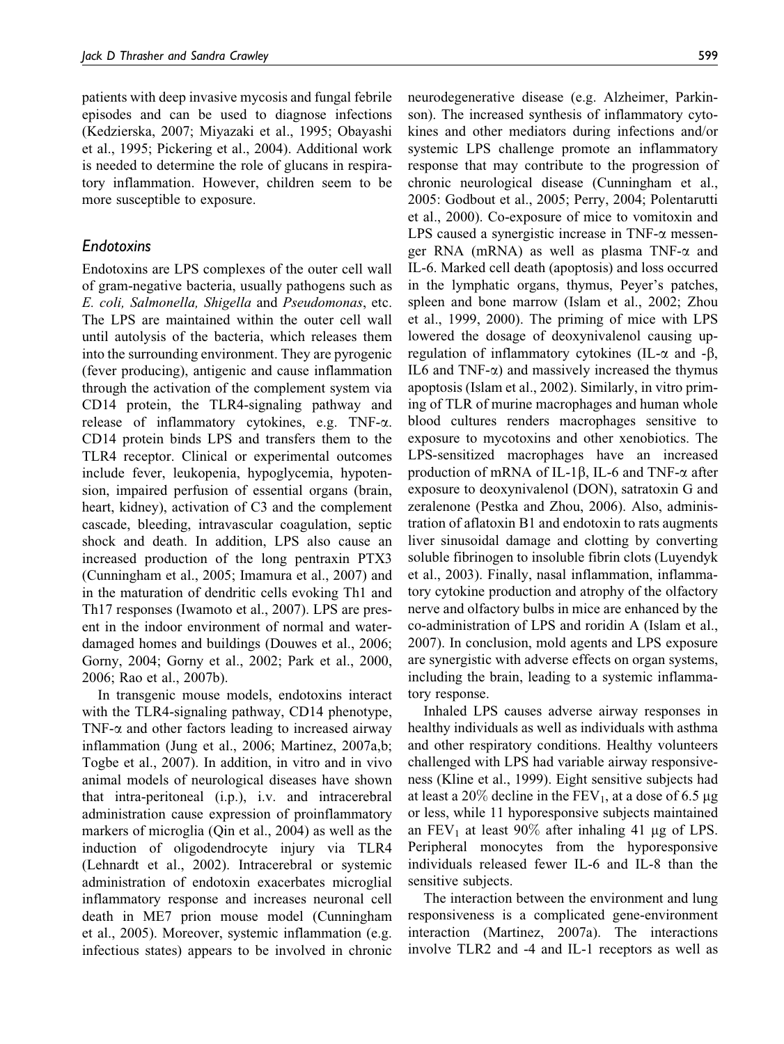patients with deep invasive mycosis and fungal febrile episodes and can be used to diagnose infections (Kedzierska, 2007; Miyazaki et al., 1995; Obayashi et al., 1995; Pickering et al., 2004). Additional work is needed to determine the role of glucans in respiratory inflammation. However, children seem to be more susceptible to exposure.

### *Endotoxins*

Endotoxins are LPS complexes of the outer cell wall of gram-negative bacteria, usually pathogens such as *E. coli, Salmonella, Shigella* and *Pseudomonas*, etc. The LPS are maintained within the outer cell wall until autolysis of the bacteria, which releases them into the surrounding environment. They are pyrogenic (fever producing), antigenic and cause inflammation through the activation of the complement system via CD14 protein, the TLR4-signaling pathway and release of inflammatory cytokines, e.g. TNF-α. CD14 protein binds LPS and transfers them to the TLR4 receptor. Clinical or experimental outcomes include fever, leukopenia, hypoglycemia, hypotension, impaired perfusion of essential organs (brain, heart, kidney), activation of C3 and the complement cascade, bleeding, intravascular coagulation, septic shock and death. In addition, LPS also cause an increased production of the long pentraxin PTX3 (Cunningham et al., 2005; Imamura et al., 2007) and in the maturation of dendritic cells evoking Th1 and Th17 responses (Iwamoto et al., 2007). LPS are present in the indoor environment of normal and water-damaged homes and buildings (Douwes et al., 2006; Gorny, 2004; Gorny et al., 2002; Park et al., 2000, 2006; Rao et al., 2007b).

In transgenic mouse models, endotoxins interact with the TLR4-signaling pathway, CD14 phenotype, TNF-α and other factors leading to increased airway inflammation (Jung et al., 2006; Martinez, 2007a,b; Togbe et al., 2007). In addition, in vitro and in vivo animal models of neurological diseases have shown that intra-peritoneal (i.p.), i.v. and intracerebral administration cause expression of proinflammatory markers of microglia (Qin et al., 2004) as well as the induction of oligodendrocyte injury via TLR4 (Lehnardt et al., 2002). Intracerebral or systemic administration of endotoxin exacerbates microglial inflammatory response and increases neuronal cell death in ME7 prion mouse model (Cunningham et al., 2005). Moreover, systemic inflammation (e.g. infectious states) appears to be involved in chronic neurodegenerative disease (e.g. Alzheimer, Parkinson). The increased synthesis of inflammatory cytokines and other mediators during infections and/or systemic LPS challenge promote an inflammatory response that may contribute to the progression of chronic neurological disease (Cunningham et al., 2005: Godbout et al., 2005; Perry, 2004; Polentarutti et al., 2000). Co-exposure of mice to vomitoxin and LPS caused a synergistic increase in TNF-α messenger RNA (mRNA) as well as plasma TNF-α and IL-6. Marked cell death (apoptosis) and loss occurred in the lymphatic organs, thymus, Peyer's patches, spleen and bone marrow (Islam et al., 2002; Zhou et al., 1999, 2000). The priming of mice with LPS lowered the dosage of deoxynivalenol causing up-regulation of inflammatory cytokines (IL-α and -β, IL6 and TNF-α) and massively increased the thymus apoptosis (Islam et al., 2002). Similarly, in vitro priming of TLR of murine macrophages and human whole blood cultures renders macrophages sensitive to exposure to mycotoxins and other xenobiotics. The LPS-sensitized macrophages have an increased production of mRNA of IL-1β, IL-6 and TNF-α after exposure to deoxynivalenol (DON), satratoxin G and zeralenone (Pestka and Zhou, 2006). Also, administration of aflatoxin B1 and endotoxin to rats augments liver sinusoidal damage and clotting by converting soluble fibrinogen to insoluble fibrin clots (Luyendyk et al., 2003). Finally, nasal inflammation, inflammatory cytokine production and atrophy of the olfactory nerve and olfactory bulbs in mice are enhanced by the co-administration of LPS and roridin A (Islam et al., 2007). In conclusion, mold agents and LPS exposure are synergistic with adverse effects on organ systems, including the brain, leading to a systemic inflammatory response.

Inhaled LPS causes adverse airway responses in healthy individuals as well as individuals with asthma and other respiratory conditions. Healthy volunteers challenged with LPS had variable airway responsiveness (Kline et al., 1999). Eight sensitive subjects had at least a 20% decline in the $FEV_1$, at a dose of 6.5 μg or less, while 11 hyporesponsive subjects maintained an $FEV_1$ at least 90% after inhaling 41 μg of LPS. Peripheral monocytes from the hyporesponsive individuals released fewer IL-6 and IL-8 than the sensitive subjects.

The interaction between the environment and lung responsiveness is a complicated gene-environment interaction (Martinez, 2007a). The interactions involve TLR2 and -4 and IL-1 receptors as well as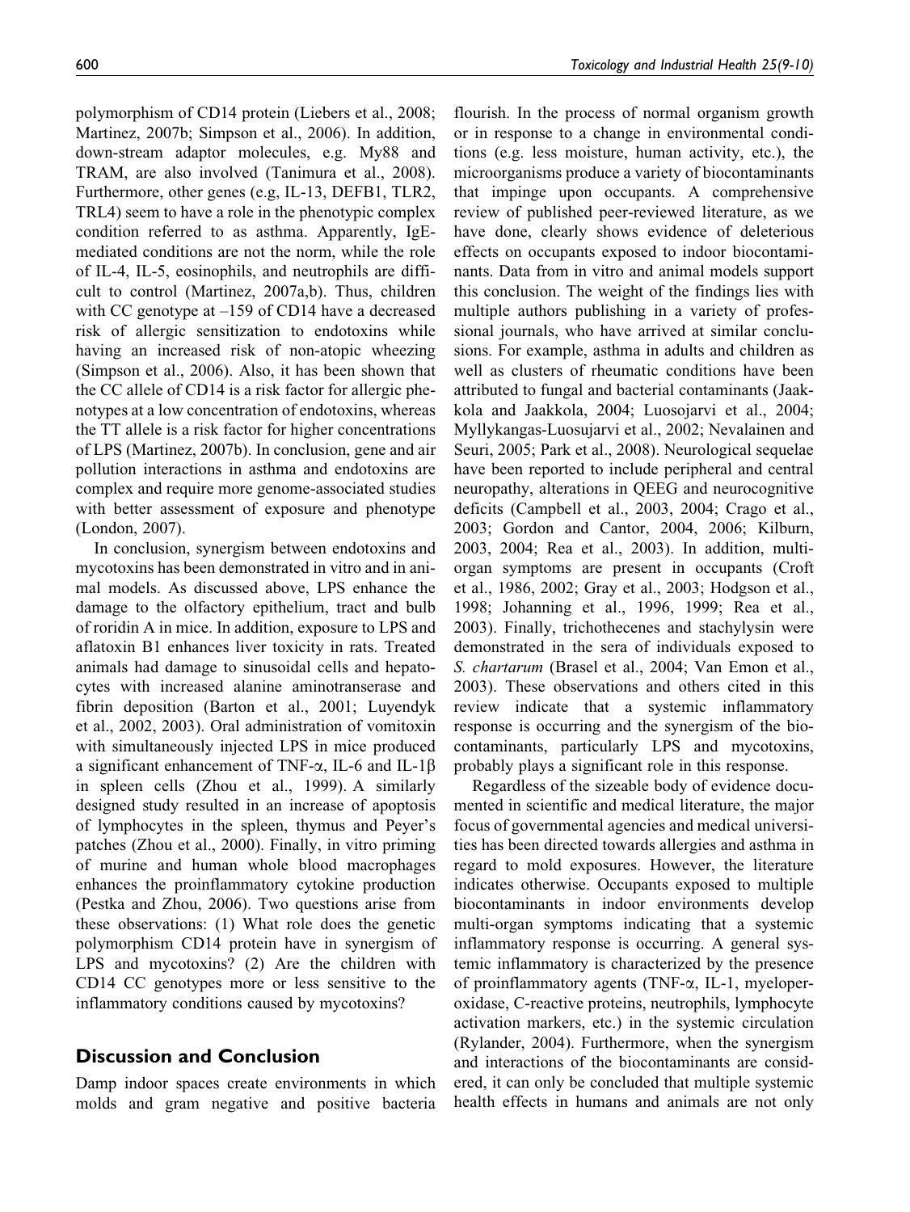polymorphism of CD14 protein (Liebers et al., 2008; Martinez, 2007b; Simpson et al., 2006). In addition, down-stream adaptor molecules, e.g. My88 and TRAM, are also involved (Tanimura et al., 2008). Furthermore, other genes (e.g, IL-13, DEFB1, TLR2, TRL4) seem to have a role in the phenotypic complex condition referred to as asthma. Apparently, IgE-mediated conditions are not the norm, while the role of IL-4, IL-5, eosinophils, and neutrophils are difficult to control (Martinez, 2007a,b). Thus, children with CC genotype at –159 of CD14 have a decreased risk of allergic sensitization to endotoxins while having an increased risk of non-atopic wheezing (Simpson et al., 2006). Also, it has been shown that the CC allele of CD14 is a risk factor for allergic phenotypes at a low concentration of endotoxins, whereas the TT allele is a risk factor for higher concentrations of LPS (Martinez, 2007b). In conclusion, gene and air pollution interactions in asthma and endotoxins are complex and require more genome-associated studies with better assessment of exposure and phenotype (London, 2007).

In conclusion, synergism between endotoxins and mycotoxins has been demonstrated in vitro and in animal models. As discussed above, LPS enhance the damage to the olfactory epithelium, tract and bulb of roridin A in mice. In addition, exposure to LPS and aflatoxin B1 enhances liver toxicity in rats. Treated animals had damage to sinusoidal cells and hepatocytes with increased alanine aminotranserase and fibrin deposition (Barton et al., 2001; Luyendyk et al., 2002, 2003). Oral administration of vomitoxin with simultaneously injected LPS in mice produced a significant enhancement of TNF-$\alpha$, IL-6 and IL-1$\beta$ in spleen cells (Zhou et al., 1999). A similarly designed study resulted in an increase of apoptosis of lymphocytes in the spleen, thymus and Peyer's patches (Zhou et al., 2000). Finally, in vitro priming of murine and human whole blood macrophages enhances the proinflammatory cytokine production (Pestka and Zhou, 2006). Two questions arise from these observations: (1) What role does the genetic polymorphism CD14 protein have in synergism of LPS and mycotoxins? (2) Are the children with CD14 CC genotypes more or less sensitive to the inflammatory conditions caused by mycotoxins?

## Discussion and Conclusion

Damp indoor spaces create environments in which molds and gram negative and positive bacteria flourish. In the process of normal organism growth or in response to a change in environmental conditions (e.g. less moisture, human activity, etc.), the microorganisms produce a variety of biocontaminants that impinge upon occupants. A comprehensive review of published peer-reviewed literature, as we have done, clearly shows evidence of deleterious effects on occupants exposed to indoor biocontaminants. Data from in vitro and animal models support this conclusion. The weight of the findings lies with multiple authors publishing in a variety of professional journals, who have arrived at similar conclusions. For example, asthma in adults and children as well as clusters of rheumatic conditions have been attributed to fungal and bacterial contaminants (Jaakkola and Jaakkola, 2004; Luosojarvi et al., 2004; Myllykangas-Luosujarvi et al., 2002; Nevalainen and Seuri, 2005; Park et al., 2008). Neurological sequelae have been reported to include peripheral and central neuropathy, alterations in QEEG and neurocognitive deficits (Campbell et al., 2003, 2004; Crago et al., 2003; Gordon and Cantor, 2004, 2006; Kilburn, 2003, 2004; Rea et al., 2003). In addition, multi-organ symptoms are present in occupants (Croft et al., 1986, 2002; Gray et al., 2003; Hodgson et al., 1998; Johanning et al., 1996, 1999; Rea et al., 2003). Finally, trichothecenes and stachylysin were demonstrated in the sera of individuals exposed to *S. chartarum* (Brasel et al., 2004; Van Emon et al., 2003). These observations and others cited in this review indicate that a systemic inflammatory response is occurring and the synergism of the biocontaminants, particularly LPS and mycotoxins, probably plays a significant role in this response.

Regardless of the sizeable body of evidence documented in scientific and medical literature, the major focus of governmental agencies and medical universities has been directed towards allergies and asthma in regard to mold exposures. However, the literature indicates otherwise. Occupants exposed to multiple biocontaminants in indoor environments develop multi-organ symptoms indicating that a systemic inflammatory response is occurring. A general systemic inflammatory is characterized by the presence of proinflammatory agents (TNF-$\alpha$, IL-1, myeloperoxidase, C-reactive proteins, neutrophils, lymphocyte activation markers, etc.) in the systemic circulation (Rylander, 2004). Furthermore, when the synergism and interactions of the biocontaminants are considered, it can only be concluded that multiple systemic health effects in humans and animals are not only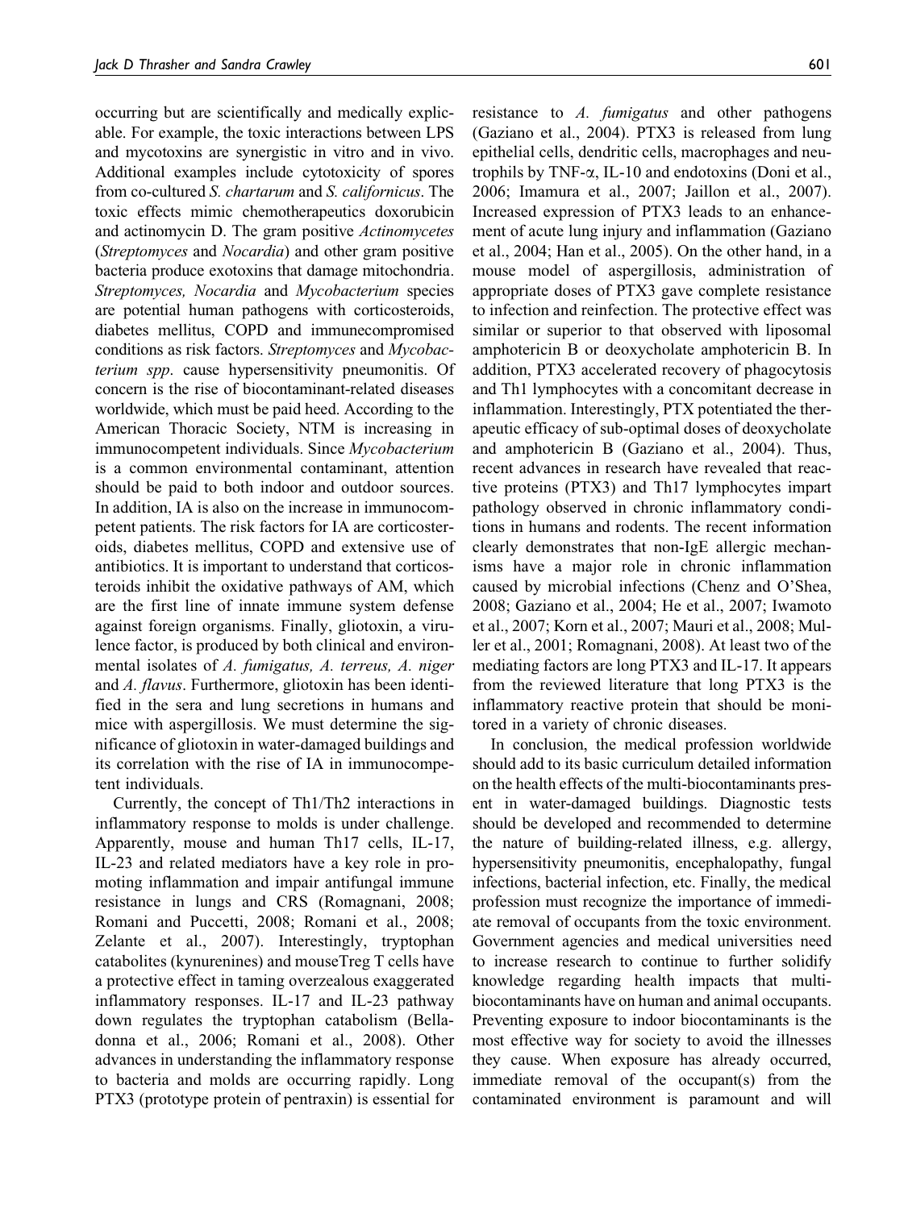occurring but are scientifically and medically explicable. For example, the toxic interactions between LPS and mycotoxins are synergistic in vitro and in vivo. Additional examples include cytotoxicity of spores from co-cultured *S. chartarum* and *S. californicus*. The toxic effects mimic chemotherapeutics doxorubicin and actinomycin D. The gram positive *Actinomycetes* (*Streptomyces* and *Nocardia*) and other gram positive bacteria produce exotoxins that damage mitochondria. *Streptomyces, Nocardia* and *Mycobacterium* species are potential human pathogens with corticosteroids, diabetes mellitus, COPD and immunecompromised conditions as risk factors. *Streptomyces* and *Mycobacterium spp*. cause hypersensitivity pneumonitis. Of concern is the rise of biocontaminant-related diseases worldwide, which must be paid heed. According to the American Thoracic Society, NTM is increasing in immunocompetent individuals. Since *Mycobacterium* is a common environmental contaminant, attention should be paid to both indoor and outdoor sources. In addition, IA is also on the increase in immunocompetent patients. The risk factors for IA are corticosteroids, diabetes mellitus, COPD and extensive use of antibiotics. It is important to understand that corticosteroids inhibit the oxidative pathways of AM, which are the first line of innate immune system defense against foreign organisms. Finally, gliotoxin, a virulence factor, is produced by both clinical and environmental isolates of *A. fumigatus, A. terreus, A. niger* and *A. flavus*. Furthermore, gliotoxin has been identified in the sera and lung secretions in humans and mice with aspergillosis. We must determine the significance of gliotoxin in water-damaged buildings and its correlation with the rise of IA in immunocompetent individuals.

Currently, the concept of Th1/Th2 interactions in inflammatory response to molds is under challenge. Apparently, mouse and human Th17 cells, IL-17, IL-23 and related mediators have a key role in promoting inflammation and impair antifungal immune resistance in lungs and CRS (Romagnani, 2008; Romani and Puccetti, 2008; Romani et al., 2008; Zelante et al., 2007). Interestingly, tryptophan catabolites (kynurenines) and mouseTreg T cells have a protective effect in taming overzealous exaggerated inflammatory responses. IL-17 and IL-23 pathway down regulates the tryptophan catabolism (Belladonna et al., 2006; Romani et al., 2008). Other advances in understanding the inflammatory response to bacteria and molds are occurring rapidly. Long PTX3 (prototype protein of pentraxin) is essential for resistance to *A. fumigatus* and other pathogens (Gaziano et al., 2004). PTX3 is released from lung epithelial cells, dendritic cells, macrophages and neutrophils by TNF-$\alpha$, IL-10 and endotoxins (Doni et al., 2006; Imamura et al., 2007; Jaillon et al., 2007). Increased expression of PTX3 leads to an enhancement of acute lung injury and inflammation (Gaziano et al., 2004; Han et al., 2005). On the other hand, in a mouse model of aspergillosis, administration of appropriate doses of PTX3 gave complete resistance to infection and reinfection. The protective effect was similar or superior to that observed with liposomal amphotericin B or deoxycholate amphotericin B. In addition, PTX3 accelerated recovery of phagocytosis and Th1 lymphocytes with a concomitant decrease in inflammation. Interestingly, PTX potentiated the therapeutic efficacy of sub-optimal doses of deoxycholate and amphotericin B (Gaziano et al., 2004). Thus, recent advances in research have revealed that reactive proteins (PTX3) and Th17 lymphocytes impart pathology observed in chronic inflammatory conditions in humans and rodents. The recent information clearly demonstrates that non-IgE allergic mechanisms have a major role in chronic inflammation caused by microbial infections (Chenz and O'Shea, 2008; Gaziano et al., 2004; He et al., 2007; Iwamoto et al., 2007; Korn et al., 2007; Mauri et al., 2008; Muller et al., 2001; Romagnani, 2008). At least two of the mediating factors are long PTX3 and IL-17. It appears from the reviewed literature that long PTX3 is the inflammatory reactive protein that should be monitored in a variety of chronic diseases.

In conclusion, the medical profession worldwide should add to its basic curriculum detailed information on the health effects of the multi-biocontaminants present in water-damaged buildings. Diagnostic tests should be developed and recommended to determine the nature of building-related illness, e.g. allergy, hypersensitivity pneumonitis, encephalopathy, fungal infections, bacterial infection, etc. Finally, the medical profession must recognize the importance of immediate removal of occupants from the toxic environment. Government agencies and medical universities need to increase research to continue to further solidify knowledge regarding health impacts that multi-biocontaminants have on human and animal occupants. Preventing exposure to indoor biocontaminants is the most effective way for society to avoid the illnesses they cause. When exposure has already occurred, immediate removal of the occupant(s) from the contaminated environment is paramount and will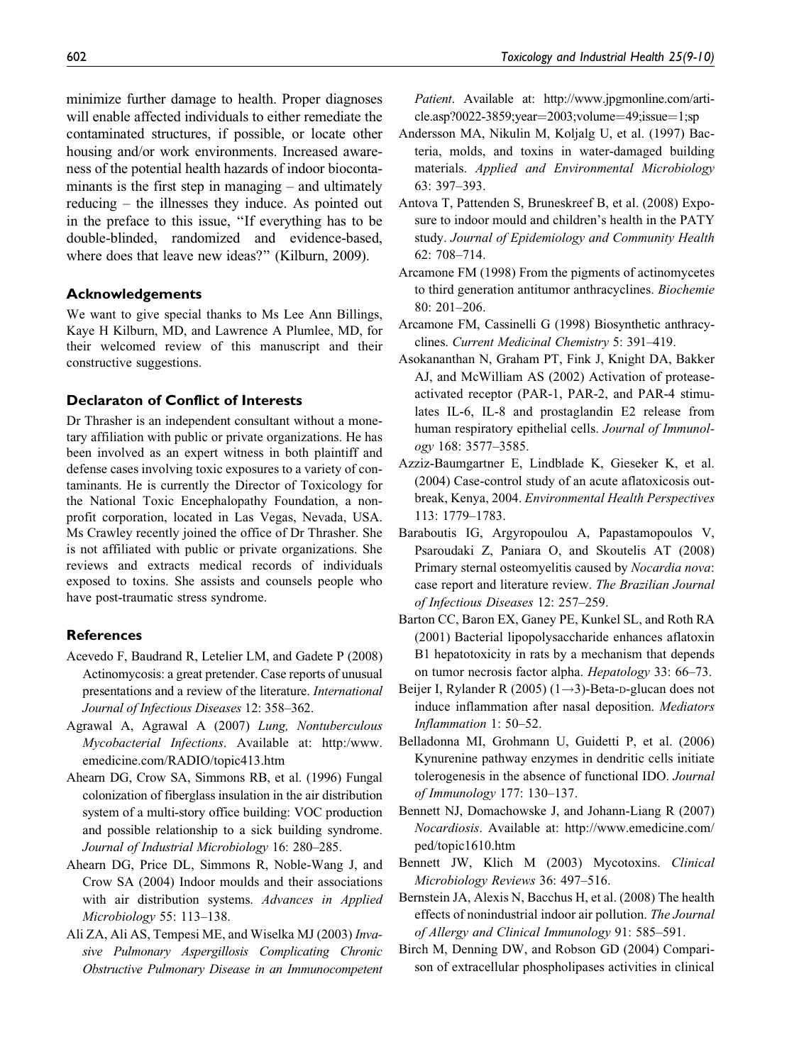minimize further damage to health. Proper diagnoses will enable affected individuals to either remediate the contaminated structures, if possible, or locate other housing and/or work environments. Increased awareness of the potential health hazards of indoor biocontaminants is the first step in managing – and ultimately reducing – the illnesses they induce. As pointed out in the preface to this issue, "If everything has to be double-blinded, randomized and evidence-based, where does that leave new ideas?" (Kilburn, 2009).

## Acknowledgements

We want to give special thanks to Ms Lee Ann Billings, Kaye H Kilburn, MD, and Lawrence A Plumlee, MD, for their welcomed review of this manuscript and their constructive suggestions.

## Declaraton of Conflict of Interests

Dr Thrasher is an independent consultant without a monetary affiliation with public or private organizations. He has been involved as an expert witness in both plaintiff and defense cases involving toxic exposures to a variety of contaminants. He is currently the Director of Toxicology for the National Toxic Encephalopathy Foundation, a non-profit corporation, located in Las Vegas, Nevada, USA. Ms Crawley recently joined the office of Dr Thrasher. She is not affiliated with public or private organizations. She reviews and extracts medical records of individuals exposed to toxins. She assists and counsels people who have post-traumatic stress syndrome.

## References

Acevedo F, Baudrand R, Letelier LM, and Gadete P (2008) Actinomycosis: a great pretender. Case reports of unusual presentations and a review of the literature. *International Journal of Infectious Diseases* 12: 358–362.

Agrawal A, Agrawal A (2007) *Lung, Nontuberculous Mycobacterial Infections*. Available at: http:/www.emedicine.com/RADIO/topic413.htm

Ahearn DG, Crow SA, Simmons RB, et al. (1996) Fungal colonization of fiberglass insulation in the air distribution system of a multi-story office building: VOC production and possible relationship to a sick building syndrome. *Journal of Industrial Microbiology* 16: 280–285.

Ahearn DG, Price DL, Simmons R, Noble-Wang J, and Crow SA (2004) Indoor moulds and their associations with air distribution systems. *Advances in Applied Microbiology* 55: 113–138.

Ali ZA, Ali AS, Tempesi ME, and Wiselka MJ (2003) *Invasive Pulmonary Aspergillosis Complicating Chronic Obstructive Pulmonary Disease in an Immunocompetent Patient*. Available at: http://www.jpgmonline.com/article.asp?0022-3859;year=2003;volume=49;issue=1;sp

Andersson MA, Nikulin M, Koljalg U, et al. (1997) Bacteria, molds, and toxins in water-damaged building materials. *Applied and Environmental Microbiology* 63: 397–393.

Antova T, Pattenden S, Bruneskreef B, et al. (2008) Exposure to indoor mould and children's health in the PATY study. *Journal of Epidemiology and Community Health* 62: 708–714.

Arcamone FM (1998) From the pigments of actinomycetes to third generation antitumor anthracyclines. *Biochemie* 80: 201–206.

Arcamone FM, Cassinelli G (1998) Biosynthetic anthracyclines. *Current Medicinal Chemistry* 5: 391–419.

Asokananthan N, Graham PT, Fink J, Knight DA, Bakker AJ, and McWilliam AS (2002) Activation of protease-activated receptor (PAR-1, PAR-2, and PAR-4 stimulates IL-6, IL-8 and prostaglandin E2 release from human respiratory epithelial cells. *Journal of Immunology* 168: 3577–3585.

Azziz-Baumgartner E, Lindblade K, Gieseker K, et al. (2004) Case-control study of an acute aflatoxicosis outbreak, Kenya, 2004. *Environmental Health Perspectives* 113: 1779–1783.

Baraboutis IG, Argyropoulou A, Papastamopoulos V, Psaroudaki Z, Paniara O, and Skoutelis AT (2008) Primary sternal osteomyelitis caused by *Nocardia nova*: case report and literature review. *The Brazilian Journal of Infectious Diseases* 12: 257–259.

Barton CC, Baron EX, Ganey PE, Kunkel SL, and Roth RA (2001) Bacterial lipopolysaccharide enhances aflatoxin B1 hepatotoxicity in rats by a mechanism that depends on tumor necrosis factor alpha. *Hepatology* 33: 66–73.

Beijer I, Rylander R (2005) (1→3)-Beta-D-glucan does not induce inflammation after nasal deposition. *Mediators Inflammation* 1: 50–52.

Belladonna MI, Grohmann U, Guidetti P, et al. (2006) Kynurenine pathway enzymes in dendritic cells initiate tolerogenesis in the absence of functional IDO. *Journal of Immunology* 177: 130–137.

Bennett NJ, Domachowske J, and Johann-Liang R (2007) *Nocardiosis*. Available at: http://www.emedicine.com/ped/topic1610.htm

Bennett JW, Klich M (2003) Mycotoxins. *Clinical Microbiology Reviews* 36: 497–516.

Bernstein JA, Alexis N, Bacchus H, et al. (2008) The health effects of nonindustrial indoor air pollution. *The Journal of Allergy and Clinical Immunology* 91: 585–591.

Birch M, Denning DW, and Robson GD (2004) Comparison of extracellular phospholipases activities in clinical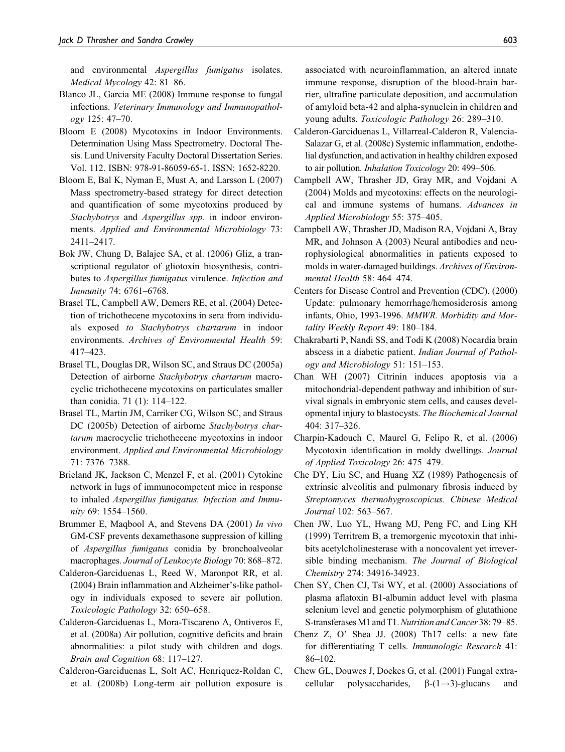and environmental *Aspergillus fumigatus* isolates. *Medical Mycology* 42: 81–86.

Blanco JL, Garcia ME (2008) Immune response to fungal infections. *Veterinary Immunology and Immunopathology* 125: 47–70.

Bloom E (2008) Mycotoxins in Indoor Environments. Determination Using Mass Spectrometry. Doctoral Thesis. Lund University Faculty Doctoral Dissertation Series. Vol. 112. ISBN: 978-91-86059-65-1. ISSN: 1652-8220.

Bloom E, Bal K, Nyman E, Must A, and Larsson L (2007) Mass spectrometry-based strategy for direct detection and quantification of some mycotoxins produced by *Stachybotrys* and *Aspergillus spp*. in indoor environments. *Applied and Environmental Microbiology* 73: 2411–2417.

Bok JW, Chung D, Balajee SA, et al. (2006) Gliz, a transcriptional regulator of gliotoxin biosynthesis, contributes to *Aspergillus fumigatus* virulence. *Infection and Immunity* 74: 6761–6768.

Brasel TL, Campbell AW, Demers RE, et al. (2004) Detection of trichothecene mycotoxins in sera from individuals exposed *to Stachybotrys chartarum* in indoor environments. *Archives of Environmental Health* 59: 417–423.

Brasel TL, Douglas DR, Wilson SC, and Straus DC (2005a) Detection of airborne *Stachybotrys chartarum* macrocyclic trichothecene mycotoxins on particulates smaller than conidia. 71 (1): 114–122.

Brasel TL, Martin JM, Carriker CG, Wilson SC, and Straus DC (2005b) Detection of airborne *Stachybotrys chartarum* macrocyclic trichothecene mycotoxins in indoor environment. *Applied and Environmental Microbiology* 71: 7376–7388.

Brieland JK, Jackson C, Menzel F, et al. (2001) Cytokine network in lugs of immunocompetent mice in response to inhaled *Aspergillus fumigatus. Infection and Immunity* 69: 1554–1560.

Brummer E, Maqbool A, and Stevens DA (2001) *In vivo* GM-CSF prevents dexamethasone suppression of killing of *Aspergillus fumigatus* conidia by bronchoalveolar macrophages. *Journal of Leukocyte Biology* 70: 868–872.

Calderon-Garciduenas L, Reed W, Maronpot RR, et al. (2004) Brain inflammation and Alzheimer's-like pathology in individuals exposed to severe air pollution. *Toxicologic Pathology* 32: 650–658.

Calderon-Garciduenas L, Mora-Tiscareno A, Ontiveros E, et al. (2008a) Air pollution, cognitive deficits and brain abnormalities: a pilot study with children and dogs. *Brain and Cognition* 68: 117–127.

Calderon-Garciduenas L, Solt AC, Henriquez-Roldan C, et al. (2008b) Long-term air pollution exposure is associated with neuroinflammation, an altered innate immune response, disruption of the blood-brain barrier, ultrafine particulate deposition, and accumulation of amyloid beta-42 and alpha-synuclein in children and young adults. *Toxicologic Pathology* 26: 289–310.

Calderon-Garciduenas L, Villarreal-Calderon R, Valencia-Salazar G, et al. (2008c) Systemic inflammation, endothelial dysfunction, and activation in healthy children exposed to air pollution. *Inhalation Toxicology* 20: 499–506.

Campbell AW, Thrasher JD, Gray MR, and Vojdani A (2004) Molds and mycotoxins: effects on the neurological and immune systems of humans. *Advances in Applied Microbiology* 55: 375–405.

Campbell AW, Thrasher JD, Madison RA, Vojdani A, Bray MR, and Johnson A (2003) Neural antibodies and neurophysiological abnormalities in patients exposed to molds in water-damaged buildings. *Archives of Environmental Health* 58: 464–474.

Centers for Disease Control and Prevention (CDC). (2000) Update: pulmonary hemorrhage/hemosiderosis among infants, Ohio, 1993-1996. *MMWR. Morbidity and Mortality Weekly Report* 49: 180–184.

Chakrabarti P, Nandi SS, and Todi K (2008) Nocardia brain abscess in a diabetic patient. *Indian Journal of Pathology and Microbiology* 51: 151–153.

Chan WH (2007) Citrinin induces apoptosis via a mitochondrial-dependent pathway and inhibition of survival signals in embryonic stem cells, and causes developmental injury to blastocysts. *The Biochemical Journal* 404: 317–326.

Charpin-Kadouch C, Maurel G, Felipo R, et al. (2006) Mycotoxin identification in moldy dwellings. *Journal of Applied Toxicology* 26: 475–479.

Che DY, Liu SC, and Huang XZ (1989) Pathogenesis of extrinsic alveolitis and pulmonary fibrosis induced by *Streptomyces thermohygroscopicus. Chinese Medical Journal* 102: 563–567.

Chen JW, Luo YL, Hwang MJ, Peng FC, and Ling KH (1999) Territrem B, a tremorgenic mycotoxin that inhibits acetylcholinesterase with a noncovalent yet irreversible binding mechanism. *The Journal of Biological Chemistry* 274: 34916-34923.

Chen SY, Chen CJ, Tsi WY, et al. (2000) Associations of plasma aflatoxin B1-albumin adduct level with plasma selenium level and genetic polymorphism of glutathione S-transferases M1 and T1. *Nutrition and Cancer* 38: 79–85.

Chenz Z, O' Shea JJ. (2008) Th17 cells: a new fate for differentiating T cells. *Immunologic Research* 41: 86–102.

Chew GL, Douwes J, Doekes G, et al. (2001) Fungal extracellular polysaccharides, β-(1→3)-glucans and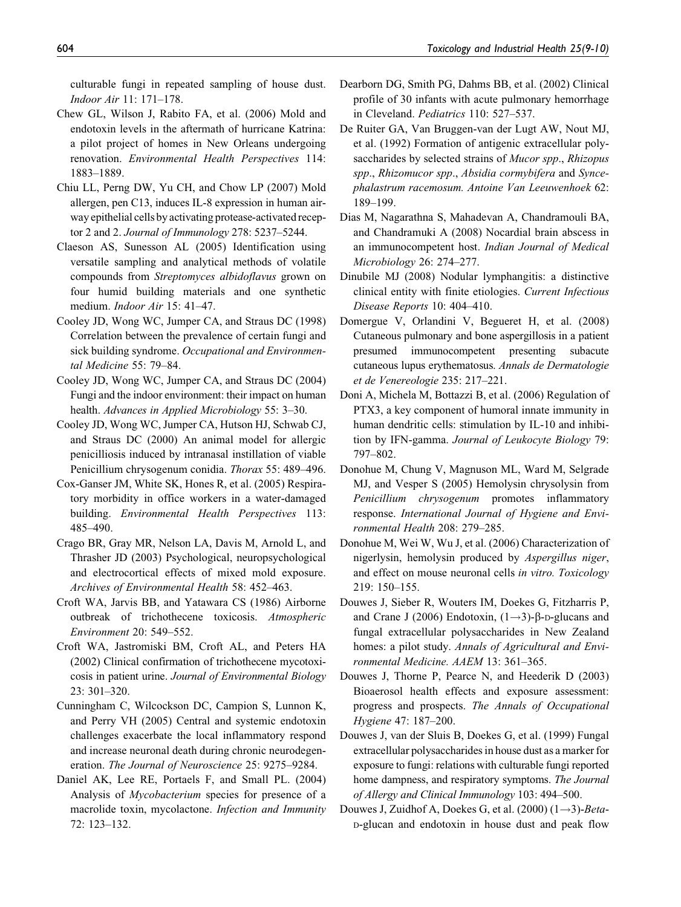culturable fungi in repeated sampling of house dust. *Indoor Air* 11: 171–178.

Chew GL, Wilson J, Rabito FA, et al. (2006) Mold and endotoxin levels in the aftermath of hurricane Katrina: a pilot project of homes in New Orleans undergoing renovation. *Environmental Health Perspectives* 114: 1883–1889.

Chiu LL, Perng DW, Yu CH, and Chow LP (2007) Mold allergen, pen C13, induces IL-8 expression in human airway epithelial cells by activating protease-activated receptor 2 and 2. *Journal of Immunology* 278: 5237–5244.

Claeson AS, Sunesson AL (2005) Identification using versatile sampling and analytical methods of volatile compounds from *Streptomyces albidoflavus* grown on four humid building materials and one synthetic medium. *Indoor Air* 15: 41–47.

Cooley JD, Wong WC, Jumper CA, and Straus DC (1998) Correlation between the prevalence of certain fungi and sick building syndrome. *Occupational and Environmental Medicine* 55: 79–84.

Cooley JD, Wong WC, Jumper CA, and Straus DC (2004) Fungi and the indoor environment: their impact on human health. *Advances in Applied Microbiology* 55: 3–30.

Cooley JD, Wong WC, Jumper CA, Hutson HJ, Schwab CJ, and Straus DC (2000) An animal model for allergic penicilliosis induced by intranasal instillation of viable Penicillium chrysogenum conidia. *Thorax* 55: 489–496.

Cox-Ganser JM, White SK, Hones R, et al. (2005) Respiratory morbidity in office workers in a water-damaged building. *Environmental Health Perspectives* 113: 485–490.

Crago BR, Gray MR, Nelson LA, Davis M, Arnold L, and Thrasher JD (2003) Psychological, neuropsychological and electrocortical effects of mixed mold exposure. *Archives of Environmental Health* 58: 452–463.

Croft WA, Jarvis BB, and Yatawara CS (1986) Airborne outbreak of trichothecene toxicosis. *Atmospheric Environment* 20: 549–552.

Croft WA, Jastromiski BM, Croft AL, and Peters HA (2002) Clinical confirmation of trichothecene mycotoxicosis in patient urine. *Journal of Environmental Biology* 23: 301–320.

Cunningham C, Wilcockson DC, Campion S, Lunnon K, and Perry VH (2005) Central and systemic endotoxin challenges exacerbate the local inflammatory respond and increase neuronal death during chronic neurodegeneration. *The Journal of Neuroscience* 25: 9275–9284.

Daniel AK, Lee RE, Portaels F, and Small PL. (2004) Analysis of *Mycobacterium* species for presence of a macrolide toxin, mycolactone. *Infection and Immunity* 72: 123–132.

Dearborn DG, Smith PG, Dahms BB, et al. (2002) Clinical profile of 30 infants with acute pulmonary hemorrhage in Cleveland. *Pediatrics* 110: 527–537.

De Ruiter GA, Van Bruggen-van der Lugt AW, Nout MJ, et al. (1992) Formation of antigenic extracellular polysaccharides by selected strains of *Mucor spp*., *Rhizopus spp*., *Rhizomucor spp*., *Absidia cormybifera* and *Syncephalastrum racemosum. Antoine Van Leeuwenhoek* 62: 189–199.

Dias M, Nagarathna S, Mahadevan A, Chandramouli BA, and Chandramuki A (2008) Nocardial brain abscess in an immunocompetent host. *Indian Journal of Medical Microbiology* 26: 274–277.

Dinubile MJ (2008) Nodular lymphangitis: a distinctive clinical entity with finite etiologies. *Current Infectious Disease Reports* 10: 404–410.

Domergue V, Orlandini V, Begueret H, et al. (2008) Cutaneous pulmonary and bone aspergillosis in a patient presumed immunocompetent presenting subacute cutaneous lupus erythematosus. *Annals de Dermatologie et de Venereologie* 235: 217–221.

Doni A, Michela M, Bottazzi B, et al. (2006) Regulation of PTX3, a key component of humoral innate immunity in human dendritic cells: stimulation by IL-10 and inhibition by IFN-gamma. *Journal of Leukocyte Biology* 79: 797–802.

Donohue M, Chung V, Magnuson ML, Ward M, Selgrade MJ, and Vesper S (2005) Hemolysin chrysolysin from *Penicillium chrysogenum* promotes inflammatory response. *International Journal of Hygiene and Environmental Health* 208: 279–285.

Donohue M, Wei W, Wu J, et al. (2006) Characterization of nigerlysin, hemolysin produced by *Aspergillus niger*, and effect on mouse neuronal cells *in vitro. Toxicology* 219: 150–155.

Douwes J, Sieber R, Wouters IM, Doekes G, Fitzharris P, and Crane J (2006) Endotoxin, (1→3)-β-D-glucans and fungal extracellular polysaccharides in New Zealand homes: a pilot study. *Annals of Agricultural and Environmental Medicine. AAEM* 13: 361–365.

Douwes J, Thorne P, Pearce N, and Heederik D (2003) Bioaerosol health effects and exposure assessment: progress and prospects. *The Annals of Occupational Hygiene* 47: 187–200.

Douwes J, van der Sluis B, Doekes G, et al. (1999) Fungal extracellular polysaccharides in house dust as a marker for exposure to fungi: relations with culturable fungi reported home dampness, and respiratory symptoms. *The Journal of Allergy and Clinical Immunology* 103: 494–500.

Douwes J, Zuidhof A, Doekes G, et al. (2000) (1→3)-*Beta*-D-glucan and endotoxin in house dust and peak flow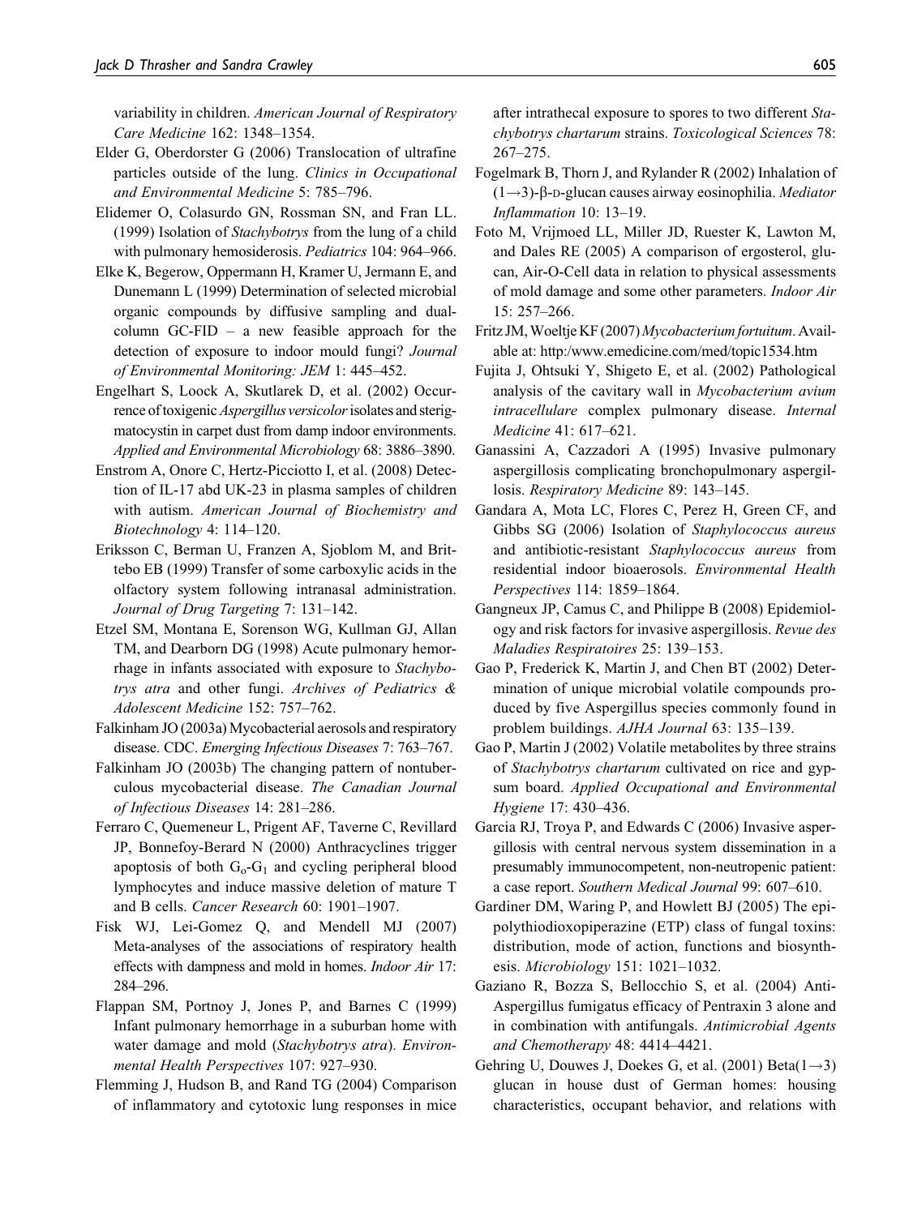variability in children. *American Journal of Respiratory Care Medicine* 162: 1348–1354.

Elder G, Oberdorster G (2006) Translocation of ultrafine particles outside of the lung. *Clinics in Occupational and Environmental Medicine* 5: 785–796.

Elidemer O, Colasurdo GN, Rossman SN, and Fran LL. (1999) Isolation of *Stachybotrys* from the lung of a child with pulmonary hemosiderosis. *Pediatrics* 104: 964–966.

Elke K, Begerow, Oppermann H, Kramer U, Jermann E, and Dunemann L (1999) Determination of selected microbial organic compounds by diffusive sampling and dual-column GC-FID – a new feasible approach for the detection of exposure to indoor mould fungi? *Journal of Environmental Monitoring: JEM* 1: 445–452.

Engelhart S, Loock A, Skutlarek D, et al. (2002) Occurrence of toxigenic *Aspergillus versicolor* isolates and sterigmatocystin in carpet dust from damp indoor environments. *Applied and Environmental Microbiology* 68: 3886–3890.

Enstrom A, Onore C, Hertz-Picciotto I, et al. (2008) Detection of IL-17 abd UK-23 in plasma samples of children with autism. *American Journal of Biochemistry and Biotechnology* 4: 114–120.

Eriksson C, Berman U, Franzen A, Sjoblom M, and Brittebo EB (1999) Transfer of some carboxylic acids in the olfactory system following intranasal administration. *Journal of Drug Targeting* 7: 131–142.

Etzel SM, Montana E, Sorenson WG, Kullman GJ, Allan TM, and Dearborn DG (1998) Acute pulmonary hemorrhage in infants associated with exposure to *Stachybotrys atra* and other fungi. *Archives of Pediatrics & Adolescent Medicine* 152: 757–762.

Falkinham JO (2003a) Mycobacterial aerosols and respiratory disease. CDC. *Emerging Infectious Diseases* 7: 763–767.

Falkinham JO (2003b) The changing pattern of nontuberculous mycobacterial disease. *The Canadian Journal of Infectious Diseases* 14: 281–286.

Ferraro C, Quemeneur L, Prigent AF, Taverne C, Revillard JP, Bonnefoy-Berard N (2000) Anthracyclines trigger apoptosis of both $G_o$-$G_1$ and cycling peripheral blood lymphocytes and induce massive deletion of mature T and B cells. *Cancer Research* 60: 1901–1907.

Fisk WJ, Lei-Gomez Q, and Mendell MJ (2007) Meta-analyses of the associations of respiratory health effects with dampness and mold in homes. *Indoor Air* 17: 284–296.

Flappan SM, Portnoy J, Jones P, and Barnes C (1999) Infant pulmonary hemorrhage in a suburban home with water damage and mold (*Stachybotrys atra*). *Environmental Health Perspectives* 107: 927–930.

Flemming J, Hudson B, and Rand TG (2004) Comparison of inflammatory and cytotoxic lung responses in mice after intrathecal exposure to spores to two different *Stachybotrys chartarum* strains. *Toxicological Sciences* 78: 267–275.

Fogelmark B, Thorn J, and Rylander R (2002) Inhalation of $(1\rightarrow3)$-β-D-glucan causes airway eosinophilia. *Mediator Inflammation* 10: 13–19.

Foto M, Vrijmoed LL, Miller JD, Ruester K, Lawton M, and Dales RE (2005) A comparison of ergosterol, glucan, Air-O-Cell data in relation to physical assessments of mold damage and some other parameters. *Indoor Air* 15: 257–266.

Fritz JM, Woeltje KF (2007) *Mycobacterium fortuitum*. Available at: http:/www.emedicine.com/med/topic1534.htm

Fujita J, Ohtsuki Y, Shigeto E, et al. (2002) Pathological analysis of the cavitary wall in *Mycobacterium avium intracellulare* complex pulmonary disease. *Internal Medicine* 41: 617–621.

Ganassini A, Cazzadori A (1995) Invasive pulmonary aspergillosis complicating bronchopulmonary aspergillosis. *Respiratory Medicine* 89: 143–145.

Gandara A, Mota LC, Flores C, Perez H, Green CF, and Gibbs SG (2006) Isolation of *Staphylococcus aureus* and antibiotic-resistant *Staphylococcus aureus* from residential indoor bioaerosols. *Environmental Health Perspectives* 114: 1859–1864.

Gangneux JP, Camus C, and Philippe B (2008) Epidemiology and risk factors for invasive aspergillosis. *Revue des Maladies Respiratoires* 25: 139–153.

Gao P, Frederick K, Martin J, and Chen BT (2002) Determination of unique microbial volatile compounds produced by five Aspergillus species commonly found in problem buildings. *AJHA Journal* 63: 135–139.

Gao P, Martin J (2002) Volatile metabolites by three strains of *Stachybotrys chartarum* cultivated on rice and gypsum board. *Applied Occupational and Environmental Hygiene* 17: 430–436.

Garcia RJ, Troya P, and Edwards C (2006) Invasive aspergillosis with central nervous system dissemination in a presumably immunocompetent, non-neutropenic patient: a case report. *Southern Medical Journal* 99: 607–610.

Gardiner DM, Waring P, and Howlett BJ (2005) The epipolythiodioxopiperazine (ETP) class of fungal toxins: distribution, mode of action, functions and biosynthesis. *Microbiology* 151: 1021–1032.

Gaziano R, Bozza S, Bellocchio S, et al. (2004) Anti-Aspergillus fumigatus efficacy of Pentraxin 3 alone and in combination with antifungals. *Antimicrobial Agents and Chemotherapy* 48: 4414–4421.

Gehring U, Douwes J, Doekes G, et al. (2001) Beta$(1\rightarrow3)$ glucan in house dust of German homes: housing characteristics, occupant behavior, and relations with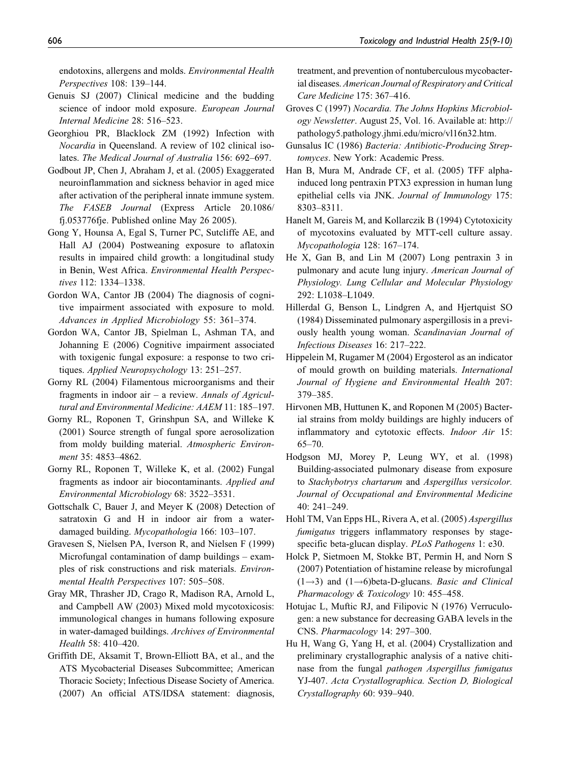endotoxins, allergens and molds. *Environmental Health Perspectives* 108: 139–144.

Genuis SJ (2007) Clinical medicine and the budding science of indoor mold exposure. *European Journal Internal Medicine* 28: 516–523.

Georghiou PR, Blacklock ZM (1992) Infection with *Nocardia* in Queensland. A review of 102 clinical isolates. *The Medical Journal of Australia* 156: 692–697.

Godbout JP, Chen J, Abraham J, et al. (2005) Exaggerated neuroinflammation and sickness behavior in aged mice after activation of the peripheral innate immune system. *The FASEB Journal* (Express Article 20.1086/fj.053776fje. Published online May 26 2005).

Gong Y, Hounsa A, Egal S, Turner PC, Sutcliffe AE, and Hall AJ (2004) Postweaning exposure to aflatoxin results in impaired child growth: a longitudinal study in Benin, West Africa. *Environmental Health Perspectives* 112: 1334–1338.

Gordon WA, Cantor JB (2004) The diagnosis of cognitive impairment associated with exposure to mold. *Advances in Applied Microbiology* 55: 361–374.

Gordon WA, Cantor JB, Spielman L, Ashman TA, and Johanning E (2006) Cognitive impairment associated with toxigenic fungal exposure: a response to two critiques. *Applied Neuropsychology* 13: 251–257.

Gorny RL (2004) Filamentous microorganisms and their fragments in indoor air – a review. *Annals of Agricultural and Environmental Medicine: AAEM* 11: 185–197.

Gorny RL, Roponen T, Grinshpun SA, and Willeke K (2001) Source strength of fungal spore aerosolization from moldy building material. *Atmospheric Environment* 35: 4853–4862.

Gorny RL, Roponen T, Willeke K, et al. (2002) Fungal fragments as indoor air biocontaminants. *Applied and Environmental Microbiology* 68: 3522–3531.

Gottschalk C, Bauer J, and Meyer K (2008) Detection of satratoxin G and H in indoor air from a water-damaged building. *Mycopathologia* 166: 103–107.

Gravesen S, Nielsen PA, Iverson R, and Nielsen F (1999) Microfungal contamination of damp buildings – examples of risk constructions and risk materials. *Environmental Health Perspectives* 107: 505–508.

Gray MR, Thrasher JD, Crago R, Madison RA, Arnold L, and Campbell AW (2003) Mixed mold mycotoxicosis: immunological changes in humans following exposure in water-damaged buildings. *Archives of Environmental Health* 58: 410–420.

Griffith DE, Aksamit T, Brown-Elliott BA, et al., and the ATS Mycobacterial Diseases Subcommittee; American Thoracic Society; Infectious Disease Society of America. (2007) An official ATS/IDSA statement: diagnosis, treatment, and prevention of nontuberculous mycobacterial diseases. *American Journal of Respiratory and Critical Care Medicine* 175: 367–416.

Groves C (1997) *Nocardia. The Johns Hopkins Microbiology Newsletter*. August 25, Vol. 16. Available at: http://pathology5.pathology.jhmi.edu/micro/vl16n32.htm.

Gunsalus IC (1986) *Bacteria: Antibiotic-Producing Streptomyces*. New York: Academic Press.

Han B, Mura M, Andrade CF, et al. (2005) TFF alpha-induced long pentraxin PTX3 expression in human lung epithelial cells via JNK. *Journal of Immunology* 175: 8303–8311.

Hanelt M, Gareis M, and Kollarczik B (1994) Cytotoxicity of mycotoxins evaluated by MTT-cell culture assay. *Mycopathologia* 128: 167–174.

He X, Gan B, and Lin M (2007) Long pentraxin 3 in pulmonary and acute lung injury. *American Journal of Physiology. Lung Cellular and Molecular Physiology* 292: L1038–L1049.

Hillerdal G, Benson L, Lindgren A, and Hjertquist SO (1984) Disseminated pulmonary aspergillosis in a previously health young woman. *Scandinavian Journal of Infectious Diseases* 16: 217–222.

Hippelein M, Rugamer M (2004) Ergosterol as an indicator of mould growth on building materials. *International Journal of Hygiene and Environmental Health* 207: 379–385.

Hirvonen MB, Huttunen K, and Roponen M (2005) Bacterial strains from moldy buildings are highly inducers of inflammatory and cytotoxic effects. *Indoor Air* 15: 65–70.

Hodgson MJ, Morey P, Leung WY, et al. (1998) Building-associated pulmonary disease from exposure to *Stachybotrys chartarum* and *Aspergillus versicolor. Journal of Occupational and Environmental Medicine* 40: 241–249.

Hohl TM, Van Epps HL, Rivera A, et al. (2005) *Aspergillus fumigatus* triggers inflammatory responses by stage-specific beta-glucan display. *PLoS Pathogens* 1: e30.

Holck P, Sietmoen M, Stokke BT, Permin H, and Norn S (2007) Potentiation of histamine release by microfungal $(1\rightarrow3)$ and $(1\rightarrow6)$beta-D-glucans. *Basic and Clinical Pharmacology & Toxicology* 10: 455–458.

Hotujac L, Muftic RJ, and Filipovic N (1976) Verruculogen: a new substance for decreasing GABA levels in the CNS. *Pharmacology* 14: 297–300.

Hu H, Wang G, Yang H, et al. (2004) Crystallization and preliminary crystallographic analysis of a native chitinase from the fungal *pathogen Aspergillus fumigatus* YJ-407. *Acta Crystallographica. Section D, Biological Crystallography* 60: 939–940.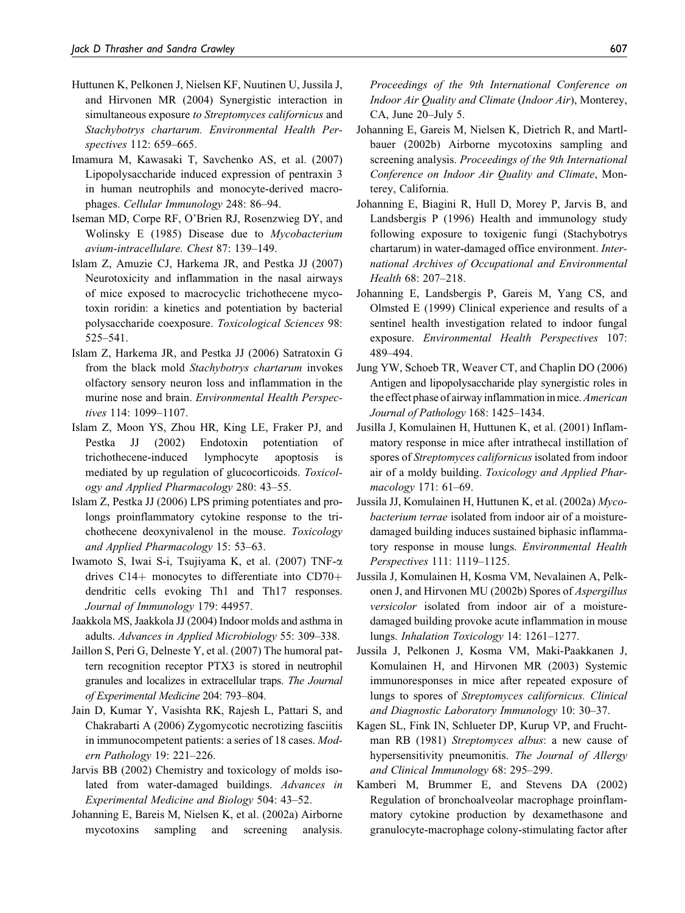Huttunen K, Pelkonen J, Nielsen KF, Nuutinen U, Jussila J, and Hirvonen MR (2004) Synergistic interaction in simultaneous exposure *to Streptomyces californicus* and *Stachybotrys chartarum. Environmental Health Perspectives* 112: 659–665.

Imamura M, Kawasaki T, Savchenko AS, et al. (2007) Lipopolysaccharide induced expression of pentraxin 3 in human neutrophils and monocyte-derived macrophages. *Cellular Immunology* 248: 86–94.

Iseman MD, Corpe RF, O'Brien RJ, Rosenzwieg DY, and Wolinsky E (1985) Disease due to *Mycobacterium avium-intracellulare. Chest* 87: 139–149.

Islam Z, Amuzie CJ, Harkema JR, and Pestka JJ (2007) Neurotoxicity and inflammation in the nasal airways of mice exposed to macrocyclic trichothecene mycotoxin roridin: a kinetics and potentiation by bacterial polysaccharide coexposure. *Toxicological Sciences* 98: 525–541.

Islam Z, Harkema JR, and Pestka JJ (2006) Satratoxin G from the black mold *Stachybotrys chartarum* invokes olfactory sensory neuron loss and inflammation in the murine nose and brain. *Environmental Health Perspectives* 114: 1099–1107.

Islam Z, Moon YS, Zhou HR, King LE, Fraker PJ, and Pestka JJ (2002) Endotoxin potentiation of trichothecene-induced lymphocyte apoptosis is mediated by up regulation of glucocorticoids. *Toxicology and Applied Pharmacology* 280: 43–55.

Islam Z, Pestka JJ (2006) LPS priming potentiates and prolongs proinflammatory cytokine response to the trichothecene deoxynivalenol in the mouse. *Toxicology and Applied Pharmacology* 15: 53–63.

Iwamoto S, Iwai S-i, Tsujiyama K, et al. (2007) TNF-$\alpha$ drives C14+ monocytes to differentiate into CD70+ dendritic cells evoking Th1 and Th17 responses. *Journal of Immunology* 179: 44957.

Jaakkola MS, Jaakkola JJ (2004) Indoor molds and asthma in adults. *Advances in Applied Microbiology* 55: 309–338.

Jaillon S, Peri G, Delneste Y, et al. (2007) The humoral pattern recognition receptor PTX3 is stored in neutrophil granules and localizes in extracellular traps. *The Journal of Experimental Medicine* 204: 793–804.

Jain D, Kumar Y, Vasishta RK, Rajesh L, Pattari S, and Chakrabarti A (2006) Zygomycotic necrotizing fasciitis in immunocompetent patients: a series of 18 cases. *Modern Pathology* 19: 221–226.

Jarvis BB (2002) Chemistry and toxicology of molds isolated from water-damaged buildings. *Advances in Experimental Medicine and Biology* 504: 43–52.

Johanning E, Bareis M, Nielsen K, et al. (2002a) Airborne mycotoxins sampling and screening analysis. *Proceedings of the 9th International Conference on Indoor Air Quality and Climate* (*Indoor Air*), Monterey, CA, June 20–July 5.

Johanning E, Gareis M, Nielsen K, Dietrich R, and Martlbauer (2002b) Airborne mycotoxins sampling and screening analysis. *Proceedings of the 9th International Conference on Indoor Air Quality and Climate*, Monterey, California.

Johanning E, Biagini R, Hull D, Morey P, Jarvis B, and Landsbergis P (1996) Health and immunology study following exposure to toxigenic fungi (Stachybotrys chartarum) in water-damaged office environment. *International Archives of Occupational and Environmental Health* 68: 207–218.

Johanning E, Landsbergis P, Gareis M, Yang CS, and Olmsted E (1999) Clinical experience and results of a sentinel health investigation related to indoor fungal exposure. *Environmental Health Perspectives* 107: 489–494.

Jung YW, Schoeb TR, Weaver CT, and Chaplin DO (2006) Antigen and lipopolysaccharide play synergistic roles in the effect phase of airway inflammation in mice. *American Journal of Pathology* 168: 1425–1434.

Jusilla J, Komulainen H, Huttunen K, et al. (2001) Inflammatory response in mice after intrathecal instillation of spores of *Streptomyces californicus* isolated from indoor air of a moldy building. *Toxicology and Applied Pharmacology* 171: 61–69.

Jussila JJ, Komulainen H, Huttunen K, et al. (2002a) *Mycobacterium terrae* isolated from indoor air of a moisture-damaged building induces sustained biphasic inflammatory response in mouse lungs. *Environmental Health Perspectives* 111: 1119–1125.

Jussila J, Komulainen H, Kosma VM, Nevalainen A, Pelkonen J, and Hirvonen MU (2002b) Spores of *Aspergillus versicolor* isolated from indoor air of a moisture-damaged building provoke acute inflammation in mouse lungs. *Inhalation Toxicology* 14: 1261–1277.

Jussila J, Pelkonen J, Kosma VM, Maki-Paakkanen J, Komulainen H, and Hirvonen MR (2003) Systemic immunoresponses in mice after repeated exposure of lungs to spores of *Streptomyces californicus. Clinical and Diagnostic Laboratory Immunology* 10: 30–37.

Kagen SL, Fink IN, Schlueter DP, Kurup VP, and Fruchtman RB (1981) *Streptomyces albus*: a new cause of hypersensitivity pneumonitis. *The Journal of Allergy and Clinical Immunology* 68: 295–299.

Kamberi M, Brummer E, and Stevens DA (2002) Regulation of bronchoalveolar macrophage proinflammatory cytokine production by dexamethasone and granulocyte-macrophage colony-stimulating factor after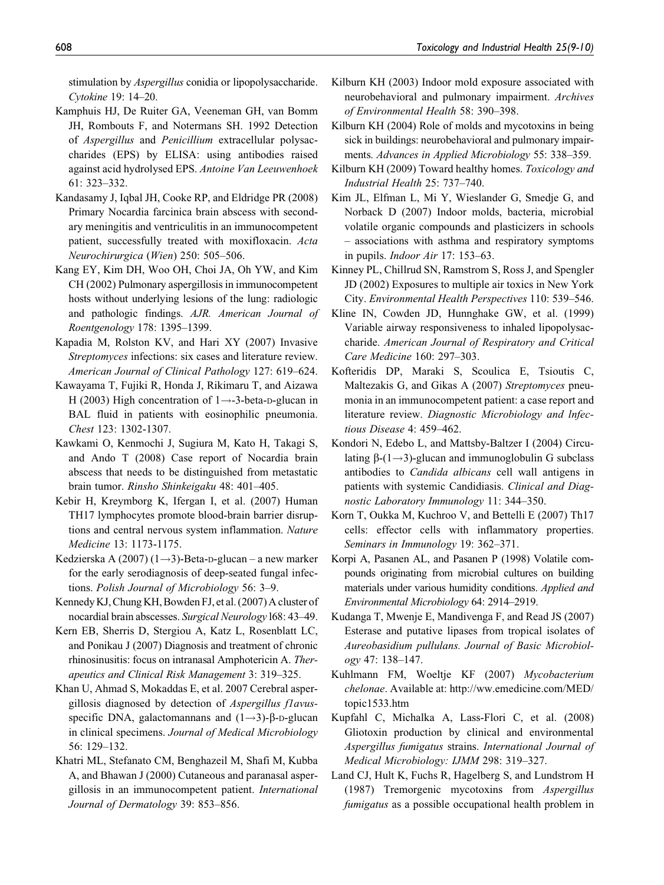stimulation by *Aspergillus* conidia or lipopolysaccharide. *Cytokine* 19: 14–20.

Kamphuis HJ, De Ruiter GA, Veeneman GH, van Bomm JH, Rombouts F, and Notermans SH. 1992 Detection of *Aspergillus* and *Penicillium* extracellular polysaccharides (EPS) by ELISA: using antibodies raised against acid hydrolysed EPS. *Antoine Van Leeuwenhoek* 61: 323–332.

Kandasamy J, Iqbal JH, Cooke RP, and Eldridge PR (2008) Primary Nocardia farcinica brain abscess with secondary meningitis and ventriculitis in an immunocompetent patient, successfully treated with moxifloxacin. *Acta Neurochirurgica* (*Wien*) 250: 505–506.

Kang EY, Kim DH, Woo OH, Choi JA, Oh YW, and Kim CH (2002) Pulmonary aspergillosis in immunocompetent hosts without underlying lesions of the lung: radiologic and pathologic findings. *AJR. American Journal of Roentgenology* 178: 1395–1399.

Kapadia M, Rolston KV, and Hari XY (2007) Invasive *Streptomyces* infections: six cases and literature review. *American Journal of Clinical Pathology* 127: 619–624.

Kawayama T, Fujiki R, Honda J, Rikimaru T, and Aizawa H (2003) High concentration of 1→-3-beta-D-glucan in BAL fluid in patients with eosinophilic pneumonia. *Chest* 123: 1302-1307.

Kawkami O, Kenmochi J, Sugiura M, Kato H, Takagi S, and Ando T (2008) Case report of Nocardia brain abscess that needs to be distinguished from metastatic brain tumor. *Rinsho Shinkeigaku* 48: 401–405.

Kebir H, Kreymborg K, Ifergan I, et al. (2007) Human TH17 lymphocytes promote blood-brain barrier disruptions and central nervous system inflammation. *Nature Medicine* 13: 1173-1175.

Kedzierska A (2007) (1→3)-Beta-D-glucan – a new marker for the early serodiagnosis of deep-seated fungal infections. *Polish Journal of Microbiology* 56: 3–9.

Kennedy KJ, Chung KH, Bowden FJ, et al. (2007) A cluster of nocardial brain abscesses. *Surgical Neurology* l68: 43–49.

Kern EB, Sherris D, Stergiou A, Katz L, Rosenblatt LC, and Ponikau J (2007) Diagnosis and treatment of chronic rhinosinusitis: focus on intranasal Amphotericin A. *Therapeutics and Clinical Risk Management* 3: 319–325.

Khan U, Ahmad S, Mokaddas E, et al. 2007 Cerebral aspergillosis diagnosed by detection of *Aspergillus f1avus*-specific DNA, galactomannans and (1→3)-β-D-glucan in clinical specimens. *Journal of Medical Microbiology* 56: 129–132.

Khatri ML, Stefanato CM, Benghazeil M, Shafi M, Kubba A, and Bhawan J (2000) Cutaneous and paranasal aspergillosis in an immunocompetent patient. *International Journal of Dermatology* 39: 853–856.

Kilburn KH (2003) Indoor mold exposure associated with neurobehavioral and pulmonary impairment. *Archives of Environmental Health* 58: 390–398.

Kilburn KH (2004) Role of molds and mycotoxins in being sick in buildings: neurobehavioral and pulmonary impairments. *Advances in Applied Microbiology* 55: 338–359.

Kilburn KH (2009) Toward healthy homes. *Toxicology and Industrial Health* 25: 737–740.

Kim JL, Elfman L, Mi Y, Wieslander G, Smedje G, and Norback D (2007) Indoor molds, bacteria, microbial volatile organic compounds and plasticizers in schools – associations with asthma and respiratory symptoms in pupils. *Indoor Air* 17: 153–63.

Kinney PL, Chillrud SN, Ramstrom S, Ross J, and Spengler JD (2002) Exposures to multiple air toxics in New York City. *Environmental Health Perspectives* 110: 539–546.

Kline IN, Cowden JD, Hunnghake GW, et al. (1999) Variable airway responsiveness to inhaled lipopolysaccharide. *American Journal of Respiratory and Critical Care Medicine* 160: 297–303.

Kofteridis DP, Maraki S, Scoulica E, Tsioutis C, Maltezakis G, and Gikas A (2007) *Streptomyces* pneumonia in an immunocompetent patient: a case report and literature review. *Diagnostic Microbiology and lnfectious Disease* 4: 459–462.

Kondori N, Edebo L, and Mattsby-Baltzer I (2004) Circulating β-(1→3)-glucan and immunoglobulin G subclass antibodies to *Candida albicans* cell wall antigens in patients with systemic Candidiasis. *Clinical and Diagnostic Laboratory Immunology* 11: 344–350.

Korn T, Oukka M, Kuchroo V, and Bettelli E (2007) Th17 cells: effector cells with inflammatory properties. *Seminars in Immunology* 19: 362–371.

Korpi A, Pasanen AL, and Pasanen P (1998) Volatile compounds originating from microbial cultures on building materials under various humidity conditions. *Applied and Environmental Microbiology* 64: 2914–2919.

Kudanga T, Mwenje E, Mandivenga F, and Read JS (2007) Esterase and putative lipases from tropical isolates of *Aureobasidium pullulans. Journal of Basic Microbiology* 47: 138–147.

Kuhlmann FM, Woeltje KF (2007) *Mycobacterium chelonae*. Available at: http://ww.emedicine.com/MED/topic1533.htm

Kupfahl C, Michalka A, Lass-Flori C, et al. (2008) Gliotoxin production by clinical and environmental *Aspergillus fumigatus* strains. *International Journal of Medical Microbiology: IJMM* 298: 319–327.

Land CJ, Hult K, Fuchs R, Hagelberg S, and Lundstrom H (1987) Tremorgenic mycotoxins from *Aspergillus fumigatus* as a possible occupational health problem in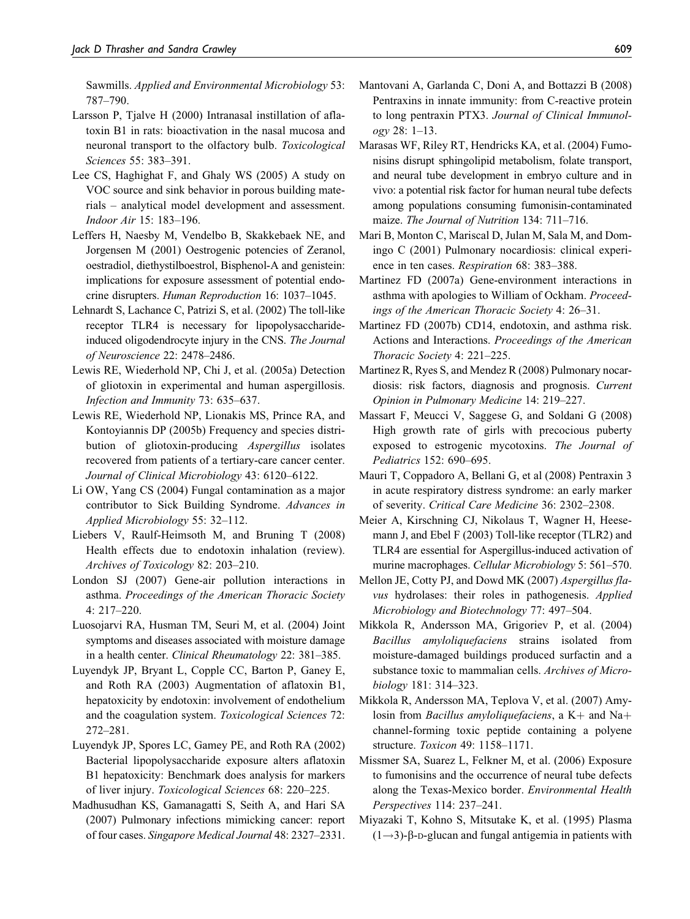Sawmills. *Applied and Environmental Microbiology* 53: 787–790.

Larsson P, Tjalve H (2000) Intranasal instillation of aflatoxin B1 in rats: bioactivation in the nasal mucosa and neuronal transport to the olfactory bulb. *Toxicological Sciences* 55: 383–391.

Lee CS, Haghighat F, and Ghaly WS (2005) A study on VOC source and sink behavior in porous building materials – analytical model development and assessment. *Indoor Air* 15: 183–196.

Leffers H, Naesby M, Vendelbo B, Skakkebaek NE, and Jorgensen M (2001) Oestrogenic potencies of Zeranol, oestradiol, diethystilboestrol, Bisphenol-A and genistein: implications for exposure assessment of potential endocrine disrupters. *Human Reproduction* 16: 1037–1045.

Lehnardt S, Lachance C, Patrizi S, et al. (2002) The toll-like receptor TLR4 is necessary for lipopolysaccharide-induced oligodendrocyte injury in the CNS. *The Journal of Neuroscience* 22: 2478–2486.

Lewis RE, Wiederhold NP, Chi J, et al. (2005a) Detection of gliotoxin in experimental and human aspergillosis. *Infection and Immunity* 73: 635–637.

Lewis RE, Wiederhold NP, Lionakis MS, Prince RA, and Kontoyiannis DP (2005b) Frequency and species distribution of gliotoxin-producing *Aspergillus* isolates recovered from patients of a tertiary-care cancer center. *Journal of Clinical Microbiology* 43: 6120–6122.

Li OW, Yang CS (2004) Fungal contamination as a major contributor to Sick Building Syndrome. *Advances in Applied Microbiology* 55: 32–112.

Liebers V, Raulf-Heimsoth M, and Bruning T (2008) Health effects due to endotoxin inhalation (review). *Archives of Toxicology* 82: 203–210.

London SJ (2007) Gene-air pollution interactions in asthma. *Proceedings of the American Thoracic Society* 4: 217–220.

Luosojarvi RA, Husman TM, Seuri M, et al. (2004) Joint symptoms and diseases associated with moisture damage in a health center. *Clinical Rheumatology* 22: 381–385.

Luyendyk JP, Bryant L, Copple CC, Barton P, Ganey E, and Roth RA (2003) Augmentation of aflatoxin B1, hepatoxicity by endotoxin: involvement of endothelium and the coagulation system. *Toxicological Sciences* 72: 272–281.

Luyendyk JP, Spores LC, Gamey PE, and Roth RA (2002) Bacterial lipopolysaccharide exposure alters aflatoxin B1 hepatoxicity: Benchmark does analysis for markers of liver injury. *Toxicological Sciences* 68: 220–225.

Madhusudhan KS, Gamanagatti S, Seith A, and Hari SA (2007) Pulmonary infections mimicking cancer: report of four cases. *Singapore Medical Journal* 48: 2327–2331.

Mantovani A, Garlanda C, Doni A, and Bottazzi B (2008) Pentraxins in innate immunity: from C-reactive protein to long pentraxin PTX3. *Journal of Clinical Immunology* 28: 1–13.

Marasas WF, Riley RT, Hendricks KA, et al. (2004) Fumonisins disrupt sphingolipid metabolism, folate transport, and neural tube development in embryo culture and in vivo: a potential risk factor for human neural tube defects among populations consuming fumonisin-contaminated maize. *The Journal of Nutrition* 134: 711–716.

Mari B, Monton C, Mariscal D, Julan M, Sala M, and Domingo C (2001) Pulmonary nocardiosis: clinical experience in ten cases. *Respiration* 68: 383–388.

Martinez FD (2007a) Gene-environment interactions in asthma with apologies to William of Ockham. *Proceedings of the American Thoracic Society* 4: 26–31.

Martinez FD (2007b) CD14, endotoxin, and asthma risk. Actions and Interactions. *Proceedings of the American Thoracic Society* 4: 221–225.

Martinez R, Ryes S, and Mendez R (2008) Pulmonary nocardiosis: risk factors, diagnosis and prognosis. *Current Opinion in Pulmonary Medicine* 14: 219–227.

Massart F, Meucci V, Saggese G, and Soldani G (2008) High growth rate of girls with precocious puberty exposed to estrogenic mycotoxins. *The Journal of Pediatrics* 152: 690–695.

Mauri T, Coppadoro A, Bellani G, et al (2008) Pentraxin 3 in acute respiratory distress syndrome: an early marker of severity. *Critical Care Medicine* 36: 2302–2308.

Meier A, Kirschning CJ, Nikolaus T, Wagner H, Heesemann J, and Ebel F (2003) Toll-like receptor (TLR2) and TLR4 are essential for Aspergillus-induced activation of murine macrophages. *Cellular Microbiology* 5: 561–570.

Mellon JE, Cotty PJ, and Dowd MK (2007) *Aspergillus flavus* hydrolases: their roles in pathogenesis. *Applied Microbiology and Biotechnology* 77: 497–504.

Mikkola R, Andersson MA, Grigoriev P, et al. (2004) *Bacillus amyloliquefaciens* strains isolated from moisture-damaged buildings produced surfactin and a substance toxic to mammalian cells. *Archives of Microbiology* 181: 314–323.

Mikkola R, Andersson MA, Teplova V, et al. (2007) Amylosin from *Bacillus amyloliquefaciens*, a K+ and Na+ channel-forming toxic peptide containing a polyene structure. *Toxicon* 49: 1158–1171.

Missmer SA, Suarez L, Felkner M, et al. (2006) Exposure to fumonisins and the occurrence of neural tube defects along the Texas-Mexico border. *Environmental Health Perspectives* 114: 237–241.

Miyazaki T, Kohno S, Mitsutake K, et al. (1995) Plasma $(1\rightarrow3)$-β-D-glucan and fungal antigemia in patients with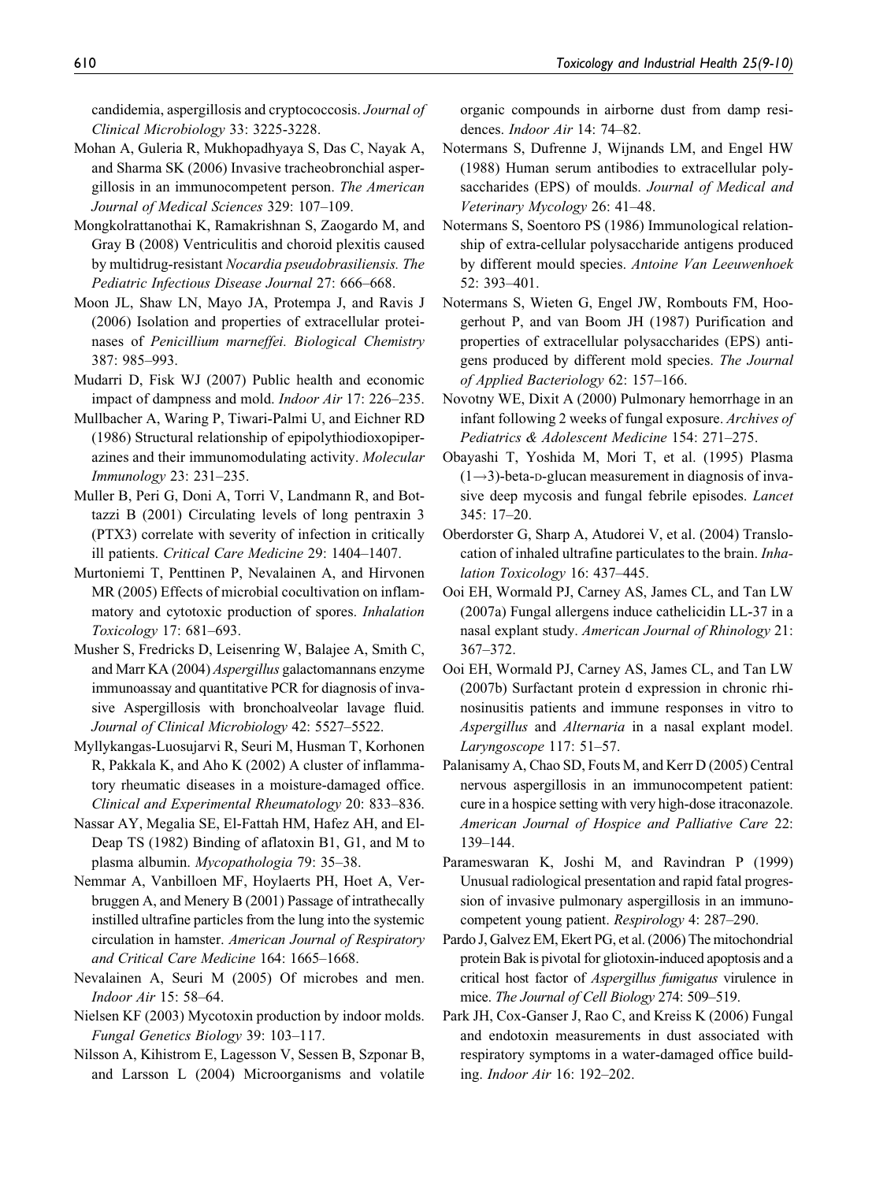candidemia, aspergillosis and cryptococcosis. *Journal of Clinical Microbiology* 33: 3225-3228.

Mohan A, Guleria R, Mukhopadhyaya S, Das C, Nayak A, and Sharma SK (2006) Invasive tracheobronchial aspergillosis in an immunocompetent person. *The American Journal of Medical Sciences* 329: 107–109.

Mongkolrattanothai K, Ramakrishnan S, Zaogardo M, and Gray B (2008) Ventriculitis and choroid plexitis caused by multidrug-resistant *Nocardia pseudobrasiliensis. The Pediatric Infectious Disease Journal* 27: 666–668.

Moon JL, Shaw LN, Mayo JA, Protempa J, and Ravis J (2006) Isolation and properties of extracellular proteinases of *Penicillium marneffei. Biological Chemistry* 387: 985–993.

Mudarri D, Fisk WJ (2007) Public health and economic impact of dampness and mold. *Indoor Air* 17: 226–235.

Mullbacher A, Waring P, Tiwari-Palmi U, and Eichner RD (1986) Structural relationship of epipolythiodioxopiperazines and their immunomodulating activity. *Molecular Immunology* 23: 231–235.

Muller B, Peri G, Doni A, Torri V, Landmann R, and Bottazzi B (2001) Circulating levels of long pentraxin 3 (PTX3) correlate with severity of infection in critically ill patients. *Critical Care Medicine* 29: 1404–1407.

Murtoniemi T, Penttinen P, Nevalainen A, and Hirvonen MR (2005) Effects of microbial cocultivation on inflammatory and cytotoxic production of spores. *Inhalation Toxicology* 17: 681–693.

Musher S, Fredricks D, Leisenring W, Balajee A, Smith C, and Marr KA (2004) *Aspergillus* galactomannans enzyme immunoassay and quantitative PCR for diagnosis of invasive Aspergillosis with bronchoalveolar lavage fluid. *Journal of Clinical Microbiology* 42: 5527–5522.

Myllykangas-Luosujarvi R, Seuri M, Husman T, Korhonen R, Pakkala K, and Aho K (2002) A cluster of inflammatory rheumatic diseases in a moisture-damaged office. *Clinical and Experimental Rheumatology* 20: 833–836.

Nassar AY, Megalia SE, El-Fattah HM, Hafez AH, and El-Deap TS (1982) Binding of aflatoxin B1, G1, and M to plasma albumin. *Mycopathologia* 79: 35–38.

Nemmar A, Vanbilloen MF, Hoylaerts PH, Hoet A, Verbruggen A, and Menery B (2001) Passage of intrathecally instilled ultrafine particles from the lung into the systemic circulation in hamster. *American Journal of Respiratory and Critical Care Medicine* 164: 1665–1668.

Nevalainen A, Seuri M (2005) Of microbes and men. *Indoor Air* 15: 58–64.

Nielsen KF (2003) Mycotoxin production by indoor molds. *Fungal Genetics Biology* 39: 103–117.

Nilsson A, Kihistrom E, Lagesson V, Sessen B, Szponar B, and Larsson L (2004) Microorganisms and volatile organic compounds in airborne dust from damp residences. *Indoor Air* 14: 74–82.

Notermans S, Dufrenne J, Wijnands LM, and Engel HW (1988) Human serum antibodies to extracellular polysaccharides (EPS) of moulds. *Journal of Medical and Veterinary Mycology* 26: 41–48.

Notermans S, Soentoro PS (1986) Immunological relationship of extra-cellular polysaccharide antigens produced by different mould species. *Antoine Van Leeuwenhoek* 52: 393–401.

Notermans S, Wieten G, Engel JW, Rombouts FM, Hoogerhout P, and van Boom JH (1987) Purification and properties of extracellular polysaccharides (EPS) antigens produced by different mold species. *The Journal of Applied Bacteriology* 62: 157–166.

Novotny WE, Dixit A (2000) Pulmonary hemorrhage in an infant following 2 weeks of fungal exposure. *Archives of Pediatrics & Adolescent Medicine* 154: 271–275.

Obayashi T, Yoshida M, Mori T, et al. (1995) Plasma $(1\rightarrow3)$-beta-D-glucan measurement in diagnosis of invasive deep mycosis and fungal febrile episodes. *Lancet* 345: 17–20.

Oberdorster G, Sharp A, Atudorei V, et al. (2004) Translocation of inhaled ultrafine particulates to the brain. *Inhalation Toxicology* 16: 437–445.

Ooi EH, Wormald PJ, Carney AS, James CL, and Tan LW (2007a) Fungal allergens induce cathelicidin LL-37 in a nasal explant study. *American Journal of Rhinology* 21: 367–372.

Ooi EH, Wormald PJ, Carney AS, James CL, and Tan LW (2007b) Surfactant protein d expression in chronic rhinosinusitis patients and immune responses in vitro to *Aspergillus* and *Alternaria* in a nasal explant model. *Laryngoscope* 117: 51–57.

Palanisamy A, Chao SD, Fouts M, and Kerr D (2005) Central nervous aspergillosis in an immunocompetent patient: cure in a hospice setting with very high-dose itraconazole. *American Journal of Hospice and Palliative Care* 22: 139–144.

Parameswaran K, Joshi M, and Ravindran P (1999) Unusual radiological presentation and rapid fatal progression of invasive pulmonary aspergillosis in an immunocompetent young patient. *Respirology* 4: 287–290.

Pardo J, Galvez EM, Ekert PG, et al. (2006) The mitochondrial protein Bak is pivotal for gliotoxin-induced apoptosis and a critical host factor of *Aspergillus fumigatus* virulence in mice. *The Journal of Cell Biology* 274: 509–519.

Park JH, Cox-Ganser J, Rao C, and Kreiss K (2006) Fungal and endotoxin measurements in dust associated with respiratory symptoms in a water-damaged office building. *Indoor Air* 16: 192–202.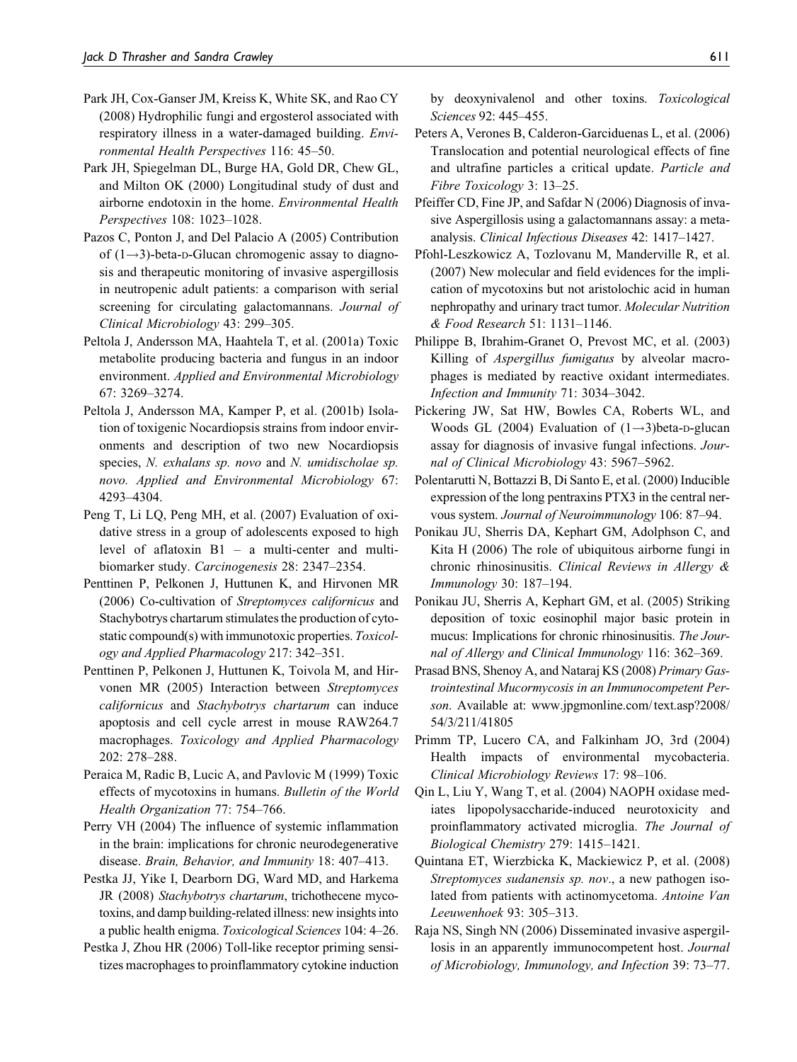Park JH, Cox-Ganser JM, Kreiss K, White SK, and Rao CY (2008) Hydrophilic fungi and ergosterol associated with respiratory illness in a water-damaged building. *Environmental Health Perspectives* 116: 45–50.

Park JH, Spiegelman DL, Burge HA, Gold DR, Chew GL, and Milton OK (2000) Longitudinal study of dust and airborne endotoxin in the home. *Environmental Health Perspectives* 108: 1023–1028.

Pazos C, Ponton J, and Del Palacio A (2005) Contribution of (1→3)-beta-D-Glucan chromogenic assay to diagnosis and therapeutic monitoring of invasive aspergillosis in neutropenic adult patients: a comparison with serial screening for circulating galactomannans. *Journal of Clinical Microbiology* 43: 299–305.

Peltola J, Andersson MA, Haahtela T, et al. (2001a) Toxic metabolite producing bacteria and fungus in an indoor environment. *Applied and Environmental Microbiology* 67: 3269–3274.

Peltola J, Andersson MA, Kamper P, et al. (2001b) Isolation of toxigenic Nocardiopsis strains from indoor environments and description of two new Nocardiopsis species, *N. exhalans sp. novo* and *N. umidischolae sp. novo. Applied and Environmental Microbiology* 67: 4293–4304.

Peng T, Li LQ, Peng MH, et al. (2007) Evaluation of oxidative stress in a group of adolescents exposed to high level of aflatoxin B1 – a multi-center and multi-biomarker study. *Carcinogenesis* 28: 2347–2354.

Penttinen P, Pelkonen J, Huttunen K, and Hirvonen MR (2006) Co-cultivation of *Streptomyces californicus* and Stachybotrys chartarum stimulates the production of cytostatic compound(s) with immunotoxic properties. *Toxicology and Applied Pharmacology* 217: 342–351.

Penttinen P, Pelkonen J, Huttunen K, Toivola M, and Hirvonen MR (2005) Interaction between *Streptomyces californicus* and *Stachybotrys chartarum* can induce apoptosis and cell cycle arrest in mouse RAW264.7 macrophages. *Toxicology and Applied Pharmacology* 202: 278–288.

Peraica M, Radic B, Lucic A, and Pavlovic M (1999) Toxic effects of mycotoxins in humans. *Bulletin of the World Health Organization* 77: 754–766.

Perry VH (2004) The influence of systemic inflammation in the brain: implications for chronic neurodegenerative disease. *Brain, Behavior, and Immunity* 18: 407–413.

Pestka JJ, Yike I, Dearborn DG, Ward MD, and Harkema JR (2008) *Stachybotrys chartarum*, trichothecene mycotoxins, and damp building-related illness: new insights into a public health enigma. *Toxicological Sciences* 104: 4–26.

Pestka J, Zhou HR (2006) Toll-like receptor priming sensitizes macrophages to proinflammatory cytokine induction by deoxynivalenol and other toxins. *Toxicological Sciences* 92: 445–455.

Peters A, Verones B, Calderon-Garciduenas L, et al. (2006) Translocation and potential neurological effects of fine and ultrafine particles a critical update. *Particle and Fibre Toxicology* 3: 13–25.

Pfeiffer CD, Fine JP, and Safdar N (2006) Diagnosis of invasive Aspergillosis using a galactomannans assay: a meta-analysis. *Clinical Infectious Diseases* 42: 1417–1427.

Pfohl-Leszkowicz A, Tozlovanu M, Manderville R, et al. (2007) New molecular and field evidences for the implication of mycotoxins but not aristolochic acid in human nephropathy and urinary tract tumor. *Molecular Nutrition & Food Research* 51: 1131–1146.

Philippe B, Ibrahim-Granet O, Prevost MC, et al. (2003) Killing of *Aspergillus fumigatus* by alveolar macrophages is mediated by reactive oxidant intermediates. *Infection and Immunity* 71: 3034–3042.

Pickering JW, Sat HW, Bowles CA, Roberts WL, and Woods GL (2004) Evaluation of (1→3)beta-D-glucan assay for diagnosis of invasive fungal infections. *Journal of Clinical Microbiology* 43: 5967–5962.

Polentarutti N, Bottazzi B, Di Santo E, et al. (2000) Inducible expression of the long pentraxins PTX3 in the central nervous system. *Journal of Neuroimmunology* 106: 87–94.

Ponikau JU, Sherris DA, Kephart GM, Adolphson C, and Kita H (2006) The role of ubiquitous airborne fungi in chronic rhinosinusitis. *Clinical Reviews in Allergy & Immunology* 30: 187–194.

Ponikau JU, Sherris A, Kephart GM, et al. (2005) Striking deposition of toxic eosinophil major basic protein in mucus: Implications for chronic rhinosinusitis. *The Journal of Allergy and Clinical Immunology* 116: 362–369.

Prasad BNS, Shenoy A, and Nataraj KS (2008) *Primary Gastrointestinal Mucormycosis in an Immunocompetent Person*. Available at: www.jpgmonline.com/text.asp?2008/54/3/211/41805

Primm TP, Lucero CA, and Falkinham JO, 3rd (2004) Health impacts of environmental mycobacteria. *Clinical Microbiology Reviews* 17: 98–106.

Qin L, Liu Y, Wang T, et al. (2004) NAOPH oxidase mediates lipopolysaccharide-induced neurotoxicity and proinflammatory activated microglia. *The Journal of Biological Chemistry* 279: 1415–1421.

Quintana ET, Wierzbicka K, Mackiewicz P, et al. (2008) *Streptomyces sudanensis sp. nov*., a new pathogen isolated from patients with actinomycetoma. *Antoine Van Leeuwenhoek* 93: 305–313.

Raja NS, Singh NN (2006) Disseminated invasive aspergillosis in an apparently immunocompetent host. *Journal of Microbiology, Immunology, and Infection* 39: 73–77.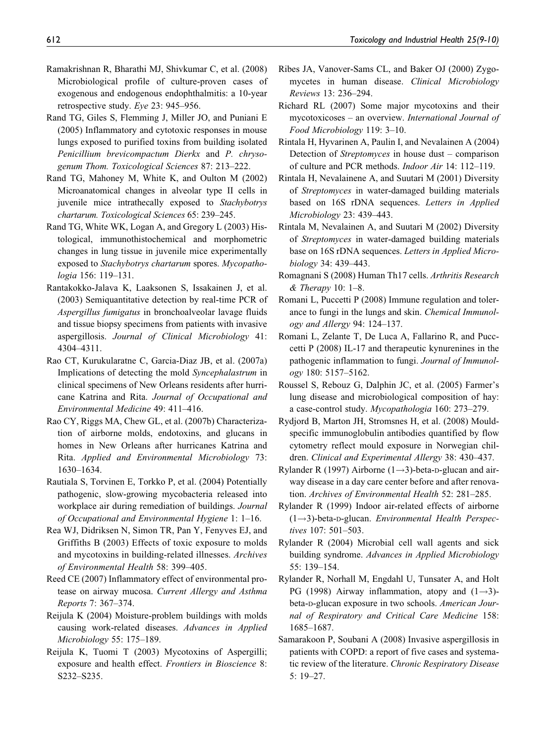Ramakrishnan R, Bharathi MJ, Shivkumar C, et al. (2008) Microbiological profile of culture-proven cases of exogenous and endogenous endophthalmitis: a 10-year retrospective study. *Eye* 23: 945–956.

Rand TG, Giles S, Flemming J, Miller JO, and Puniani E (2005) Inflammatory and cytotoxic responses in mouse lungs exposed to purified toxins from building isolated *Penicillium brevicompactum Dierkx* and *P. chrysogenum Thom. Toxicological Sciences* 87: 213–222.

Rand TG, Mahoney M, White K, and Oulton M (2002) Microanatomical changes in alveolar type II cells in juvenile mice intrathecally exposed to *Stachybotrys chartarum. Toxicological Sciences* 65: 239–245.

Rand TG, White WK, Logan A, and Gregory L (2003) Histological, immunohistochemical and morphometric changes in lung tissue in juvenile mice experimentally exposed to *Stachybotrys chartarum* spores. *Mycopathologia* 156: 119–131.

Rantakokko-Jalava K, Laaksonen S, Issakainen J, et al. (2003) Semiquantitative detection by real-time PCR of *Aspergillus fumigatus* in bronchoalveolar lavage fluids and tissue biopsy specimens from patients with invasive aspergillosis. *Journal of Clinical Microbiology* 41: 4304–4311.

Rao CT, Kurukularatne C, Garcia-Diaz JB, et al. (2007a) Implications of detecting the mold *Syncephalastrum* in clinical specimens of New Orleans residents after hurricane Katrina and Rita. *Journal of Occupational and Environmental Medicine* 49: 411–416.

Rao CY, Riggs MA, Chew GL, et al. (2007b) Characterization of airborne molds, endotoxins, and glucans in homes in New Orleans after hurricanes Katrina and Rita. *Applied and Environmental Microbiology* 73: 1630–1634.

Rautiala S, Torvinen E, Torkko P, et al. (2004) Potentially pathogenic, slow-growing mycobacteria released into workplace air during remediation of buildings. *Journal of Occupational and Environmental Hygiene* 1: 1–16.

Rea WJ, Didriksen N, Simon TR, Pan Y, Fenyves EJ, and Griffiths B (2003) Effects of toxic exposure to molds and mycotoxins in building-related illnesses. *Archives of Environmental Health* 58: 399–405.

Reed CE (2007) Inflammatory effect of environmental protease on airway mucosa. *Current Allergy and Asthma Reports* 7: 367–374.

Reijula K (2004) Moisture-problem buildings with molds causing work-related diseases. *Advances in Applied Microbiology* 55: 175–189.

Reijula K, Tuomi T (2003) Mycotoxins of Aspergilli; exposure and health effect. *Frontiers in Bioscience* 8: S232–S235.

Ribes JA, Vanover-Sams CL, and Baker OJ (2000) Zygomycetes in human disease. *Clinical Microbiology Reviews* 13: 236–294.

Richard RL (2007) Some major mycotoxins and their mycotoxicoses – an overview. *International Journal of Food Microbiology* 119: 3–10.

Rintala H, Hyvarinen A, Paulin I, and Nevalainen A (2004) Detection of *Streptomyces* in house dust – comparison of culture and PCR methods. *Indoor Air* 14: 112–119.

Rintala H, Nevalainene A, and Suutari M (2001) Diversity of *Streptomyces* in water-damaged building materials based on 16S rDNA sequences. *Letters in Applied Microbiology* 23: 439–443.

Rintala M, Nevalainen A, and Suutari M (2002) Diversity of *Streptomyces* in water-damaged building materials base on 16S rDNA sequences. *Letters in Applied Microbiology* 34: 439–443.

Romagnani S (2008) Human Th17 cells. *Arthritis Research & Therapy* 10: 1–8.

Romani L, Puccetti P (2008) Immune regulation and tolerance to fungi in the lungs and skin. *Chemical Immunology and Allergy* 94: 124–137.

Romani L, Zelante T, De Luca A, Fallarino R, and Puccetti P (2008) IL-17 and therapeutic kynurenines in the pathogenic inflammation to fungi. *Journal of Immunology* 180: 5157–5162.

Roussel S, Rebouz G, Dalphin JC, et al. (2005) Farmer's lung disease and microbiological composition of hay: a case-control study. *Mycopathologia* 160: 273–279.

Rydjord B, Marton JH, Stromsnes H, et al. (2008) Mould-specific immunoglobulin antibodies quantified by flow cytometry reflect mould exposure in Norwegian children. *Clinical and Experimental Allergy* 38: 430–437.

Rylander R (1997) Airborne (1→3)-beta-D-glucan and airway disease in a day care center before and after renovation. *Archives of Environmental Health* 52: 281–285.

Rylander R (1999) Indoor air-related effects of airborne (1→3)-beta-D-glucan. *Environmental Health Perspectives* 107: 501–503.

Rylander R (2004) Microbial cell wall agents and sick building syndrome. *Advances in Applied Microbiology* 55: 139–154.

Rylander R, Norhall M, Engdahl U, Tunsater A, and Holt PG (1998) Airway inflammation, atopy and (1→3)-beta-D-glucan exposure in two schools. *American Journal of Respiratory and Critical Care Medicine* 158: 1685–1687.

Samarakoon P, Soubani A (2008) Invasive aspergillosis in patients with COPD: a report of five cases and systematic review of the literature. *Chronic Respiratory Disease* 5: 19–27.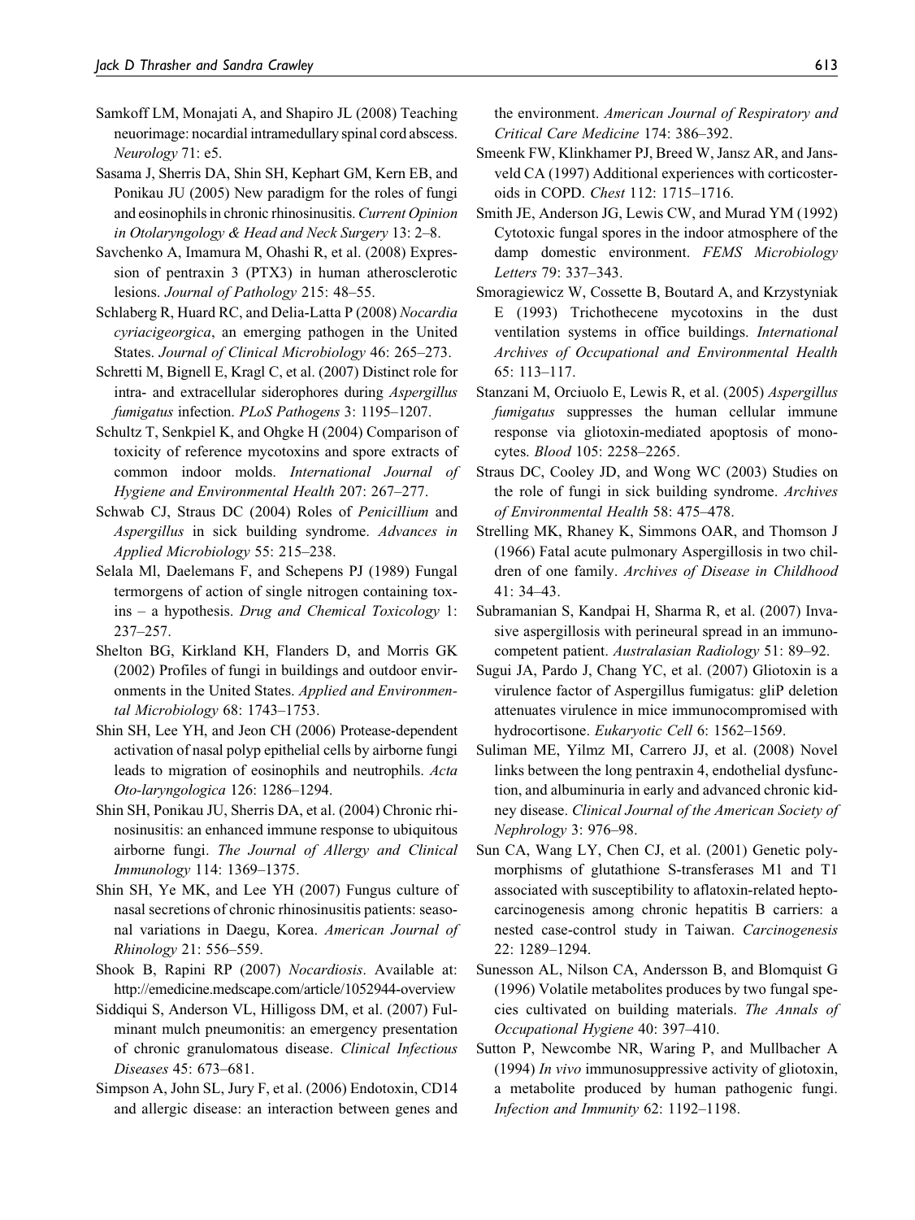Samkoff LM, Monajati A, and Shapiro JL (2008) Teaching neuorimage: nocardial intramedullary spinal cord abscess. *Neurology* 71: e5.

Sasama J, Sherris DA, Shin SH, Kephart GM, Kern EB, and Ponikau JU (2005) New paradigm for the roles of fungi and eosinophils in chronic rhinosinusitis. *Current Opinion in Otolaryngology & Head and Neck Surgery* 13: 2–8.

Savchenko A, Imamura M, Ohashi R, et al. (2008) Expression of pentraxin 3 (PTX3) in human atherosclerotic lesions. *Journal of Pathology* 215: 48–55.

Schlaberg R, Huard RC, and Delia-Latta P (2008) *Nocardia cyriacigeorgica*, an emerging pathogen in the United States. *Journal of Clinical Microbiology* 46: 265–273.

Schretti M, Bignell E, Kragl C, et al. (2007) Distinct role for intra- and extracellular siderophores during *Aspergillus fumigatus* infection. *PLoS Pathogens* 3: 1195–1207.

Schultz T, Senkpiel K, and Ohgke H (2004) Comparison of toxicity of reference mycotoxins and spore extracts of common indoor molds. *International Journal of Hygiene and Environmental Health* 207: 267–277.

Schwab CJ, Straus DC (2004) Roles of *Penicillium* and *Aspergillus* in sick building syndrome. *Advances in Applied Microbiology* 55: 215–238.

Selala Ml, Daelemans F, and Schepens PJ (1989) Fungal termorgens of action of single nitrogen containing toxins – a hypothesis. *Drug and Chemical Toxicology* 1: 237–257.

Shelton BG, Kirkland KH, Flanders D, and Morris GK (2002) Profiles of fungi in buildings and outdoor environments in the United States. *Applied and Environmental Microbiology* 68: 1743–1753.

Shin SH, Lee YH, and Jeon CH (2006) Protease-dependent activation of nasal polyp epithelial cells by airborne fungi leads to migration of eosinophils and neutrophils. *Acta Oto-laryngologica* 126: 1286–1294.

Shin SH, Ponikau JU, Sherris DA, et al. (2004) Chronic rhinosinusitis: an enhanced immune response to ubiquitous airborne fungi. *The Journal of Allergy and Clinical Immunology* 114: 1369–1375.

Shin SH, Ye MK, and Lee YH (2007) Fungus culture of nasal secretions of chronic rhinosinusitis patients: seasonal variations in Daegu, Korea. *American Journal of Rhinology* 21: 556–559.

Shook B, Rapini RP (2007) *Nocardiosis*. Available at: http://emedicine.medscape.com/article/1052944-overview

Siddiqui S, Anderson VL, Hilligoss DM, et al. (2007) Fulminant mulch pneumonitis: an emergency presentation of chronic granulomatous disease. *Clinical Infectious Diseases* 45: 673–681.

Simpson A, John SL, Jury F, et al. (2006) Endotoxin, CD14 and allergic disease: an interaction between genes and the environment. *American Journal of Respiratory and Critical Care Medicine* 174: 386–392.

Smeenk FW, Klinkhamer PJ, Breed W, Jansz AR, and Jansveld CA (1997) Additional experiences with corticosteroids in COPD. *Chest* 112: 1715–1716.

Smith JE, Anderson JG, Lewis CW, and Murad YM (1992) Cytotoxic fungal spores in the indoor atmosphere of the damp domestic environment. *FEMS Microbiology Letters* 79: 337–343.

Smoragiewicz W, Cossette B, Boutard A, and Krzystyniak E (1993) Trichothecene mycotoxins in the dust ventilation systems in office buildings. *International Archives of Occupational and Environmental Health* 65: 113–117.

Stanzani M, Orciuolo E, Lewis R, et al. (2005) *Aspergillus fumigatus* suppresses the human cellular immune response via gliotoxin-mediated apoptosis of monocytes. *Blood* 105: 2258–2265.

Straus DC, Cooley JD, and Wong WC (2003) Studies on the role of fungi in sick building syndrome. *Archives of Environmental Health* 58: 475–478.

Strelling MK, Rhaney K, Simmons OAR, and Thomson J (1966) Fatal acute pulmonary Aspergillosis in two children of one family. *Archives of Disease in Childhood* 41: 34–43.

Subramanian S, Kandpai H, Sharma R, et al. (2007) Invasive aspergillosis with perineural spread in an immunocompetent patient. *Australasian Radiology* 51: 89–92.

Sugui JA, Pardo J, Chang YC, et al. (2007) Gliotoxin is a virulence factor of Aspergillus fumigatus: gliP deletion attenuates virulence in mice immunocompromised with hydrocortisone. *Eukaryotic Cell* 6: 1562–1569.

Suliman ME, Yilmz MI, Carrero JJ, et al. (2008) Novel links between the long pentraxin 4, endothelial dysfunction, and albuminuria in early and advanced chronic kidney disease. *Clinical Journal of the American Society of Nephrology* 3: 976–98.

Sun CA, Wang LY, Chen CJ, et al. (2001) Genetic polymorphisms of glutathione S-transferases M1 and T1 associated with susceptibility to aflatoxin-related heptocarcinogenesis among chronic hepatitis B carriers: a nested case-control study in Taiwan. *Carcinogenesis* 22: 1289–1294.

Sunesson AL, Nilson CA, Andersson B, and Blomquist G (1996) Volatile metabolites produces by two fungal species cultivated on building materials. *The Annals of Occupational Hygiene* 40: 397–410.

Sutton P, Newcombe NR, Waring P, and Mullbacher A (1994) *In vivo* immunosuppressive activity of gliotoxin, a metabolite produced by human pathogenic fungi. *Infection and Immunity* 62: 1192–1198.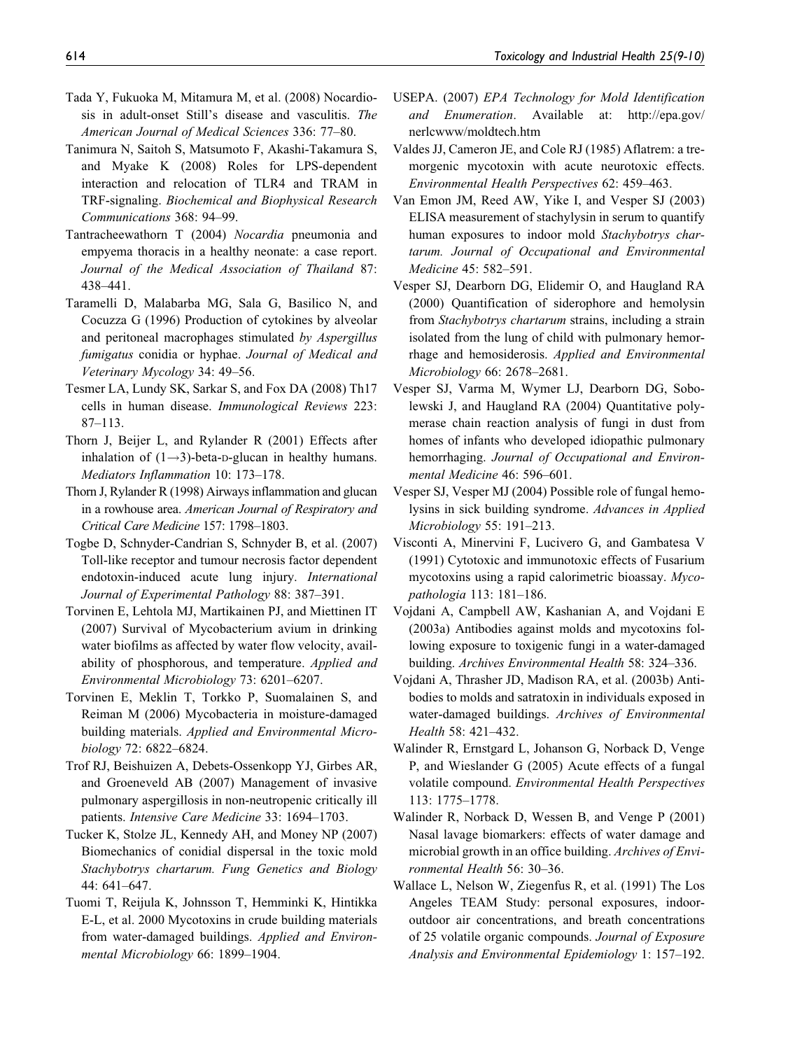Tada Y, Fukuoka M, Mitamura M, et al. (2008) Nocardiosis in adult-onset Still's disease and vasculitis. *The American Journal of Medical Sciences* 336: 77–80.

Tanimura N, Saitoh S, Matsumoto F, Akashi-Takamura S, and Myake K (2008) Roles for LPS-dependent interaction and relocation of TLR4 and TRAM in TRF-signaling. *Biochemical and Biophysical Research Communications* 368: 94–99.

Tantracheewathorn T (2004) *Nocardia* pneumonia and empyema thoracis in a healthy neonate: a case report. *Journal of the Medical Association of Thailand* 87: 438–441.

Taramelli D, Malabarba MG, Sala G, Basilico N, and Cocuzza G (1996) Production of cytokines by alveolar and peritoneal macrophages stimulated *by Aspergillus fumigatus* conidia or hyphae. *Journal of Medical and Veterinary Mycology* 34: 49–56.

Tesmer LA, Lundy SK, Sarkar S, and Fox DA (2008) Th17 cells in human disease. *Immunological Reviews* 223: 87–113.

Thorn J, Beijer L, and Rylander R (2001) Effects after inhalation of (1→3)-beta-D-glucan in healthy humans. *Mediators Inflammation* 10: 173–178.

Thorn J, Rylander R (1998) Airways inflammation and glucan in a rowhouse area. *American Journal of Respiratory and Critical Care Medicine* 157: 1798–1803.

Togbe D, Schnyder-Candrian S, Schnyder B, et al. (2007) Toll-like receptor and tumour necrosis factor dependent endotoxin-induced acute lung injury. *International Journal of Experimental Pathology* 88: 387–391.

Torvinen E, Lehtola MJ, Martikainen PJ, and Miettinen IT (2007) Survival of Mycobacterium avium in drinking water biofilms as affected by water flow velocity, availability of phosphorous, and temperature. *Applied and Environmental Microbiology* 73: 6201–6207.

Torvinen E, Meklin T, Torkko P, Suomalainen S, and Reiman M (2006) Mycobacteria in moisture-damaged building materials. *Applied and Environmental Microbiology* 72: 6822–6824.

Trof RJ, Beishuizen A, Debets-Ossenkopp YJ, Girbes AR, and Groeneveld AB (2007) Management of invasive pulmonary aspergillosis in non-neutropenic critically ill patients. *Intensive Care Medicine* 33: 1694–1703.

Tucker K, Stolze JL, Kennedy AH, and Money NP (2007) Biomechanics of conidial dispersal in the toxic mold *Stachybotrys chartarum. Fung Genetics and Biology* 44: 641–647.

Tuomi T, Reijula K, Johnsson T, Hemminki K, Hintikka E-L, et al. 2000 Mycotoxins in crude building materials from water-damaged buildings. *Applied and Environmental Microbiology* 66: 1899–1904.

USEPA. (2007) *EPA Technology for Mold Identification and Enumeration*. Available at: http://epa.gov/nerlcwww/moldtech.htm

Valdes JJ, Cameron JE, and Cole RJ (1985) Aflatrem: a tremorgenic mycotoxin with acute neurotoxic effects. *Environmental Health Perspectives* 62: 459–463.

Van Emon JM, Reed AW, Yike I, and Vesper SJ (2003) ELISA measurement of stachylysin in serum to quantify human exposures to indoor mold *Stachybotrys chartarum. Journal of Occupational and Environmental Medicine* 45: 582–591.

Vesper SJ, Dearborn DG, Elidemir O, and Haugland RA (2000) Quantification of siderophore and hemolysin from *Stachybotrys chartarum* strains, including a strain isolated from the lung of child with pulmonary hemorrhage and hemosiderosis. *Applied and Environmental Microbiology* 66: 2678–2681.

Vesper SJ, Varma M, Wymer LJ, Dearborn DG, Sobolewski J, and Haugland RA (2004) Quantitative polymerase chain reaction analysis of fungi in dust from homes of infants who developed idiopathic pulmonary hemorrhaging. *Journal of Occupational and Environmental Medicine* 46: 596–601.

Vesper SJ, Vesper MJ (2004) Possible role of fungal hemolysins in sick building syndrome. *Advances in Applied Microbiology* 55: 191–213.

Visconti A, Minervini F, Lucivero G, and Gambatesa V (1991) Cytotoxic and immunotoxic effects of Fusarium mycotoxins using a rapid calorimetric bioassay. *Mycopathologia* 113: 181–186.

Vojdani A, Campbell AW, Kashanian A, and Vojdani E (2003a) Antibodies against molds and mycotoxins following exposure to toxigenic fungi in a water-damaged building. *Archives Environmental Health* 58: 324–336.

Vojdani A, Thrasher JD, Madison RA, et al. (2003b) Antibodies to molds and satratoxin in individuals exposed in water-damaged buildings. *Archives of Environmental Health* 58: 421–432.

Walinder R, Ernstgard L, Johanson G, Norback D, Venge P, and Wieslander G (2005) Acute effects of a fungal volatile compound. *Environmental Health Perspectives* 113: 1775–1778.

Walinder R, Norback D, Wessen B, and Venge P (2001) Nasal lavage biomarkers: effects of water damage and microbial growth in an office building. *Archives of Environmental Health* 56: 30–36.

Wallace L, Nelson W, Ziegenfus R, et al. (1991) The Los Angeles TEAM Study: personal exposures, indoor-outdoor air concentrations, and breath concentrations of 25 volatile organic compounds. *Journal of Exposure Analysis and Environmental Epidemiology* 1: 157–192.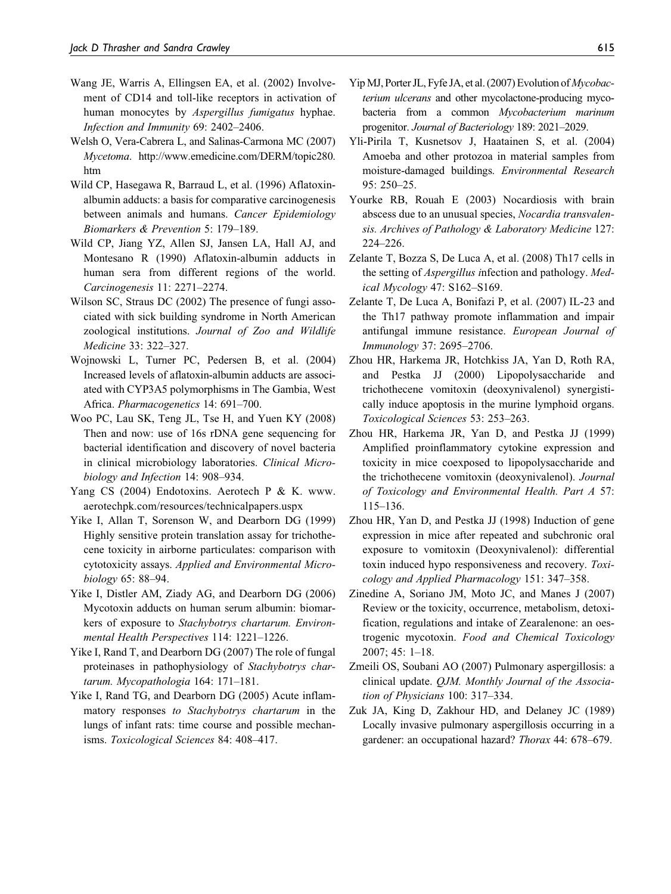Wang JE, Warris A, Ellingsen EA, et al. (2002) Involvement of CD14 and toll-like receptors in activation of human monocytes by *Aspergillus fumigatus* hyphae. *Infection and Immunity* 69: 2402–2406.

Welsh O, Vera-Cabrera L, and Salinas-Carmona MC (2007) *Mycetoma*. http://www.emedicine.com/DERM/topic280.htm

Wild CP, Hasegawa R, Barraud L, et al. (1996) Aflatoxin-albumin adducts: a basis for comparative carcinogenesis between animals and humans. *Cancer Epidemiology Biomarkers & Prevention* 5: 179–189.

Wild CP, Jiang YZ, Allen SJ, Jansen LA, Hall AJ, and Montesano R (1990) Aflatoxin-albumin adducts in human sera from different regions of the world. *Carcinogenesis* 11: 2271–2274.

Wilson SC, Straus DC (2002) The presence of fungi associated with sick building syndrome in North American zoological institutions. *Journal of Zoo and Wildlife Medicine* 33: 322–327.

Wojnowski L, Turner PC, Pedersen B, et al. (2004) Increased levels of aflatoxin-albumin adducts are associated with CYP3A5 polymorphisms in The Gambia, West Africa. *Pharmacogenetics* 14: 691–700.

Woo PC, Lau SK, Teng JL, Tse H, and Yuen KY (2008) Then and now: use of 16s rDNA gene sequencing for bacterial identification and discovery of novel bacteria in clinical microbiology laboratories. *Clinical Microbiology and Infection* 14: 908–934.

Yang CS (2004) Endotoxins. Aerotech P & K. www.aerotechpk.com/resources/technicalpapers.uspx

Yike I, Allan T, Sorenson W, and Dearborn DG (1999) Highly sensitive protein translation assay for trichothecene toxicity in airborne particulates: comparison with cytotoxicity assays. *Applied and Environmental Microbiology* 65: 88–94.

Yike I, Distler AM, Ziady AG, and Dearborn DG (2006) Mycotoxin adducts on human serum albumin: biomarkers of exposure to *Stachybotrys chartarum. Environmental Health Perspectives* 114: 1221–1226.

Yike I, Rand T, and Dearborn DG (2007) The role of fungal proteinases in pathophysiology of *Stachybotrys chartarum. Mycopathologia* 164: 171–181.

Yike I, Rand TG, and Dearborn DG (2005) Acute inflammatory responses *to Stachybotrys chartarum* in the lungs of infant rats: time course and possible mechanisms. *Toxicological Sciences* 84: 408–417.

Yip MJ, Porter JL, Fyfe JA, et al. (2007) Evolution of *Mycobacterium ulcerans* and other mycolactone-producing mycobacteria from a common *Mycobacterium marinum* progenitor. *Journal of Bacteriology* 189: 2021–2029.

Yli-Pirila T, Kusnetsov J, Haatainen S, et al. (2004) Amoeba and other protozoa in material samples from moisture-damaged buildings. *Environmental Research* 95: 250–25.

Yourke RB, Rouah E (2003) Nocardiosis with brain abscess due to an unusual species, *Nocardia transvalensis. Archives of Pathology & Laboratory Medicine* 127: 224–226.

Zelante T, Bozza S, De Luca A, et al. (2008) Th17 cells in the setting of *Aspergillus i*nfection and pathology. *Medical Mycology* 47: S162–S169.

Zelante T, De Luca A, Bonifazi P, et al. (2007) IL-23 and the Th17 pathway promote inflammation and impair antifungal immune resistance. *European Journal of Immunology* 37: 2695–2706.

Zhou HR, Harkema JR, Hotchkiss JA, Yan D, Roth RA, and Pestka JJ (2000) Lipopolysaccharide and trichothecene vomitoxin (deoxynivalenol) synergistically induce apoptosis in the murine lymphoid organs. *Toxicological Sciences* 53: 253–263.

Zhou HR, Harkema JR, Yan D, and Pestka JJ (1999) Amplified proinflammatory cytokine expression and toxicity in mice coexposed to lipopolysaccharide and the trichothecene vomitoxin (deoxynivalenol). *Journal of Toxicology and Environmental Health. Part A* 57: 115–136.

Zhou HR, Yan D, and Pestka JJ (1998) Induction of gene expression in mice after repeated and subchronic oral exposure to vomitoxin (Deoxynivalenol): differential toxin induced hypo responsiveness and recovery. *Toxicology and Applied Pharmacology* 151: 347–358.

Zinedine A, Soriano JM, Moto JC, and Manes J (2007) Review or the toxicity, occurrence, metabolism, detoxification, regulations and intake of Zearalenone: an oestrogenic mycotoxin. *Food and Chemical Toxicology* 2007; 45: 1–18.

Zmeili OS, Soubani AO (2007) Pulmonary aspergillosis: a clinical update. *QJM. Monthly Journal of the Association of Physicians* 100: 317–334.

Zuk JA, King D, Zakhour HD, and Delaney JC (1989) Locally invasive pulmonary aspergillosis occurring in a gardener: an occupational hazard? *Thorax* 44: 678–679.